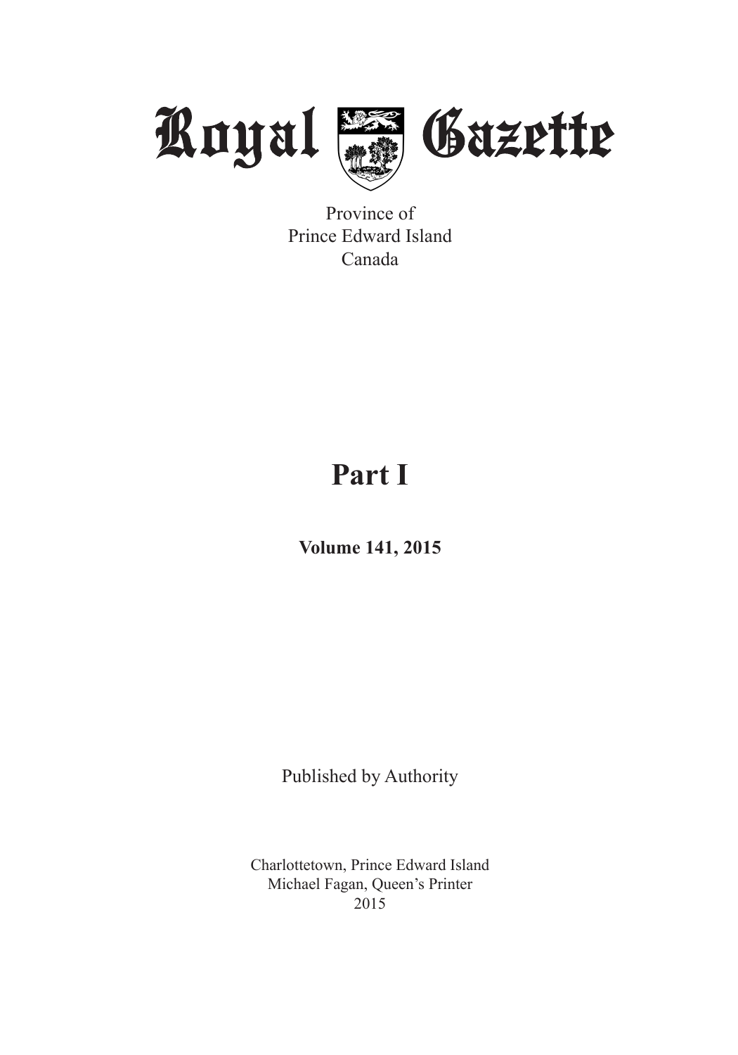# Royal Gazette

Province of
Prince Edward Island
Canada

## Part I

**Volume 141, 2015**

Published by Authority

Charlottetown, Prince Edward Island
Michael Fagan, Queen's Printer
2015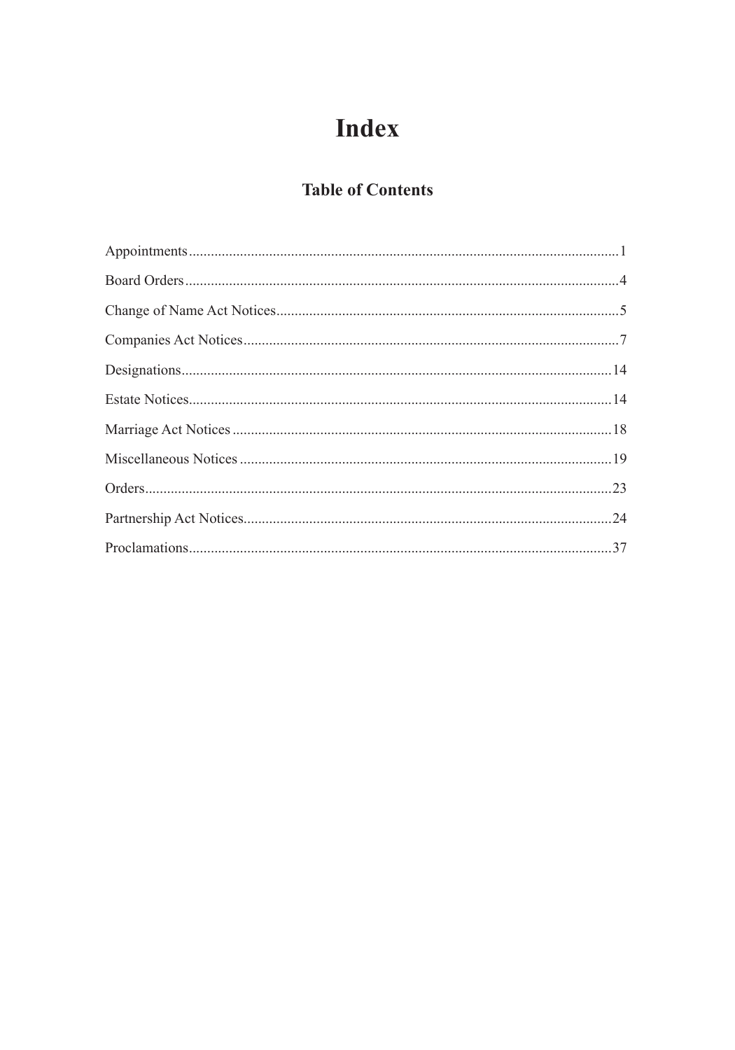# Index

## Table of Contents

Appointments....................................................................................................................1

Board Orders.....................................................................................................................4

Change of Name Act Notices............................................................................................5

Companies Act Notices.....................................................................................................7

Designations....................................................................................................................14

Estate Notices..................................................................................................................14

Marriage Act Notices......................................................................................................18

Miscellaneous Notices.....................................................................................................19

Orders..............................................................................................................................23

Partnership Act Notices...................................................................................................24

Proclamations..................................................................................................................37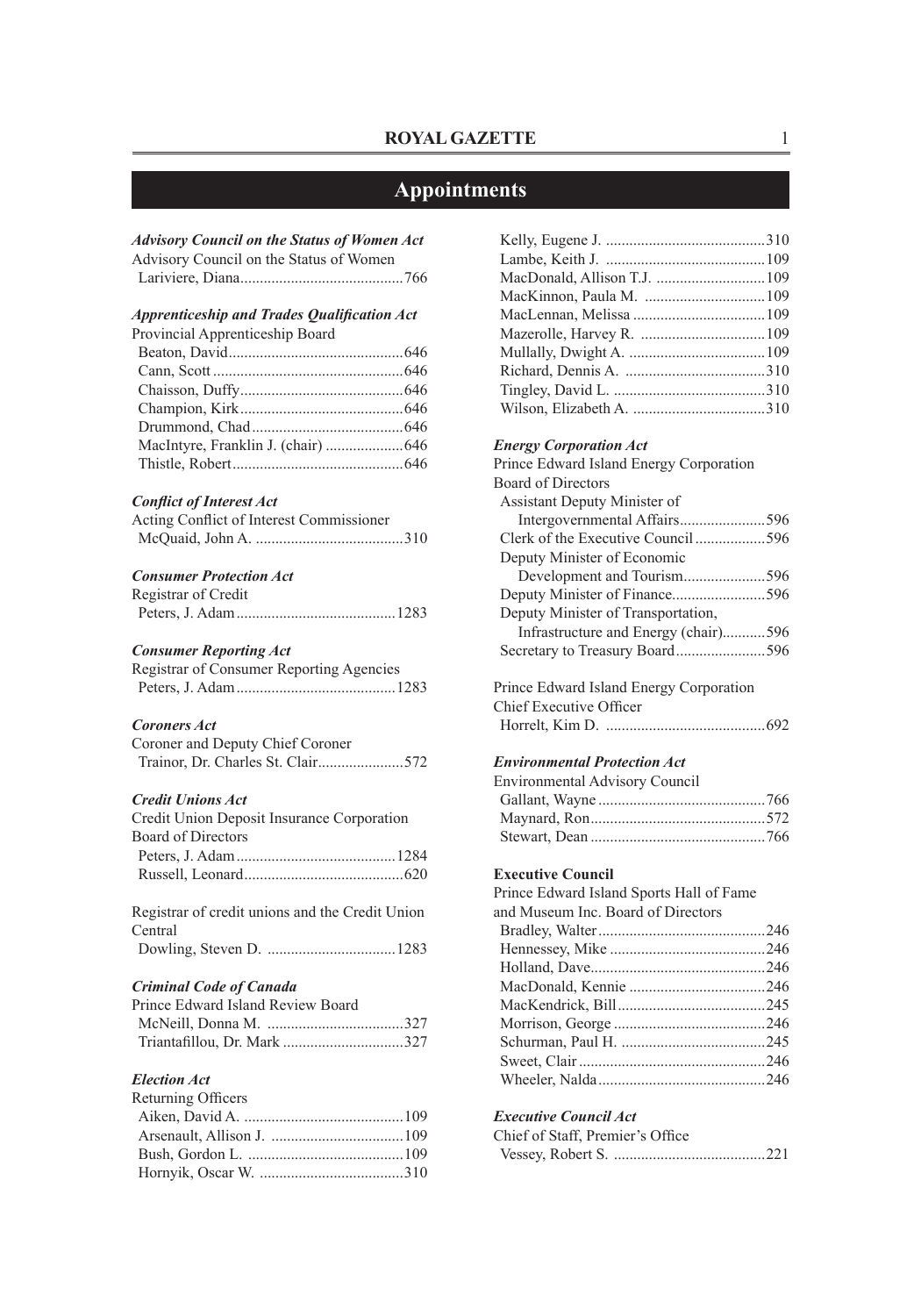# Appointments

***Advisory Council on the Status of Women Act***
Advisory Council on the Status of Women
Lariviere, Diana..........................................766

***Apprenticeship and Trades Qualification Act***
Provincial Apprenticeship Board
Beaton, David.............................................646
Cann, Scott.................................................646
Chaisson, Duffy..........................................646
Champion, Kirk..........................................646
Drummond, Chad.......................................646
MacIntyre, Franklin J. (chair) ....................646
Thistle, Robert............................................646

***Conflict of Interest Act***
Acting Conflict of Interest Commissioner
McQuaid, John A. ......................................310

***Consumer Protection Act***
Registrar of Credit
Peters, J. Adam.........................................1283

***Consumer Reporting Act***
Registrar of Consumer Reporting Agencies
Peters, J. Adam.........................................1283

***Coroners Act***
Coroner and Deputy Chief Coroner
Trainor, Dr. Charles St. Clair......................572

***Credit Unions Act***
Credit Union Deposit Insurance Corporation Board of Directors
Peters, J. Adam.........................................1284
Russell, Leonard.........................................620

Registrar of credit unions and the Credit Union Central
Dowling, Steven D. .................................1283

***Criminal Code of Canada***
Prince Edward Island Review Board
McNeill, Donna M. ...................................327
Triantafillou, Dr. Mark ...............................327

***Election Act***
Returning Officers
Aiken, David A. .........................................109
Arsenault, Allison J. ..................................109
Bush, Gordon L. ........................................109
Hornyik, Oscar W. .....................................310
Kelly, Eugene J. .........................................310
Lambe, Keith J. .........................................109
MacDonald, Allison T.J. ............................109
MacKinnon, Paula M. ...............................109
MacLennan, Melissa ..................................109
Mazerolle, Harvey R. ................................109
Mullally, Dwight A. ...................................109
Richard, Dennis A. ....................................310
Tingley, David L. .......................................310
Wilson, Elizabeth A. ..................................310

***Energy Corporation Act***
Prince Edward Island Energy Corporation Board of Directors
Assistant Deputy Minister of Intergovernmental Affairs......................596
Clerk of the Executive Council..................596
Deputy Minister of Economic Development and Tourism.....................596
Deputy Minister of Finance........................596
Deputy Minister of Transportation, Infrastructure and Energy (chair)...........596
Secretary to Treasury Board.......................596

Prince Edward Island Energy Corporation Chief Executive Officer
Horrelt, Kim D. .........................................692

***Environmental Protection Act***
Environmental Advisory Council
Gallant, Wayne...........................................766
Maynard, Ron.............................................572
Stewart, Dean.............................................766

**Executive Council**
Prince Edward Island Sports Hall of Fame and Museum Inc. Board of Directors
Bradley, Walter...........................................246
Hennessey, Mike ........................................246
Holland, Dave.............................................246
MacDonald, Kennie ...................................246
MacKendrick, Bill......................................245
Morrison, George .......................................246
Schurman, Paul H. .....................................245
Sweet, Clair................................................246
Wheeler, Nalda...........................................246

***Executive Council Act***
Chief of Staff, Premier's Office
Vessey, Robert S. .......................................221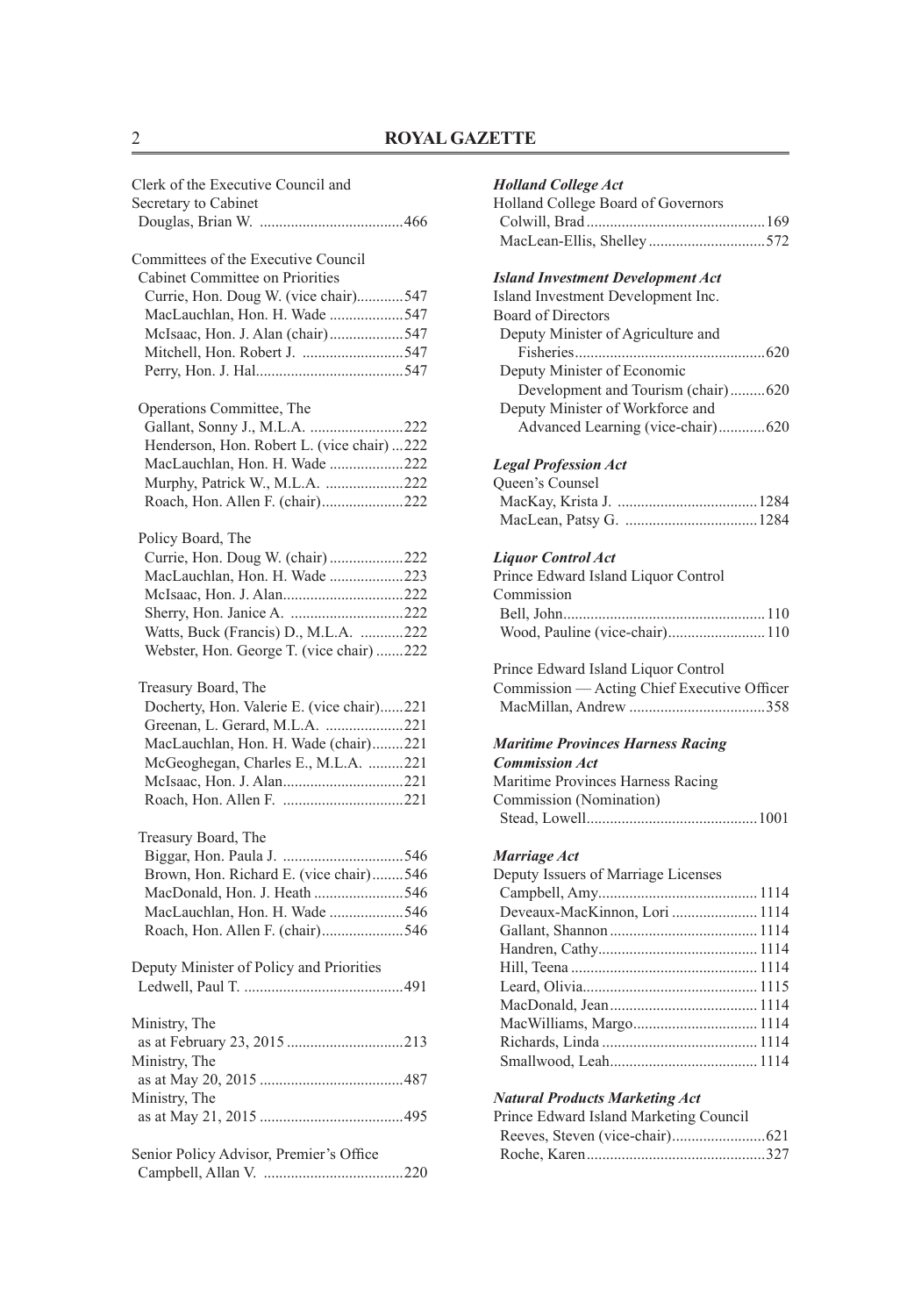Clerk of the Executive Council and
Secretary to Cabinet
Douglas, Brian W. ....................................466

Committees of the Executive Council
Cabinet Committee on Priorities
Currie, Hon. Doug W. (vice chair)............547
MacLauchlan, Hon. H. Wade ...................547
McIsaac, Hon. J. Alan (chair)...................547
Mitchell, Hon. Robert J. ..........................547
Perry, Hon. J. Hal......................................547

Operations Committee, The
Gallant, Sonny J., M.L.A. ........................222
Henderson, Hon. Robert L. (vice chair) ...222
MacLauchlan, Hon. H. Wade ...................222
Murphy, Patrick W., M.L.A. ....................222
Roach, Hon. Allen F. (chair).....................222

Policy Board, The
Currie, Hon. Doug W. (chair) ...................222
MacLauchlan, Hon. H. Wade ...................223
McIsaac, Hon. J. Alan...............................222
Sherry, Hon. Janice A. ............................222
Watts, Buck (Francis) D., M.L.A. ...........222
Webster, Hon. George T. (vice chair) .......222

Treasury Board, The
Docherty, Hon. Valerie E. (vice chair)......221
Greenan, L. Gerard, M.L.A. ....................221
MacLauchlan, Hon. H. Wade (chair)........221
McGeoghegan, Charles E., M.L.A. .........221
McIsaac, Hon. J. Alan...............................221
Roach, Hon. Allen F. ...............................221

Treasury Board, The
Biggar, Hon. Paula J. ...............................546
Brown, Hon. Richard E. (vice chair)........546
MacDonald, Hon. J. Heath .......................546
MacLauchlan, Hon. H. Wade ...................546
Roach, Hon. Allen F. (chair).....................546

Deputy Minister of Policy and Priorities
Ledwell, Paul T. .........................................491

Ministry, The
as at February 23, 2015 .............................213
Ministry, The
as at May 20, 2015 ....................................487
Ministry, The
as at May 21, 2015 ....................................495

Senior Policy Advisor, Premier's Office
Campbell, Allan V. ...................................220

***Holland College Act***
Holland College Board of Governors
Colwill, Brad.............................................169
MacLean-Ellis, Shelley .............................572

***Island Investment Development Act***
Island Investment Development Inc.
Board of Directors
Deputy Minister of Agriculture and
Fisheries.................................................620
Deputy Minister of Economic
Development and Tourism (chair).........620
Deputy Minister of Workforce and
Advanced Learning (vice-chair)............620

***Legal Profession Act***
Queen's Counsel
MacKay, Krista J. ...................................1284
MacLean, Patsy G. .................................1284

***Liquor Control Act***
Prince Edward Island Liquor Control
Commission
Bell, John...................................................110
Wood, Pauline (vice-chair).........................110

Prince Edward Island Liquor Control
Commission — Acting Chief Executive Officer
MacMillan, Andrew ..................................358

***Maritime Provinces Harness Racing Commission Act***
Maritime Provinces Harness Racing
Commission (Nomination)
Stead, Lowell...........................................1001

***Marriage Act***
Deputy Issuers of Marriage Licenses
Campbell, Amy.........................................1114
Deveaux-MacKinnon, Lori ......................1114
Gallant, Shannon ......................................1114
Handren, Cathy.........................................1114
Hill, Teena ................................................1114
Leard, Olivia.............................................1115
MacDonald, Jean......................................1114
MacWilliams, Margo................................1114
Richards, Linda ........................................1114
Smallwood, Leah......................................1114

***Natural Products Marketing Act***
Prince Edward Island Marketing Council
Reeves, Steven (vice-chair)........................621
Roche, Karen.............................................327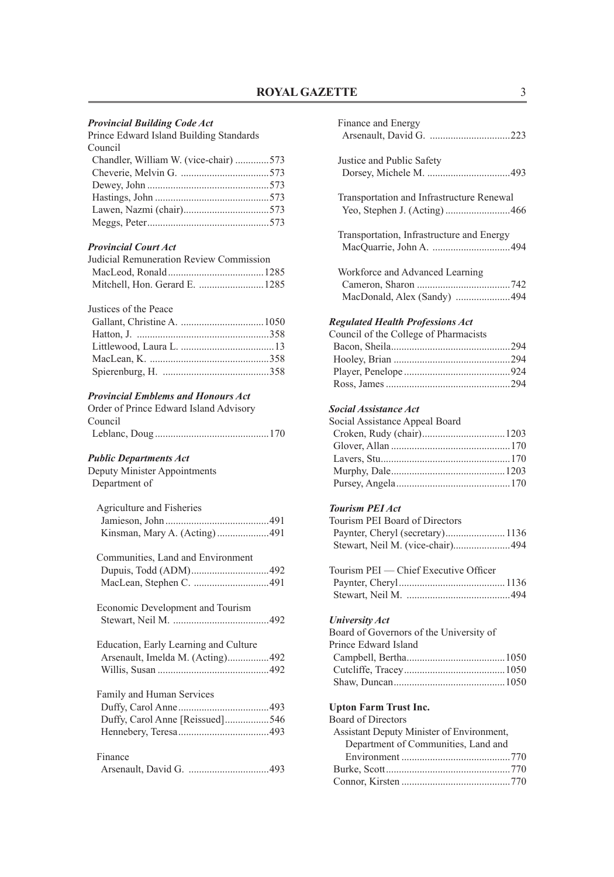***Provincial Building Code Act***

Prince Edward Island Building Standards Council

- Chandler, William W. (vice-chair) .............573
- Cheverie, Melvin G. ..................................573
- Dewey, John ...............................................573
- Hastings, John ............................................573
- Lawen, Nazmi (chair).................................573
- Meggs, Peter...............................................573

***Provincial Court Act***

Judicial Remuneration Review Commission

- MacLeod, Ronald.....................................1285
- Mitchell, Hon. Gerard E. .........................1285

Justices of the Peace

- Gallant, Christine A. ................................1050
- Hatton, J. ..................................................358
- Littlewood, Laura L. ....................................13
- MacLean, K. ..............................................358
- Spierenburg, H. .........................................358

***Provincial Emblems and Honours Act***

Order of Prince Edward Island Advisory Council

- Leblanc, Doug ............................................170

***Public Departments Act***

Deputy Minister Appointments

Department of

Agriculture and Fisheries

- Jamieson, John ........................................491
- Kinsman, Mary A. (Acting) ....................491

Communities, Land and Environment

- Dupuis, Todd (ADM)..............................492
- MacLean, Stephen C. .............................491

Economic Development and Tourism

- Stewart, Neil M. .....................................492

Education, Early Learning and Culture

- Arsenault, Imelda M. (Acting)................492
- Willis, Susan ...........................................492

Family and Human Services

- Duffy, Carol Anne ...................................493
- Duffy, Carol Anne [Reissued].................546
- Hennebery, Teresa ...................................493

Finance

- Arsenault, David G. ...............................493

Finance and Energy

- Arsenault, David G. ...............................223

Justice and Public Safety

- Dorsey, Michele M. ................................493

Transportation and Infrastructure Renewal

- Yeo, Stephen J. (Acting) .........................466

Transportation, Infrastructure and Energy

- MacQuarrie, John A. ..............................494

Workforce and Advanced Learning

- Cameron, Sharon ....................................742
- MacDonald, Alex (Sandy) .....................494

***Regulated Health Professions Act***

Council of the College of Pharmacists

- Bacon, Sheila..............................................294
- Hooley, Brian .............................................294
- Player, Penelope .........................................924
- Ross, James ................................................294

***Social Assistance Act***

Social Assistance Appeal Board

- Croken, Rudy (chair)................................1203
- Glover, Allan ..............................................170
- Lavers, Stu..................................................170
- Murphy, Dale............................................1203
- Pursey, Angela ............................................170

***Tourism PEI Act***

Tourism PEI Board of Directors

- Paynter, Cheryl (secretary).......................1136
- Stewart, Neil M. (vice-chair)......................494

Tourism PEI — Chief Executive Officer

- Paynter, Cheryl .........................................1136
- Stewart, Neil M. ........................................494

***University Act***

Board of Governors of the University of Prince Edward Island

- Campbell, Bertha......................................1050
- Cutcliffe, Tracey.......................................1050
- Shaw, Duncan...........................................1050

**Upton Farm Trust Inc.**

Board of Directors

- Assistant Deputy Minister of Environment, Department of Communities, Land and Environment ..........................................770
- Burke, Scott ................................................770
- Connor, Kirsten ..........................................770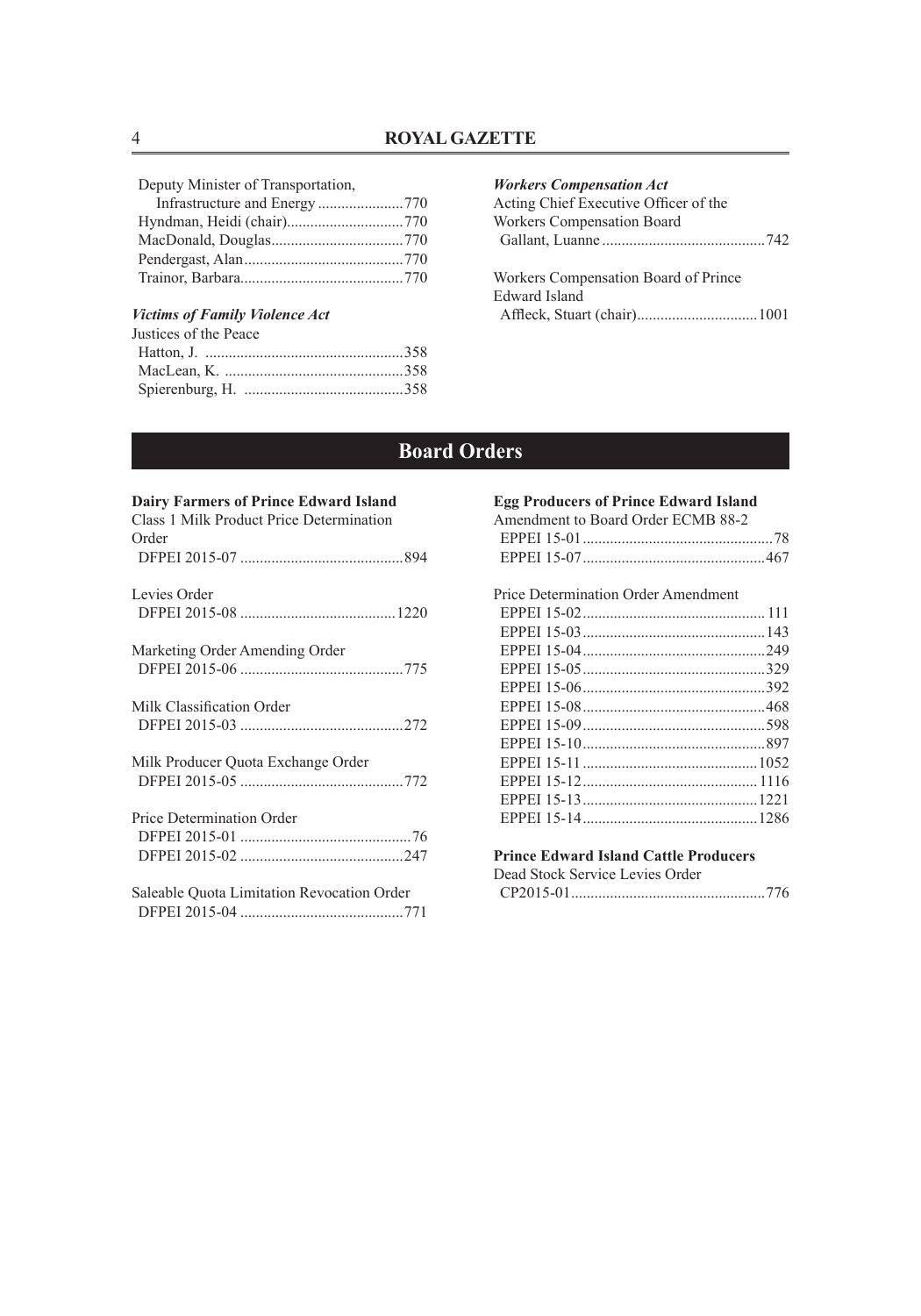Deputy Minister of Transportation,
Infrastructure and Energy ......................770
Hyndman, Heidi (chair)..............................770
MacDonald, Douglas..................................770
Pendergast, Alan.........................................770
Trainor, Barbara..........................................770

***Victims of Family Violence Act***

Justices of the Peace
Hatton, J. ..................................................358
MacLean, K. ..............................................358
Spierenburg, H. .........................................358

***Workers Compensation Act***

Acting Chief Executive Officer of the Workers Compensation Board
Gallant, Luanne ..........................................742

Workers Compensation Board of Prince Edward Island
Affleck, Stuart (chair)...............................1001

## Board Orders

**Dairy Farmers of Prince Edward Island**

Class 1 Milk Product Price Determination Order
DFPEI 2015-07 ..........................................894

Levies Order
DFPEI 2015-08 ........................................1220

Marketing Order Amending Order
DFPEI 2015-06 ..........................................775

Milk Classification Order
DFPEI 2015-03 ..........................................272

Milk Producer Quota Exchange Order
DFPEI 2015-05 ..........................................772

Price Determination Order
DFPEI 2015-01 ............................................76
DFPEI 2015-02 ..........................................247

Saleable Quota Limitation Revocation Order
DFPEI 2015-04 ..........................................771

**Egg Producers of Prince Edward Island**

Amendment to Board Order ECMB 88-2
EPPEI 15-01.................................................78
EPPEI 15-07...............................................467

Price Determination Order Amendment
EPPEI 15-02............................................... 111
EPPEI 15-03...............................................143
EPPEI 15-04...............................................249
EPPEI 15-05...............................................329
EPPEI 15-06...............................................392
EPPEI 15-08...............................................468
EPPEI 15-09...............................................598
EPPEI 15-10...............................................897
EPPEI 15-11 ............................................1052
EPPEI 15-12............................................ 1116
EPPEI 15-13............................................1221
EPPEI 15-14............................................1286

**Prince Edward Island Cattle Producers**

Dead Stock Service Levies Order
CP2015-01..................................................776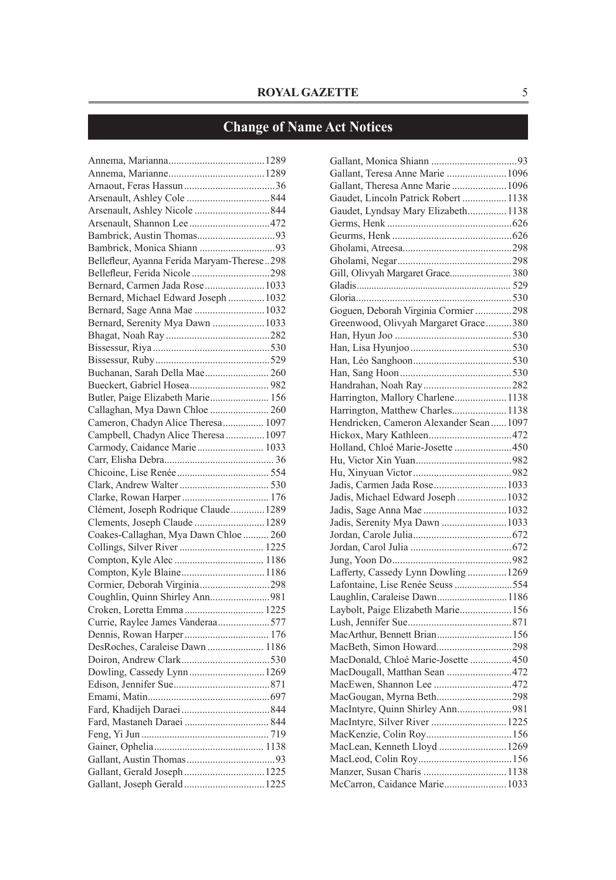## Change of Name Act Notices

Annema, Marianna ..... 1289
Annema, Marianne ..... 1289
Arnaout, Feras Hassun ..... 36
Arsenault, Ashley Cole ..... 844
Arsenault, Ashley Nicole ..... 844
Arsenault, Shannon Lee ..... 472
Bambrick, Austin Thomas ..... 93
Bambrick, Monica Shiann ..... 93
Bellefleur, Ayanna Ferida Maryam-Therese ..... 298
Bellefleur, Ferida Nicole ..... 298
Bernard, Carmen Jada Rose ..... 1033
Bernard, Michael Edward Joseph ..... 1032
Bernard, Sage Anna Mae ..... 1032
Bernard, Serenity Mya Dawn ..... 1033
Bhagat, Noah Ray ..... 282
Bissessur, Riya ..... 530
Bissessur, Ruby ..... 529
Buchanan, Sarah Della Mae ..... 260
Bueckert, Gabriel Hosea ..... 982
Butler, Paige Elizabeth Marie ..... 156
Callaghan, Mya Dawn Chloe ..... 260
Cameron, Chadyn Alice Theresa ..... 1097
Campbell, Chadyn Alice Theresa ..... 1097
Carmody, Caidance Marie ..... 1033
Carr, Elisha Debra ..... 36
Chicoine, Lise Renée ..... 554
Clark, Andrew Walter ..... 530
Clarke, Rowan Harper ..... 176
Clément, Joseph Rodrique Claude ..... 1289
Clements, Joseph Claude ..... 1289
Coakes-Callaghan, Mya Dawn Chloe ..... 260
Collings, Silver River ..... 1225
Compton, Kyle Alec ..... 1186
Compton, Kyle Blaine ..... 1186
Cormier, Deborah Virginia ..... 298
Coughlin, Quinn Shirley Ann ..... 981
Croken, Loretta Emma ..... 1225
Currie, Raylee James Vanderaa ..... 577
Dennis, Rowan Harper ..... 176
DesRoches, Caraleise Dawn ..... 1186
Doiron, Andrew Clark ..... 530
Dowling, Cassedy Lynn ..... 1269
Edison, Jennifer Sue ..... 871
Emami, Matin ..... 697
Fard, Khadijeh Daraei ..... 844
Fard, Mastaneh Daraei ..... 844
Feng, Yi Jun ..... 719
Gainer, Ophelia ..... 1138
Gallant, Austin Thomas ..... 93
Gallant, Gerald Joseph ..... 1225
Gallant, Joseph Gerald ..... 1225
Gallant, Monica Shiann ..... 93
Gallant, Teresa Anne Marie ..... 1096
Gallant, Theresa Anne Marie ..... 1096
Gaudet, Lincoln Patrick Robert ..... 1138
Gaudet, Lyndsay Mary Elizabeth ..... 1138
Germs, Henk ..... 626
Geurms, Henk ..... 626
Gholami, Atreesa ..... 298
Gholami, Negar ..... 298
Gill, Olivyah Margaret Grace ..... 380
Gladis ..... 529
Gloria ..... 530
Goguen, Deborah Virginia Cormier ..... 298
Greenwood, Olivyah Margaret Grace ..... 380
Han, Hyun Joo ..... 530
Han, Lisa Hyunjoo ..... 530
Han, Léo Sanghoon ..... 530
Han, Sang Hoon ..... 530
Handrahan, Noah Ray ..... 282
Harrington, Mallory Charlene ..... 1138
Harrington, Matthew Charles ..... 1138
Hendricken, Cameron Alexander Sean ..... 1097
Hickox, Mary Kathleen ..... 472
Holland, Chloé Marie-Josette ..... 450
Hu, Victor Xin Yuan ..... 982
Hu, Xinyuan Victor ..... 982
Jadis, Carmen Jada Rose ..... 1033
Jadis, Michael Edward Joseph ..... 1032
Jadis, Sage Anna Mae ..... 1032
Jadis, Serenity Mya Dawn ..... 1033
Jordan, Carole Julia ..... 672
Jordan, Carol Julia ..... 672
Jung, Yoon Do ..... 982
Lafferty, Cassedy Lynn Dowling ..... 1269
Lafontaine, Lise Renée Seuss ..... 554
Laughlin, Caraleise Dawn ..... 1186
Laybolt, Paige Elizabeth Marie ..... 156
Lush, Jennifer Sue ..... 871
MacArthur, Bennett Brian ..... 156
MacBeth, Simon Howard ..... 298
MacDonald, Chloé Marie-Josette ..... 450
MacDougall, Matthan Sean ..... 472
MacEwen, Shannon Lee ..... 472
MacGougan, Myrna Beth ..... 298
MacIntyre, Quinn Shirley Ann ..... 981
MacIntyre, Silver River ..... 1225
MacKenzie, Colin Roy ..... 156
MacLean, Kenneth Lloyd ..... 1269
MacLeod, Colin Roy ..... 156
Manzer, Susan Charis ..... 1138
McCarron, Caidance Marie ..... 1033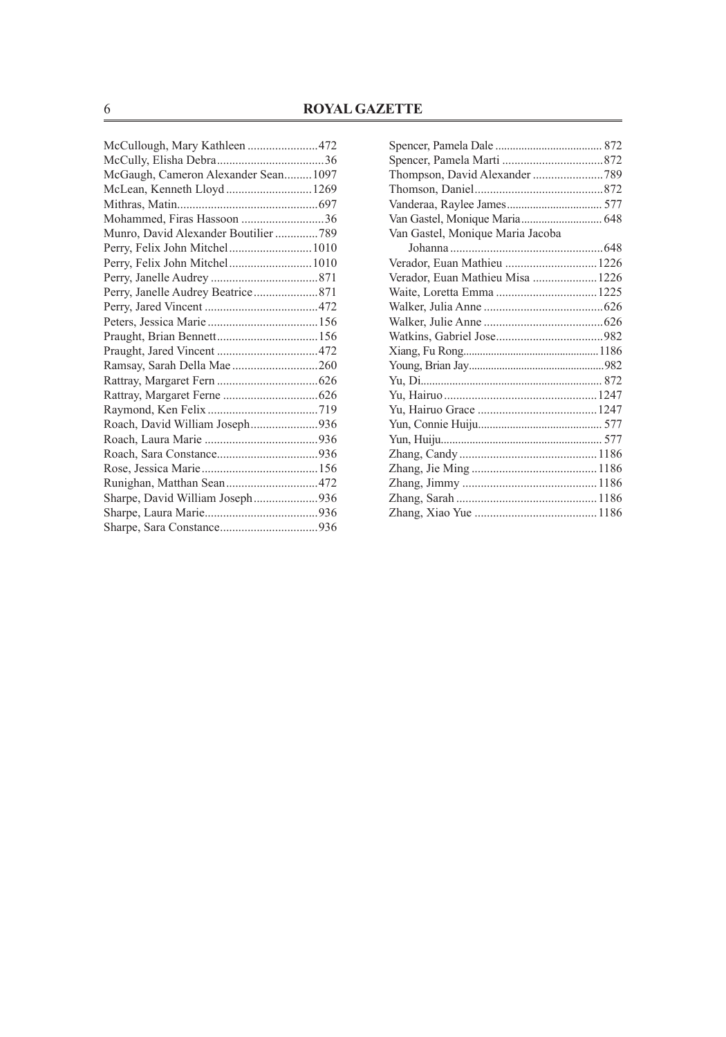McCullough, Mary Kathleen .......................472
McCully, Elisha Debra...................................36
McGaugh, Cameron Alexander Sean.........1097
McLean, Kenneth Lloyd ............................1269
Mithras, Matin..............................................697
Mohammed, Firas Hassoon ...........................36
Munro, David Alexander Boutilier ..............789
Perry, Felix John Mitchel...........................1010
Perry, Felix John Mitchel...........................1010
Perry, Janelle Audrey ...................................871
Perry, Janelle Audrey Beatrice.....................871
Perry, Jared Vincent .....................................472
Peters, Jessica Marie ....................................156
Praught, Brian Bennett.................................156
Praught, Jared Vincent .................................472
Ramsay, Sarah Della Mae ............................260
Rattray, Margaret Fern .................................626
Rattray, Margaret Ferne ...............................626
Raymond, Ken Felix ....................................719
Roach, David William Joseph......................936
Roach, Laura Marie .....................................936
Roach, Sara Constance.................................936
Rose, Jessica Marie......................................156
Runighan, Matthan Sean..............................472
Sharpe, David William Joseph.....................936
Sharpe, Laura Marie.....................................936
Sharpe, Sara Constance................................936
Spencer, Pamela Dale ..................................... 872
Spencer, Pamela Marti .................................872
Thompson, David Alexander .......................789
Thomson, Daniel..........................................872
Vanderaa, Raylee James................................. 577
Van Gastel, Monique Maria............................ 648
Van Gastel, Monique Maria Jacoba Johanna ..................................................648
Verador, Euan Mathieu ..............................1226
Verador, Euan Mathieu Misa .....................1226
Waite, Loretta Emma .................................1225
Walker, Julia Anne .......................................626
Walker, Julie Anne .......................................626
Watkins, Gabriel Jose...................................982
Xiang, Fu Rong..............................................1186
Young, Brian Jay..............................................982
Yu, Di............................................................... 872
Yu, Hairuo ..................................................1247
Yu, Hairuo Grace .......................................1247
Yun, Connie Huiju........................................... 577
Yun, Huiju........................................................ 577
Zhang, Candy .............................................1186
Zhang, Jie Ming .........................................1186
Zhang, Jimmy ............................................1186
Zhang, Sarah ..............................................1186
Zhang, Xiao Yue ........................................1186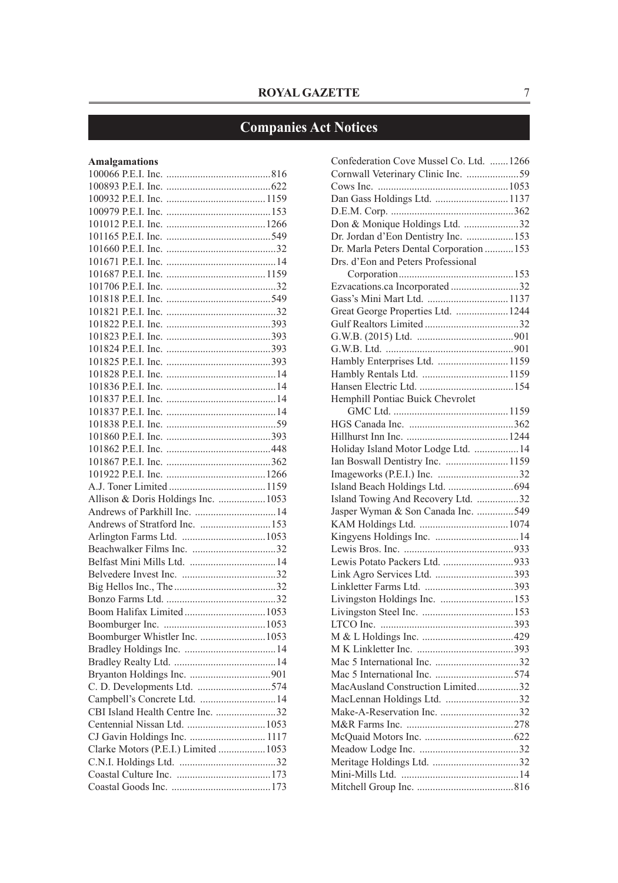# Companies Act Notices

### Amalgamations

100066 P.E.I. Inc. ........................................816
100893 P.E.I. Inc. ........................................622
100932 P.E.I. Inc. ......................................1159
100979 P.E.I. Inc. ........................................153
101012 P.E.I. Inc. ......................................1266
101165 P.E.I. Inc. ........................................549
101660 P.E.I. Inc. ..........................................32
101671 P.E.I. Inc. ..........................................14
101687 P.E.I. Inc. ......................................1159
101706 P.E.I. Inc. ..........................................32
101818 P.E.I. Inc. ........................................549
101821 P.E.I. Inc. ..........................................32
101822 P.E.I. Inc. ........................................393
101823 P.E.I. Inc. ........................................393
101824 P.E.I. Inc. ........................................393
101825 P.E.I. Inc. ........................................393
101828 P.E.I. Inc. ..........................................14
101836 P.E.I. Inc. ..........................................14
101837 P.E.I. Inc. ..........................................14
101837 P.E.I. Inc. ..........................................14
101838 P.E.I. Inc. ..........................................59
101860 P.E.I. Inc. ........................................393
101862 P.E.I. Inc. ........................................448
101867 P.E.I. Inc. ........................................362
101922 P.E.I. Inc. ......................................1266
A.J. Toner Limited .....................................1159
Allison & Doris Holdings Inc. ..................1053
Andrews of Parkhill Inc. ...............................14
Andrews of Stratford Inc. ...........................153
Arlington Farms Ltd. ................................1053
Beachwalker Films Inc. ................................32
Belfast Mini Mills Ltd. .................................14
Belvedere Invest Inc. ....................................32
Big Hellos Inc., The .......................................32
Bonzo Farms Ltd. ..........................................32
Boom Halifax Limited ...............................1053
Boomburger Inc. .......................................1053
Boomburger Whistler Inc. .........................1053
Bradley Holdings Inc. ...................................14
Bradley Realty Ltd. .......................................14
Bryanton Holdings Inc. ...............................901
C. D. Developments Ltd. ............................574
Campbell's Concrete Ltd. .............................14
CBI Island Health Centre Inc. .......................32
Centennial Nissan Ltd. ..............................1053
CJ Gavin Holdings Inc. ............................. 1117
Clarke Motors (P.E.I.) Limited ..................1053
C.N.I. Holdings Ltd. .....................................32
Coastal Culture Inc. ....................................173
Coastal Goods Inc. ......................................173
Confederation Cove Mussel Co. Ltd. .......1266
Cornwall Veterinary Clinic Inc. ....................59
Cows Inc. ..................................................1053
Dan Gass Holdings Ltd. ............................1137
D.E.M. Corp. ...............................................362
Don & Monique Holdings Ltd. .....................32
Dr. Jordan d'Eon Dentistry Inc. ..................153
Dr. Marla Peters Dental Corporation ...........153
Drs. d'Eon and Peters Professional
 Corporation ............................................153
Ezvacations.ca Incorporated ..........................32
Gass's Mini Mart Ltd. ...............................1137
Great George Properties Ltd. ....................1244
Gulf Realtors Limited ....................................32
G.W.B. (2015) Ltd. .....................................901
G.W.B. Ltd. .................................................901
Hambly Enterprises Ltd. ...........................1159
Hambly Rentals Ltd. .................................1159
Hansen Electric Ltd. ....................................154
Hemphill Pontiac Buick Chevrolet
 GMC Ltd. ............................................1159
HGS Canada Inc. ........................................362
Hillhurst Inn Inc. .......................................1244
Holiday Island Motor Lodge Ltd. .................14
Ian Boswall Dentistry Inc. ........................1159
Imageworks (P.E.I.) Inc. ...............................32
Island Beach Holdings Ltd. .........................694
Island Towing And Recovery Ltd. ................32
Jasper Wyman & Son Canada Inc. ..............549
KAM Holdings Ltd. ..................................1074
Kingyens Holdings Inc. ................................14
Lewis Bros. Inc. ..........................................933
Lewis Potato Packers Ltd. ...........................933
Link Agro Services Ltd. ..............................393
Linkletter Farms Ltd. ..................................393
Livingston Holdings Inc. ............................153
Livingston Steel Inc. ...................................153
LTCO Inc. ...................................................393
M & L Holdings Inc. ...................................429
M K Linkletter Inc. .....................................393
Mac 5 International Inc. ................................32
Mac 5 International Inc. ..............................574
MacAusland Construction Limited................32
MacLennan Holdings Ltd. ............................32
Make-A-Reservation Inc. ..............................32
M&R Farms Inc. .........................................278
McQuaid Motors Inc. ..................................622
Meadow Lodge Inc. ......................................32
Meritage Holdings Ltd. .................................32
Mini-Mills Ltd. .............................................14
Mitchell Group Inc. .....................................816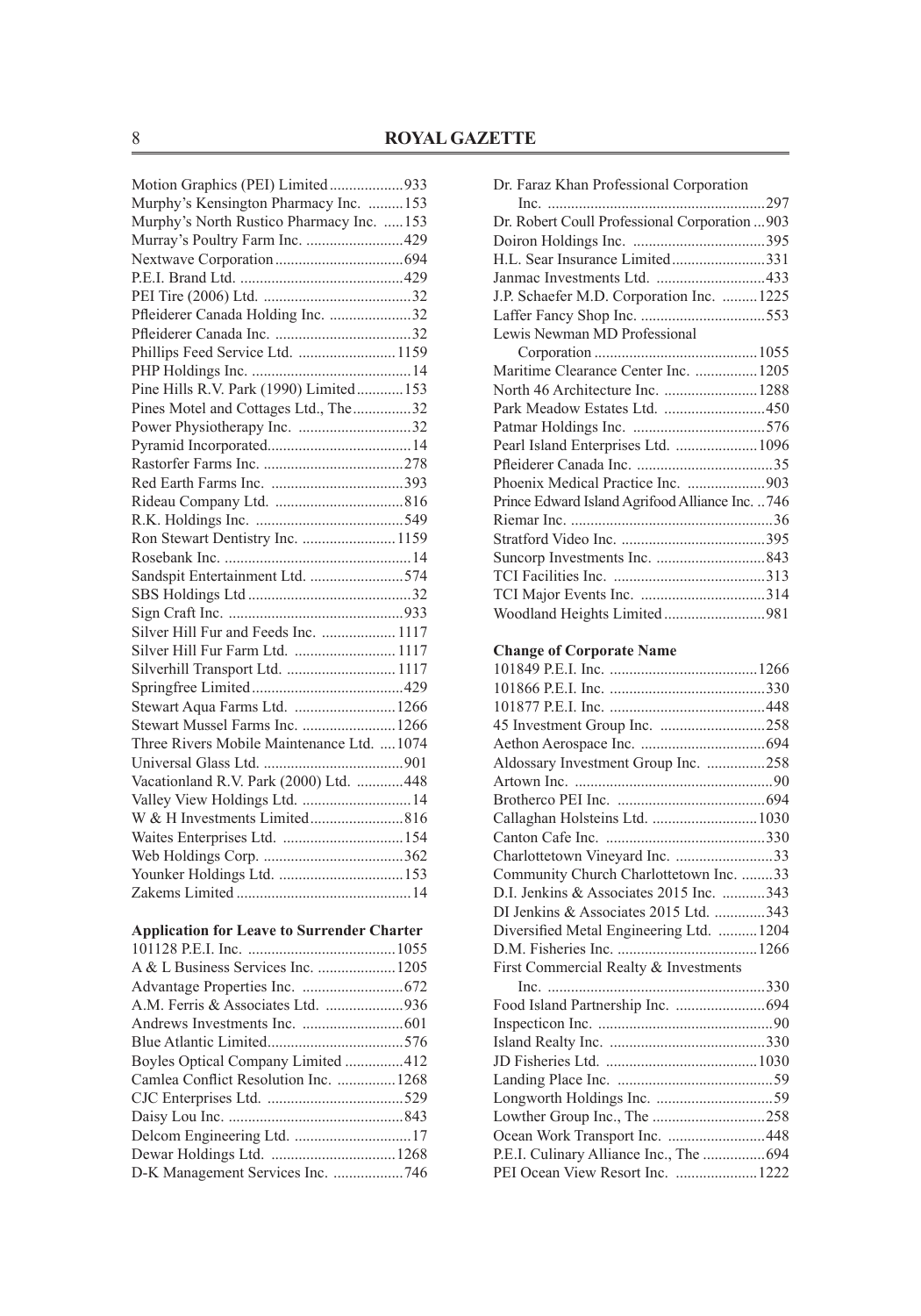Motion Graphics (PEI) Limited ....................933
Murphy's Kensington Pharmacy Inc. ..........153
Murphy's North Rustico Pharmacy Inc. ......153
Murray's Poultry Farm Inc. ..........................429
Nextwave Corporation ..................................694
P.E.I. Brand Ltd. ...........................................429
PEI Tire (2006) Ltd. .......................................32
Pfleiderer Canada Holding Inc. ......................32
Pfleiderer Canada Inc. ....................................32
Phillips Feed Service Ltd. ..........................1159
PHP Holdings Inc. ..........................................14
Pine Hills R.V. Park (1990) Limited ............153
Pines Motel and Cottages Ltd., The ...............32
Power Physiotherapy Inc. ..............................32
Pyramid Incorporated.....................................14
Rastorfer Farms Inc. .....................................278
Red Earth Farms Inc. ...................................393
Rideau Company Ltd. ..................................816
R.K. Holdings Inc. .......................................549
Ron Stewart Dentistry Inc. .........................1159
Rosebank Inc. .................................................14
Sandspit Entertainment Ltd. .........................574
SBS Holdings Ltd ...........................................32
Sign Craft Inc. ..............................................933
Silver Hill Fur and Feeds Inc. .................... 1117
Silver Hill Fur Farm Ltd. ........................... 1117
Silverhill Transport Ltd. ............................. 1117
Springfree Limited ........................................429
Stewart Aqua Farms Ltd. ...........................1266
Stewart Mussel Farms Inc. .........................1266
Three Rivers Mobile Maintenance Ltd. .....1074
Universal Glass Ltd. .....................................901
Vacationland R.V. Park (2000) Ltd. ............448
Valley View Holdings Ltd. ............................14
W & H Investments Limited .........................816
Waites Enterprises Ltd. ................................154
Web Holdings Corp. .....................................362
Younker Holdings Ltd. .................................153
Zakems Limited ..............................................14

**Application for Leave to Surrender Charter**

101128 P.E.I. Inc. .......................................1055
A & L Business Services Inc. .....................1205
Advantage Properties Inc. ...........................672
A.M. Ferris & Associates Ltd. ....................936
Andrews Investments Inc. ...........................601
Blue Atlantic Limited...................................576
Boyles Optical Company Limited ...............412
Camlea Conflict Resolution Inc. ...............1268
CJC Enterprises Ltd. ...................................529
Daisy Lou Inc. .............................................843
Delcom Engineering Ltd. ...............................17
Dewar Holdings Ltd. .................................1268
D-K Management Services Inc. ..................746
Dr. Faraz Khan Professional Corporation
Inc. .........................................................297
Dr. Robert Coull Professional Corporation ...903
Doiron Holdings Inc. ...................................395
H.L. Sear Insurance Limited ........................331
Janmac Investments Ltd. .............................433
J.P. Schaefer M.D. Corporation Inc. ..........1225
Laffer Fancy Shop Inc. ................................553
Lewis Newman MD Professional
Corporation ..........................................1055
Maritime Clearance Center Inc. ................1205
North 46 Architecture Inc. .........................1288
Park Meadow Estates Ltd. ...........................450
Patmar Holdings Inc. ...................................576
Pearl Island Enterprises Ltd. ......................1096
Pfleiderer Canada Inc. ....................................35
Phoenix Medical Practice Inc. ....................903
Prince Edward Island Agrifood Alliance Inc. ..746
Riemar Inc. .....................................................36
Stratford Video Inc. .....................................395
Suncorp Investments Inc. ............................843
TCI Facilities Inc. ........................................313
TCI Major Events Inc. .................................314
Woodland Heights Limited ..........................981

**Change of Corporate Name**

101849 P.E.I. Inc. .......................................1266
101866 P.E.I. Inc. .........................................330
101877 P.E.I. Inc. .........................................448
45 Investment Group Inc. ............................258
Aethon Aerospace Inc. ................................694
Aldossary Investment Group Inc. ...............258
Artown Inc. ....................................................90
Brotherco PEI Inc. .......................................694
Callaghan Holsteins Ltd. ............................1030
Canton Cafe Inc. ..........................................330
Charlottetown Vineyard Inc. .........................33
Community Church Charlottetown Inc. ........33
D.I. Jenkins & Associates 2015 Inc. ...........343
DI Jenkins & Associates 2015 Ltd. .............343
Diversified Metal Engineering Ltd. ..........1204
D.M. Fisheries Inc. ....................................1266
First Commercial Realty & Investments
Inc. .........................................................330
Food Island Partnership Inc. .......................694
Inspecticon Inc. ..............................................90
Island Realty Inc. .........................................330
JD Fisheries Ltd. .......................................1030
Landing Place Inc. .........................................59
Longworth Holdings Inc. ...............................59
Lowther Group Inc., The .............................258
Ocean Work Transport Inc. .........................448
P.E.I. Culinary Alliance Inc., The ................694
PEI Ocean View Resort Inc. .....................1222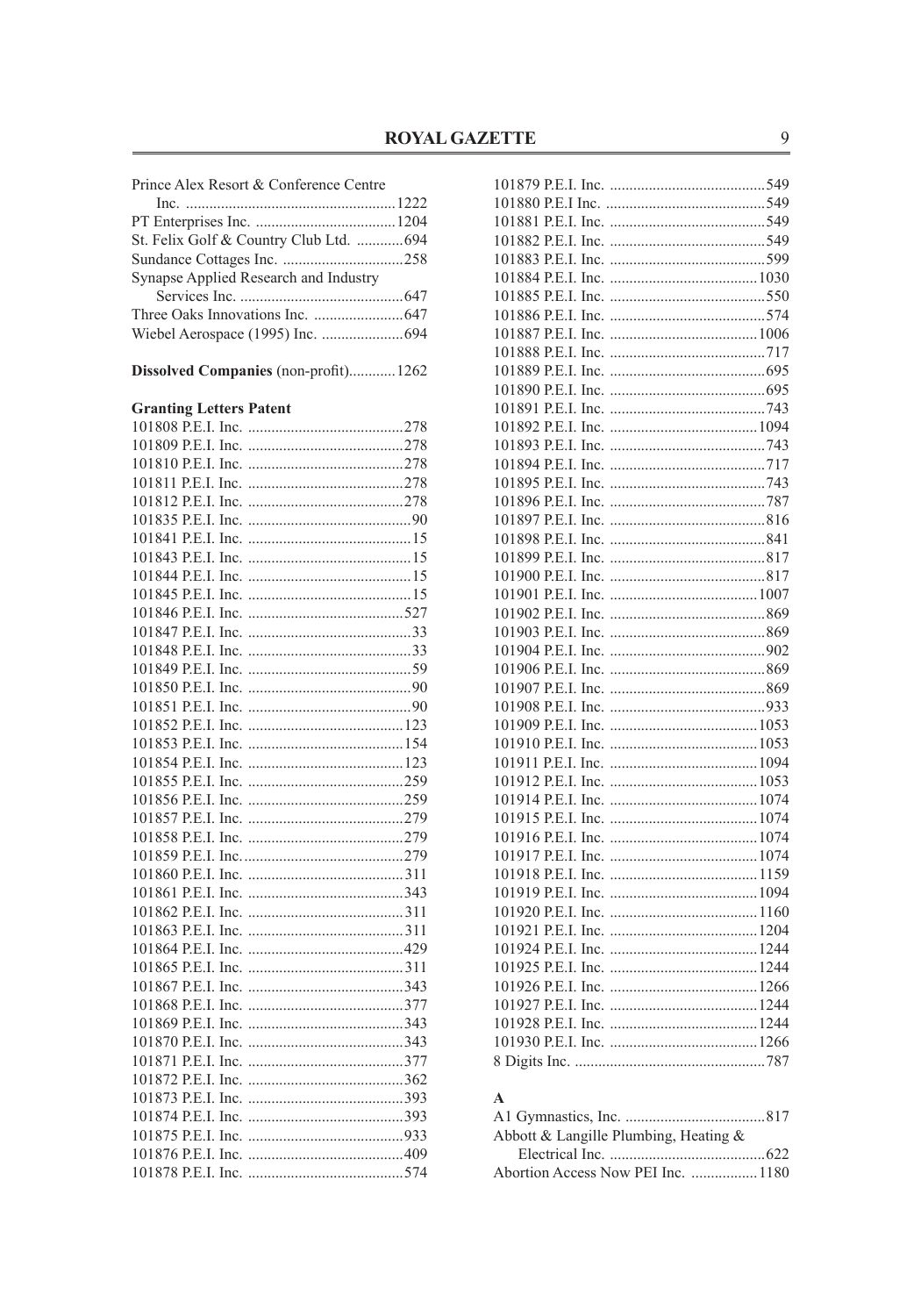Prince Alex Resort & Conference Centre Inc. ....................................................1222
PT Enterprises Inc. ....................................1204
St. Felix Golf & Country Club Ltd. ............694
Sundance Cottages Inc. ...............................258
Synapse Applied Research and Industry Services Inc. ..........................................647
Three Oaks Innovations Inc. .......................647
Wiebel Aerospace (1995) Inc. .....................694

**Dissolved Companies** (non-profit)............1262

**Granting Letters Patent**

101808 P.E.I. Inc. ........................................278
101809 P.E.I. Inc. ........................................278
101810 P.E.I. Inc. ........................................278
101811 P.E.I. Inc. ........................................278
101812 P.E.I. Inc. ........................................278
101835 P.E.I. Inc. ..........................................90
101841 P.E.I. Inc. ..........................................15
101843 P.E.I. Inc. ..........................................15
101844 P.E.I. Inc. ..........................................15
101845 P.E.I. Inc. ..........................................15
101846 P.E.I. Inc. ........................................527
101847 P.E.I. Inc. ..........................................33
101848 P.E.I. Inc. ..........................................33
101849 P.E.I. Inc. ..........................................59
101850 P.E.I. Inc. ..........................................90
101851 P.E.I. Inc. ..........................................90
101852 P.E.I. Inc. ........................................123
101853 P.E.I. Inc. ........................................154
101854 P.E.I. Inc. ........................................123
101855 P.E.I. Inc. ........................................259
101856 P.E.I. Inc. ........................................259
101857 P.E.I. Inc. ........................................279
101858 P.E.I. Inc. ........................................279
101859 P.E.I. Inc.........................................279
101860 P.E.I. Inc. ........................................311
101861 P.E.I. Inc. ........................................343
101862 P.E.I. Inc. ........................................311
101863 P.E.I. Inc. ........................................311
101864 P.E.I. Inc. ........................................429
101865 P.E.I. Inc. ........................................311
101867 P.E.I. Inc. ........................................343
101868 P.E.I. Inc. ........................................377
101869 P.E.I. Inc. ........................................343
101870 P.E.I. Inc. ........................................343
101871 P.E.I. Inc. ........................................377
101872 P.E.I. Inc. ........................................362
101873 P.E.I. Inc. ........................................393
101874 P.E.I. Inc. ........................................393
101875 P.E.I. Inc. ........................................933
101876 P.E.I. Inc. ........................................409
101878 P.E.I. Inc. ........................................574
101879 P.E.I. Inc. ........................................549
101880 P.E.I Inc. .........................................549
101881 P.E.I. Inc. ........................................549
101882 P.E.I. Inc. ........................................549
101883 P.E.I. Inc. ........................................599
101884 P.E.I. Inc. ......................................1030
101885 P.E.I. Inc. ........................................550
101886 P.E.I. Inc. ........................................574
101887 P.E.I. Inc. ......................................1006
101888 P.E.I. Inc. ........................................717
101889 P.E.I. Inc. ........................................695
101890 P.E.I. Inc. ........................................695
101891 P.E.I. Inc. ........................................743
101892 P.E.I. Inc. ......................................1094
101893 P.E.I. Inc. ........................................743
101894 P.E.I. Inc. ........................................717
101895 P.E.I. Inc. ........................................743
101896 P.E.I. Inc. ........................................787
101897 P.E.I. Inc. ........................................816
101898 P.E.I. Inc. ........................................841
101899 P.E.I. Inc. ........................................817
101900 P.E.I. Inc. ........................................817
101901 P.E.I. Inc. ......................................1007
101902 P.E.I. Inc. ........................................869
101903 P.E.I. Inc. ........................................869
101904 P.E.I. Inc. ........................................902
101906 P.E.I. Inc. ........................................869
101907 P.E.I. Inc. ........................................869
101908 P.E.I. Inc. ........................................933
101909 P.E.I. Inc. ......................................1053
101910 P.E.I. Inc. ......................................1053
101911 P.E.I. Inc. ......................................1094
101912 P.E.I. Inc. ......................................1053
101914 P.E.I. Inc. ......................................1074
101915 P.E.I. Inc. ......................................1074
101916 P.E.I. Inc. ......................................1074
101917 P.E.I. Inc. ......................................1074
101918 P.E.I. Inc. ......................................1159
101919 P.E.I. Inc. ......................................1094
101920 P.E.I. Inc. ......................................1160
101921 P.E.I. Inc. ......................................1204
101924 P.E.I. Inc. ......................................1244
101925 P.E.I. Inc. ......................................1244
101926 P.E.I. Inc. ......................................1266
101927 P.E.I. Inc. ......................................1244
101928 P.E.I. Inc. ......................................1244
101930 P.E.I. Inc. ......................................1266
8 Digits Inc. .................................................787

**A**

A1 Gymnastics, Inc. ....................................817
Abbott & Langille Plumbing, Heating & Electrical Inc. ........................................622
Abortion Access Now PEI Inc. .................1180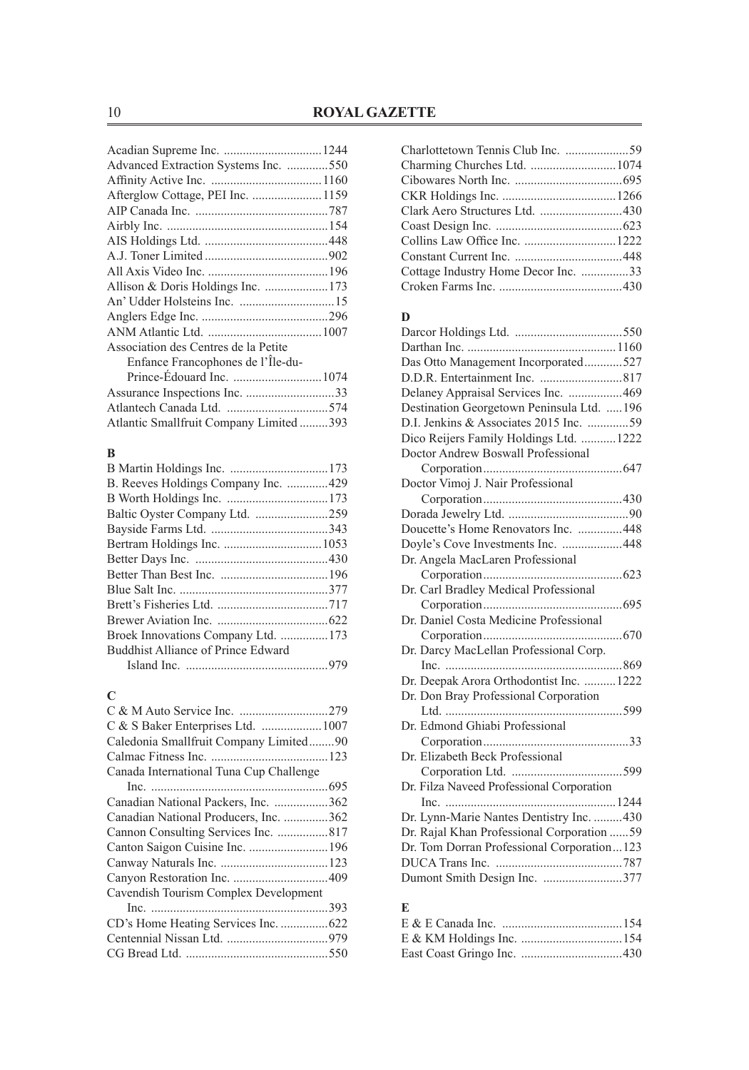Acadian Supreme Inc. ...............................1244
Advanced Extraction Systems Inc. .............550
Affinity Active Inc. ...................................1160
Afterglow Cottage, PEI Inc. ......................1159
AIP Canada Inc. ..........................................787
Airbly Inc. ...................................................154
AIS Holdings Ltd. .......................................448
A.J. Toner Limited .......................................902
All Axis Video Inc. ......................................196
Allison & Doris Holdings Inc. ....................173
An' Udder Holsteins Inc. ..............................15
Anglers Edge Inc. ........................................296
ANM Atlantic Ltd. ....................................1007
Association des Centres de la Petite Enfance Francophones de l'Île-du-Prince-Édouard Inc. ............................1074
Assurance Inspections Inc. ............................33
Atlantech Canada Ltd. ................................574
Atlantic Smallfruit Company Limited .........393

**B**

B Martin Holdings Inc. ...............................173
B. Reeves Holdings Company Inc. .............429
B Worth Holdings Inc. ................................173
Baltic Oyster Company Ltd. .......................259
Bayside Farms Ltd. .....................................343
Bertram Holdings Inc. ...............................1053
Better Days Inc. ..........................................430
Better Than Best Inc. ..................................196
Blue Salt Inc. ...............................................377
Brett's Fisheries Ltd. ...................................717
Brewer Aviation Inc. ...................................622
Broek Innovations Company Ltd. ...............173
Buddhist Alliance of Prince Edward Island Inc. .............................................979

**C**

C & M Auto Service Inc. ............................279
C & S Baker Enterprises Ltd. ...................1007
Caledonia Smallfruit Company Limited........90
Calmac Fitness Inc. .....................................123
Canada International Tuna Cup Challenge Inc. ........................................................695
Canadian National Packers, Inc. .................362
Canadian National Producers, Inc. ..............362
Cannon Consulting Services Inc. ................817
Canton Saigon Cuisine Inc. .........................196
Canway Naturals Inc. ..................................123
Canyon Restoration Inc. ..............................409
Cavendish Tourism Complex Development Inc. ........................................................393
CD's Home Heating Services Inc. ...............622
Centennial Nissan Ltd. ................................979
CG Bread Ltd. .............................................550
Charlottetown Tennis Club Inc. ....................59
Charming Churches Ltd. ...........................1074
Cibowares North Inc. ..................................695
CKR Holdings Inc. ....................................1266
Clark Aero Structures Ltd. ..........................430
Coast Design Inc. ........................................623
Collins Law Office Inc. .............................1222
Constant Current Inc. ..................................448
Cottage Industry Home Decor Inc. ...............33
Croken Farms Inc. .......................................430

**D**

Darcor Holdings Ltd. ..................................550
Darthan Inc. ...............................................1160
Das Otto Management Incorporated............527
D.D.R. Entertainment Inc. ..........................817
Delaney Appraisal Services Inc. .................469
Destination Georgetown Peninsula Ltd. .....196
D.I. Jenkins & Associates 2015 Inc. .............59
Dico Reijers Family Holdings Ltd. ...........1222
Doctor Andrew Boswall Professional Corporation...........................................647
Doctor Vimoj J. Nair Professional Corporation...........................................430
Dorada Jewelry Ltd. ......................................90
Doucette's Home Renovators Inc. ..............448
Doyle's Cove Investments Inc. ...................448
Dr. Angela MacLaren Professional Corporation...........................................623
Dr. Carl Bradley Medical Professional Corporation...........................................695
Dr. Daniel Costa Medicine Professional Corporation...........................................670
Dr. Darcy MacLellan Professional Corp. Inc. ........................................................869
Dr. Deepak Arora Orthodontist Inc. ..........1222
Dr. Don Bray Professional Corporation Ltd. ........................................................599
Dr. Edmond Ghiabi Professional Corporation.............................................33
Dr. Elizabeth Beck Professional Corporation Ltd. ...................................599
Dr. Filza Naveed Professional Corporation Inc. ......................................................1244
Dr. Lynn-Marie Nantes Dentistry Inc. .........430
Dr. Rajal Khan Professional Corporation ......59
Dr. Tom Dorran Professional Corporation...123
DUCA Trans Inc. ........................................787
Dumont Smith Design Inc. .........................377

**E**

E & E Canada Inc. ......................................154
E & KM Holdings Inc. ................................154
East Coast Gringo Inc. ................................430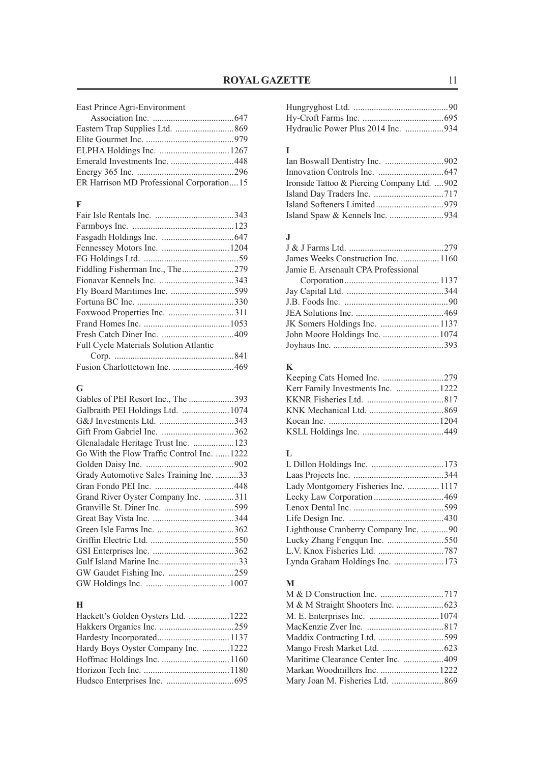East Prince Agri-Environment Association Inc. ....................................647
Eastern Trap Supplies Ltd. ..........................869
Elite Gourmet Inc. .......................................979
ELPHA Holdings Inc. ...............................1267
Emerald Investments Inc. ............................448
Energy 365 Inc. ...........................................296
ER Harrison MD Professional Corporation....15

**F**

Fair Isle Rentals Inc. ...................................343
Farmboys Inc. .............................................123
Fasgadh Holdings Inc. ................................647
Fennessey Motors Inc. ..............................1204
FG Holdings Ltd. ..........................................59
Fiddling Fisherman Inc., The.......................279
Fionavar Kennels Inc. .................................343
Fly Board Maritimes Inc. ............................599
Fortuna BC Inc. ...........................................330
Foxwood Properties Inc. .............................311
Frand Homes Inc. ......................................1053
Fresh Catch Diner Inc. ................................409
Full Cycle Materials Solution Atlantic Corp. .....................................................841
Fusion Charlottetown Inc. ...........................469

**G**

Gables of PEI Resort Inc., The ....................393
Galbraith PEI Holdings Ltd. .....................1074
G&J Investments Ltd. .................................343
Gift From Gabriel Inc. ................................362
Glenaladale Heritage Trust Inc. ..................123
Go With the Flow Traffic Control Inc. .......1222
Golden Daisy Inc. .......................................902
Grady Automotive Sales Training Inc. ..........33
Gran Fondo PEI Inc. ...................................448
Grand River Oyster Company Inc. .............311
Granville St. Diner Inc. ...............................599
Great Bay Vista Inc. ....................................344
Green Isle Farms Inc. ..................................362
Griffin Electric Ltd. .....................................550
GSI Enterprises Inc. ....................................362
Gulf Island Marine Inc...................................33
GW Gaudet Fishing Inc. .............................259
GW Holdings Inc. .....................................1007

**H**

Hackett's Golden Oysters Ltd. ..................1222
Hakkers Organics Inc. .................................259
Hardesty Incorporated................................1137
Hardy Boys Oyster Company Inc. ............1222
Hoffmac Holdings Inc. ..............................1160
Horizon Tech Inc. ......................................1180
Hudsco Enterprises Inc. ..............................695
Hungryghost Ltd. ..........................................90
Hy-Croft Farms Inc. ....................................695
Hydraulic Power Plus 2014 Inc. .................934

**I**

Ian Boswall Dentistry Inc. ..........................902
Innovation Controls Inc. .............................647
Ironside Tattoo & Piercing Company Ltd. ....902
Island Day Traders Inc. ...............................717
Island Softeners Limited..............................979
Island Spaw & Kennels Inc. ........................934

**J**

J & J Farms Ltd. ..........................................279
James Weeks Construction Inc. .................1160
Jamie E. Arsenault CPA Professional Corporation..........................................1137
Jay Capital Ltd. ...........................................344
J.B. Foods Inc. ..............................................90
JEA Solutions Inc. .......................................469
JK Somers Holdings Inc. ..........................1137
John Moore Holdings Inc. .........................1074
Joyhaus Inc. .................................................393

**K**

Keeping Cats Homed Inc. ...........................279
Kerr Family Investments Inc. ...................1222
KKNR Fisheries Ltd. ..................................817
KNK Mechanical Ltd. .................................869
Kocan Inc. .................................................1204
KSLL Holdings Inc. ....................................449

**L**

L Dillon Holdings Inc. ................................173
Laas Projects Inc. ........................................344
Lady Montgomery Fisheries Inc. ..............1117
Lecky Law Corporation...............................469
Lenox Dental Inc. ........................................599
Life Design Inc. ..........................................430
Lighthouse Cranberry Company Inc. ............90
Lucky Zhang Fengqun Inc. .........................550
L.V. Knox Fisheries Ltd. .............................787
Lynda Graham Holdings Inc. ......................173

**M**

M & D Construction Inc. ............................717
M & M Straight Shooters Inc. .....................623
M. E. Enterprises Inc. ...............................1074
MacKenzie Zver Inc. ..................................817
Maddix Contracting Ltd. .............................599
Mango Fresh Market Ltd. ...........................623
Maritime Clearance Center Inc. ..................409
Markan Woodmillers Inc. ..........................1222
Mary Joan M. Fisheries Ltd. .......................869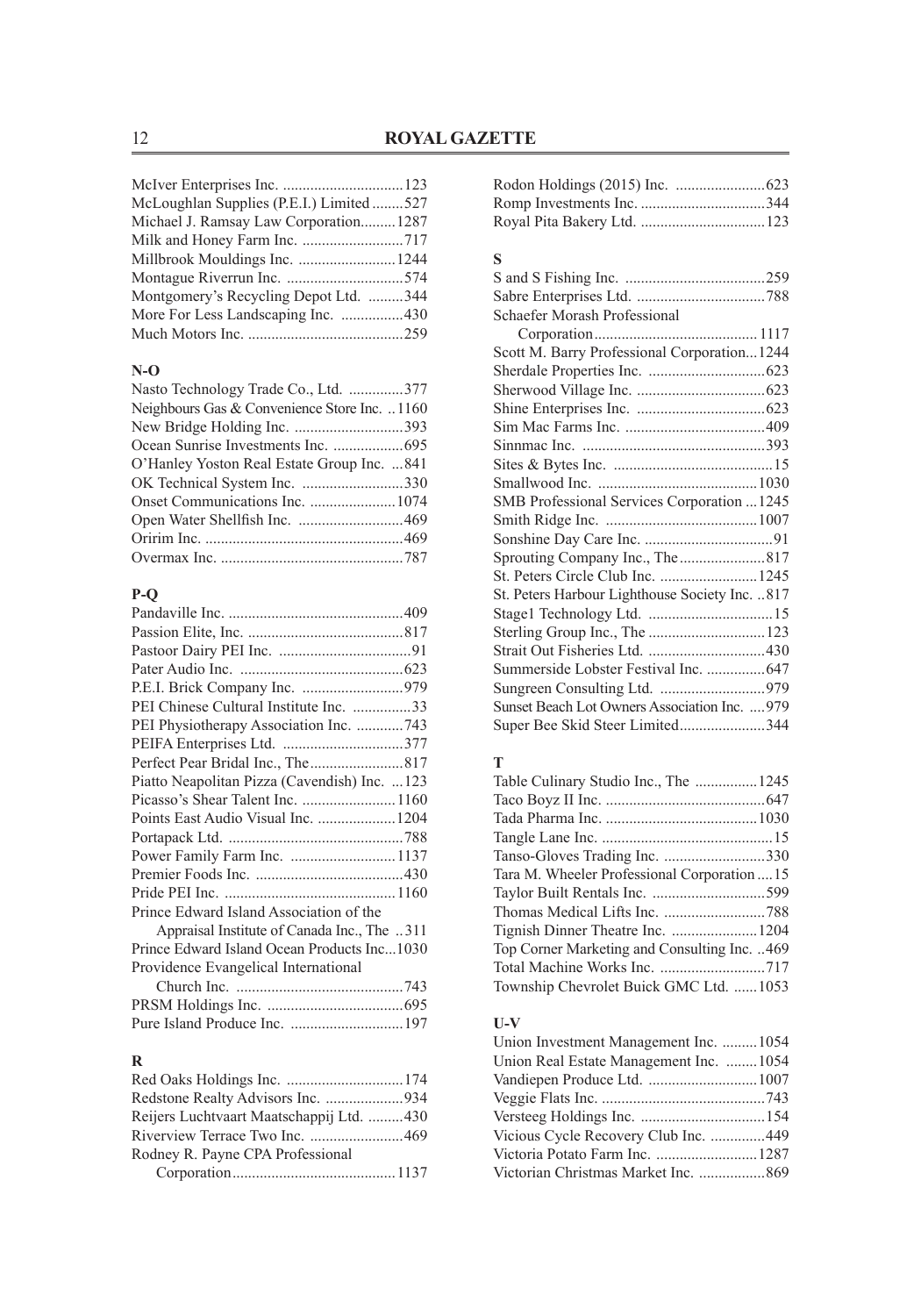McIver Enterprises Inc. ...............................123
McLoughlan Supplies (P.E.I.) Limited........527
Michael J. Ramsay Law Corporation.........1287
Milk and Honey Farm Inc. ..........................717
Millbrook Mouldings Inc. .........................1244
Montague Riverrun Inc. ..............................574
Montgomery's Recycling Depot Ltd. .........344
More For Less Landscaping Inc. ................430
Much Motors Inc. ........................................259

**N-O**

Nasto Technology Trade Co., Ltd. ..............377
Neighbours Gas & Convenience Store Inc. ..1160
New Bridge Holding Inc. ............................393
Ocean Sunrise Investments Inc. ..................695
O'Hanley Yoston Real Estate Group Inc. ...841
OK Technical System Inc. ..........................330
Onset Communications Inc. ......................1074
Open Water Shellfish Inc. ...........................469
Oririm Inc. ...................................................469
Overmax Inc. ...............................................787

**P-Q**

Pandaville Inc. .............................................409
Passion Elite, Inc. ........................................817
Pastoor Dairy PEI Inc. ..................................91
Pater Audio Inc. ..........................................623
P.E.I. Brick Company Inc. ..........................979
PEI Chinese Cultural Institute Inc. ...............33
PEI Physiotherapy Association Inc. ............743
PEIFA Enterprises Ltd. ...............................377
Perfect Pear Bridal Inc., The........................817
Piatto Neapolitan Pizza (Cavendish) Inc. ...123
Picasso's Shear Talent Inc. ........................1160
Points East Audio Visual Inc. ....................1204
Portapack Ltd. .............................................788
Power Family Farm Inc. ...........................1137
Premier Foods Inc. ......................................430
Pride PEI Inc. ............................................1160
Prince Edward Island Association of the
    Appraisal Institute of Canada Inc., The ..311
Prince Edward Island Ocean Products Inc...1030
Providence Evangelical International
    Church Inc. ...........................................743
PRSM Holdings Inc. ...................................695
Pure Island Produce Inc. .............................197

**R**

Red Oaks Holdings Inc. ..............................174
Redstone Realty Advisors Inc. ....................934
Reijers Luchtvaart Maatschappij Ltd. ..........430
Riverview Terrace Two Inc. ........................469
Rodney R. Payne CPA Professional
    Corporation..........................................1137
Rodon Holdings (2015) Inc. .......................623
Romp Investments Inc. ................................344
Royal Pita Bakery Ltd. ................................123

**S**

S and S Fishing Inc. ....................................259
Sabre Enterprises Ltd. .................................788
Schaefer Morash Professional
    Corporation..........................................1117
Scott M. Barry Professional Corporation...1244
Sherdale Properties Inc. ..............................623
Sherwood Village Inc. .................................623
Shine Enterprises Inc. .................................623
Sim Mac Farms Inc. ....................................409
Sinnmac Inc. ...............................................393
Sites & Bytes Inc. .........................................15
Smallwood Inc. .........................................1030
SMB Professional Services Corporation ...1245
Smith Ridge Inc. .......................................1007
Sonshine Day Care Inc. .................................91
Sprouting Company Inc., The......................817
St. Peters Circle Club Inc. .........................1245
St. Peters Harbour Lighthouse Society Inc. ..817
Stage1 Technology Ltd. ................................15
Sterling Group Inc., The ..............................123
Strait Out Fisheries Ltd. ..............................430
Summerside Lobster Festival Inc. ...............647
Sungreen Consulting Ltd. ...........................979
Sunset Beach Lot Owners Association Inc. ....979
Super Bee Skid Steer Limited......................344

**T**

Table Culinary Studio Inc., The ................1245
Taco Boyz II Inc. .........................................647
Tada Pharma Inc. .......................................1030
Tangle Lane Inc. ............................................15
Tanso-Gloves Trading Inc. ..........................330
Tara M. Wheeler Professional Corporation ....15
Taylor Built Rentals Inc. .............................599
Thomas Medical Lifts Inc. ..........................788
Tignish Dinner Theatre Inc. ......................1204
Top Corner Marketing and Consulting Inc. ..469
Total Machine Works Inc. ...........................717
Township Chevrolet Buick GMC Ltd. ......1053

**U-V**

Union Investment Management Inc. .........1054
Union Real Estate Management Inc. ........1054
Vandiepen Produce Ltd. ............................1007
Veggie Flats Inc. ..........................................743
Versteeg Holdings Inc. ................................154
Vicious Cycle Recovery Club Inc. ..............449
Victoria Potato Farm Inc. ..........................1287
Victorian Christmas Market Inc. .................869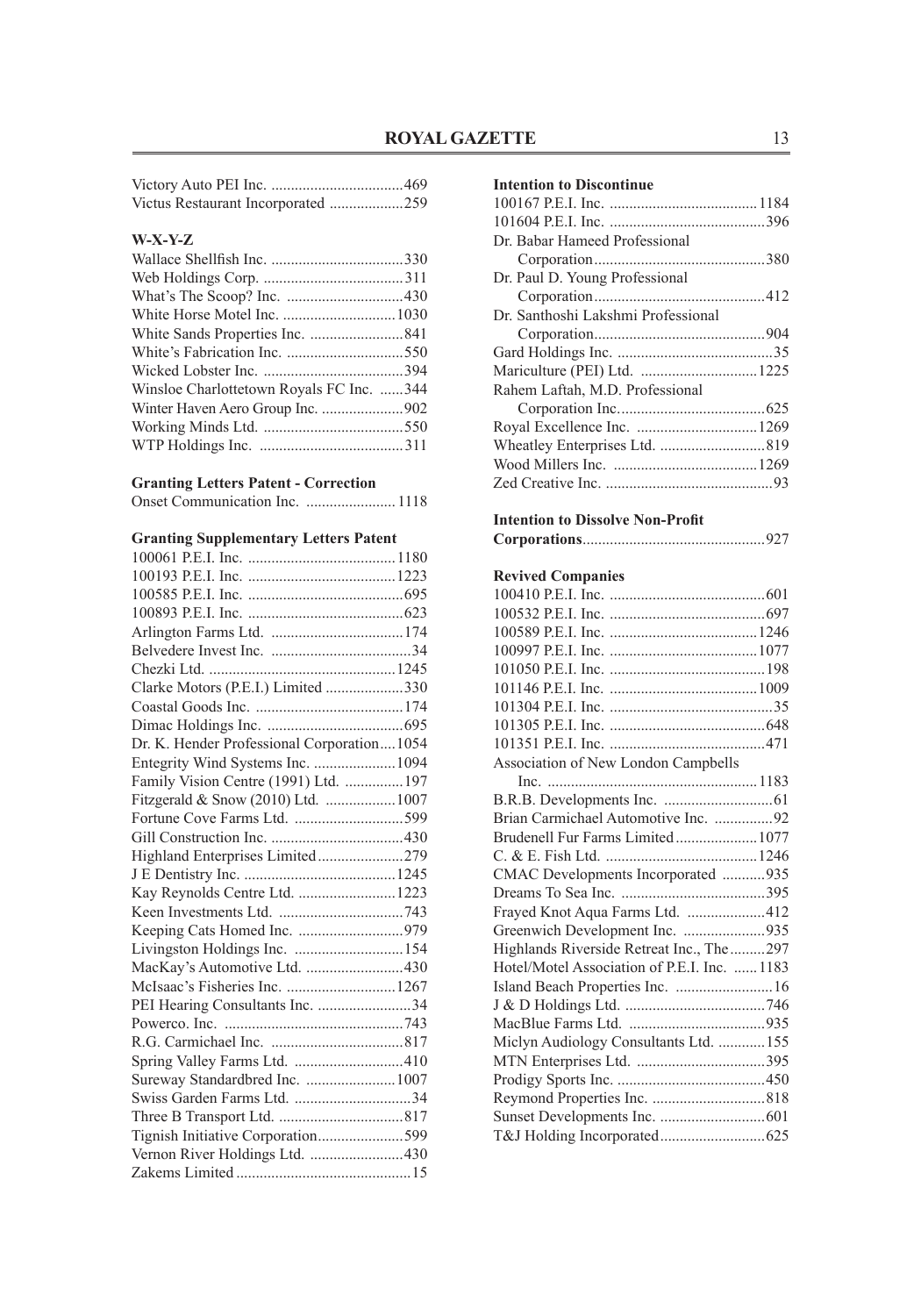Victory Auto PEI Inc. ..................................469
Victus Restaurant Incorporated ...................259

**W-X-Y-Z**

Wallace Shellfish Inc. ..................................330
Web Holdings Corp. ....................................311
What's The Scoop? Inc. ..............................430
White Horse Motel Inc. .............................1030
White Sands Properties Inc. ........................841
White's Fabrication Inc. ..............................550
Wicked Lobster Inc. ....................................394
Winsloe Charlottetown Royals FC Inc. ......344
Winter Haven Aero Group Inc. .....................902
Working Minds Ltd. ....................................550
WTP Holdings Inc. .....................................311

**Granting Letters Patent - Correction**

Onset Communication Inc. .......................1118

**Granting Supplementary Letters Patent**

100061 P.E.I. Inc. ......................................1180
100193 P.E.I. Inc. ......................................1223
100585 P.E.I. Inc. ........................................695
100893 P.E.I. Inc. ........................................623
Arlington Farms Ltd. ..................................174
Belvedere Invest Inc. ....................................34
Chezki Ltd. ................................................1245
Clarke Motors (P.E.I.) Limited ....................330
Coastal Goods Inc. ......................................174
Dimac Holdings Inc. ...................................695
Dr. K. Hender Professional Corporation....1054
Entegrity Wind Systems Inc. .....................1094
Family Vision Centre (1991) Ltd. ...............197
Fitzgerald & Snow (2010) Ltd. ..................1007
Fortune Cove Farms Ltd. ............................599
Gill Construction Inc. ..................................430
Highland Enterprises Limited......................279
J E Dentistry Inc. .......................................1245
Kay Reynolds Centre Ltd. .........................1223
Keen Investments Ltd. ................................743
Keeping Cats Homed Inc. ...........................979
Livingston Holdings Inc. ............................154
MacKay's Automotive Ltd. .........................430
McIsaac's Fisheries Inc. ............................1267
PEI Hearing Consultants Inc. ........................34
Powerco. Inc. ..............................................743
R.G. Carmichael Inc. ..................................817
Spring Valley Farms Ltd. ............................410
Sureway Standardbred Inc. .......................1007
Swiss Garden Farms Ltd. ..............................34
Three B Transport Ltd. ................................817
Tignish Initiative Corporation......................599
Vernon River Holdings Ltd. ........................430
Zakems Limited ............................................15

**Intention to Discontinue**

100167 P.E.I. Inc. ......................................1184
101604 P.E.I. Inc. ........................................396
Dr. Babar Hameed Professional
    Corporation...........................................380
Dr. Paul D. Young Professional
    Corporation...........................................412
Dr. Santhoshi Lakshmi Professional
    Corporation...........................................904
Gard Holdings Inc. ........................................35
Mariculture (PEI) Ltd. ..............................1225
Rahem Laftah, M.D. Professional
    Corporation Inc......................................625
Royal Excellence Inc. ...............................1269
Wheatley Enterprises Ltd. ...........................819
Wood Millers Inc. .....................................1269
Zed Creative Inc. ...........................................93

**Intention to Dissolve Non-Profit Corporations**...............................................927

**Revived Companies**

100410 P.E.I. Inc. ........................................601
100532 P.E.I. Inc. ........................................697
100589 P.E.I. Inc. ......................................1246
100997 P.E.I. Inc. ......................................1077
101050 P.E.I. Inc. ........................................198
101146 P.E.I. Inc. ......................................1009
101304 P.E.I. Inc. ..........................................35
101305 P.E.I. Inc. ........................................648
101351 P.E.I. Inc. ........................................471
Association of New London Campbells
    Inc. .....................................................1183
B.R.B. Developments Inc. ............................61
Brian Carmichael Automotive Inc. ...............92
Brudenell Fur Farms Limited.....................1077
C. & E. Fish Ltd. .......................................1246
CMAC Developments Incorporated ...........935
Dreams To Sea Inc. .....................................395
Frayed Knot Aqua Farms Ltd. ....................412
Greenwich Development Inc. .....................935
Highlands Riverside Retreat Inc., The.........297
Hotel/Motel Association of P.E.I. Inc. ......1183
Island Beach Properties Inc. .........................16
J & D Holdings Ltd. ....................................746
MacBlue Farms Ltd. ...................................935
Miclyn Audiology Consultants Ltd. ............155
MTN Enterprises Ltd. .................................395
Prodigy Sports Inc. ......................................450
Reymond Properties Inc. .............................818
Sunset Developments Inc. ...........................601
T&J Holding Incorporated...........................625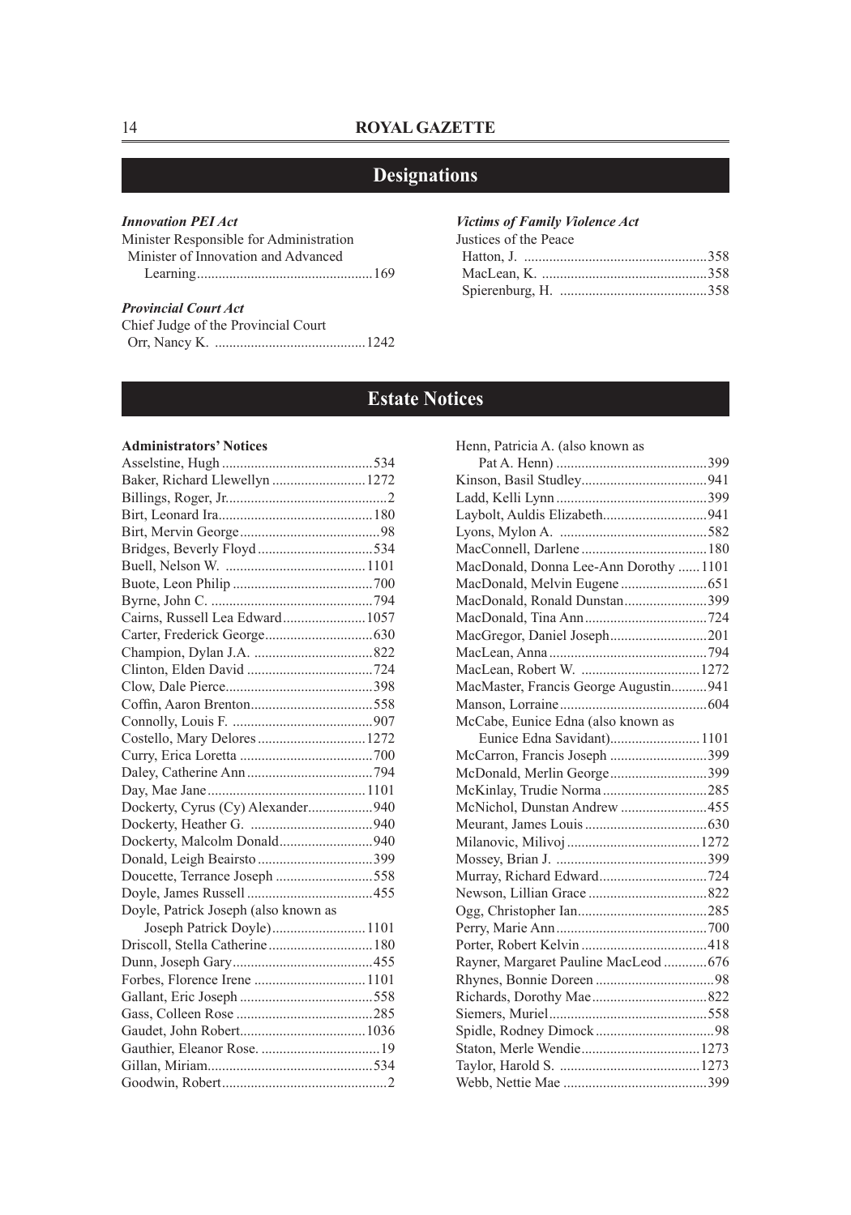## Designations

***Innovation PEI Act***

Minister Responsible for Administration
 Minister of Innovation and Advanced Learning................................................169

***Provincial Court Act***

Chief Judge of the Provincial Court
 Orr, Nancy K. ..........................................1242

***Victims of Family Violence Act***

Justices of the Peace
 Hatton, J. ...................................................358
 MacLean, K. ..............................................358
 Spierenburg, H. .........................................358

## Estate Notices

**Administrators' Notices**

Asselstine, Hugh ..........................................534
Baker, Richard Llewellyn ..........................1272
Billings, Roger, Jr............................................2
Birt, Leonard Ira...........................................180
Birt, Mervin George.......................................98
Bridges, Beverly Floyd ................................534
Buell, Nelson W. .......................................1101
Buote, Leon Philip .......................................700
Byrne, John C. .............................................794
Cairns, Russell Lea Edward.......................1057
Carter, Frederick George..............................630
Champion, Dylan J.A. .................................822
Clinton, Elden David ...................................724
Clow, Dale Pierce.........................................398
Coffin, Aaron Brenton..................................558
Connolly, Louis F. .......................................907
Costello, Mary Delores ..............................1272
Curry, Erica Loretta .....................................700
Daley, Catherine Ann ...................................794
Day, Mae Jane ............................................1101
Dockerty, Cyrus (Cy) Alexander..................940
Dockerty, Heather G. ..................................940
Dockerty, Malcolm Donald..........................940
Donald, Leigh Beairsto ................................399
Doucette, Terrance Joseph ...........................558
Doyle, James Russell ...................................455
Doyle, Patrick Joseph (also known as
 Joseph Patrick Doyle)..........................1101
Driscoll, Stella Catherine .............................180
Dunn, Joseph Gary.......................................455
Forbes, Florence Irene ...............................1101
Gallant, Eric Joseph .....................................558
Gass, Colleen Rose ......................................285
Gaudet, John Robert...................................1036
Gauthier, Eleanor Rose. .................................19
Gillan, Miriam..............................................534
Goodwin, Robert.............................................2
Henn, Patricia A. (also known as
 Pat A. Henn) ..........................................399
Kinson, Basil Studley...................................941
Ladd, Kelli Lynn ..........................................399
Laybolt, Auldis Elizabeth.............................941
Lyons, Mylon A. .........................................582
MacConnell, Darlene ...................................180
MacDonald, Donna Lee-Ann Dorothy ......1101
MacDonald, Melvin Eugene ........................651
MacDonald, Ronald Dunstan.......................399
MacDonald, Tina Ann..................................724
MacGregor, Daniel Joseph...........................201
MacLean, Anna ............................................794
MacLean, Robert W. .................................1272
MacMaster, Francis George Augustin..........941
Manson, Lorraine .........................................604
McCabe, Eunice Edna (also known as
 Eunice Edna Savidant).........................1101
McCarron, Francis Joseph ...........................399
McDonald, Merlin George...........................399
McKinlay, Trudie Norma .............................285
McNichol, Dunstan Andrew ........................455
Meurant, James Louis ..................................630
Milanovic, Milivoj .....................................1272
Mossey, Brian J. ..........................................399
Murray, Richard Edward..............................724
Newson, Lillian Grace .................................822
Ogg, Christopher Ian....................................285
Perry, Marie Ann..........................................700
Porter, Robert Kelvin ...................................418
Rayner, Margaret Pauline MacLeod ............676
Rhynes, Bonnie Doreen .................................98
Richards, Dorothy Mae................................822
Siemers, Muriel............................................558
Spidle, Rodney Dimock .................................98
Staton, Merle Wendie.................................1273
Taylor, Harold S. .......................................1273
Webb, Nettie Mae ........................................399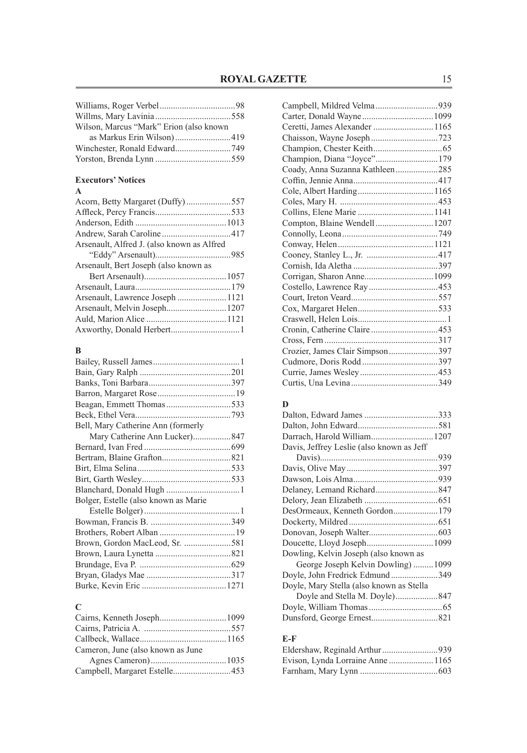Williams, Roger Verbel .................................98
Willms, Mary Lavinia ..................................558
Wilson, Marcus "Mark" Erion (also known as Markus Erin Wilson) .........................419
Winchester, Ronald Edward.........................749
Yorston, Brenda Lynn ..................................559

**Executors' Notices**

**A**

Acorn, Betty Margaret (Duffy) ....................557
Affleck, Percy Francis..................................533
Anderson, Edith .........................................1013
Andrew, Sarah Caroline ...............................417
Arsenault, Alfred J. (also known as Alfred "Eddy" Arsenault)....................................985
Arsenault, Bert Joseph (also known as Bert Arsenault).....................................1057
Arsenault, Laura...........................................179
Arsenault, Lawrence Joseph ......................1121
Arsenault, Melvin Joseph...........................1207
Auld, Marion Alice ....................................1121
Axworthy, Donald Herbert...............................1

**B**

Bailey, Russell James.......................................1
Bain, Gary Ralph .........................................201
Banks, Toni Barbara.....................................397
Barron, Margaret Rose...................................19
Beagan, Emmett Thomas .............................533
Beck, Ethel Vera...........................................793
Bell, Mary Catherine Ann (formerly Mary Catherine Ann Lucker).................847
Bernard, Ivan Fred .......................................699
Bertram, Blaine Grafton...............................821
Birt, Elma Selina..........................................533
Birt, Garth Wesley........................................533
Blanchard, Donald Hugh .................................1
Bolger, Estelle (also known as Marie Estelle Bolger)...........................................1
Bowman, Francis B. ....................................349
Brothers, Robert Alban ..................................19
Brown, Gordon MacLeod, Sr. .....................581
Brown, Laura Lynetta ..................................821
Brundage, Eva P. .........................................629
Bryan, Gladys Mae ......................................317
Burke, Kevin Eric ......................................1271

**C**

Cairns, Kenneth Joseph..............................1099
Cairns, Patricia A. .......................................557
Callbeck, Wallace.......................................1165
Cameron, June (also known as June Agnes Cameron)..................................1035
Campbell, Margaret Estelle..........................453
Campbell, Mildred Velma ............................939
Carter, Donald Wayne ................................1099
Ceretti, James Alexander ...........................1165
Chaisson, Wayne Joseph ..............................723
Champion, Chester Keith...............................65
Champion, Diana "Joyce"............................179
Coady, Anna Suzanna Kathleen...................285
Coffin, Jennie Anna......................................417
Cole, Albert Harding..................................1165
Coles, Mary H. ............................................453
Collins, Elene Marie ..................................1141
Compton, Blaine Wendell ..........................1207
Connolly, Leona...........................................749
Conway, Helen...........................................1121
Cooney, Stanley L., Jr. ................................417
Cornish, Ida Aletha ......................................397
Corrigan, Sharon Anne...............................1099
Costello, Lawrence Ray ...............................453
Court, Ireton Veard.......................................557
Cox, Margaret Helen....................................533
Craswell, Helen Lois........................................1
Cronin, Catherine Claire ..............................453
Cross, Fern ...................................................317
Crozier, James Clair Simpson......................397
Cudmore, Doris Rodd ..................................397
Currie, James Wesley ...................................453
Curtis, Una Levina .......................................349

**D**

Dalton, Edward James .................................333
Dalton, John Edward....................................581
Darrach, Harold William............................1207
Davis, Jeffrey Leslie (also known as Jeff Davis).....................................................939
Davis, Olive May .........................................397
Dawson, Lois Alma......................................939
Delaney, Lemand Richard............................847
Delory, Jean Elizabeth .................................651
DesOrmeaux, Kenneth Gordon....................179
Dockerty, Mildred ........................................651
Donovan, Joseph Walter...............................603
Doucette, Lloyd Joseph..............................1099
Dowling, Kelvin Joseph (also known as George Joseph Kelvin Dowling) .........1099
Doyle, John Fredrick Edmund .....................349
Doyle, Mary Stella (also known as Stella Doyle and Stella M. Doyle)...................847
Doyle, William Thomas .................................65
Dunsford, George Ernest..............................821

**E-F**

Eldershaw, Reginald Arthur .........................939
Evison, Lynda Lorraine Anne ....................1165
Farnham, Mary Lynn ...................................603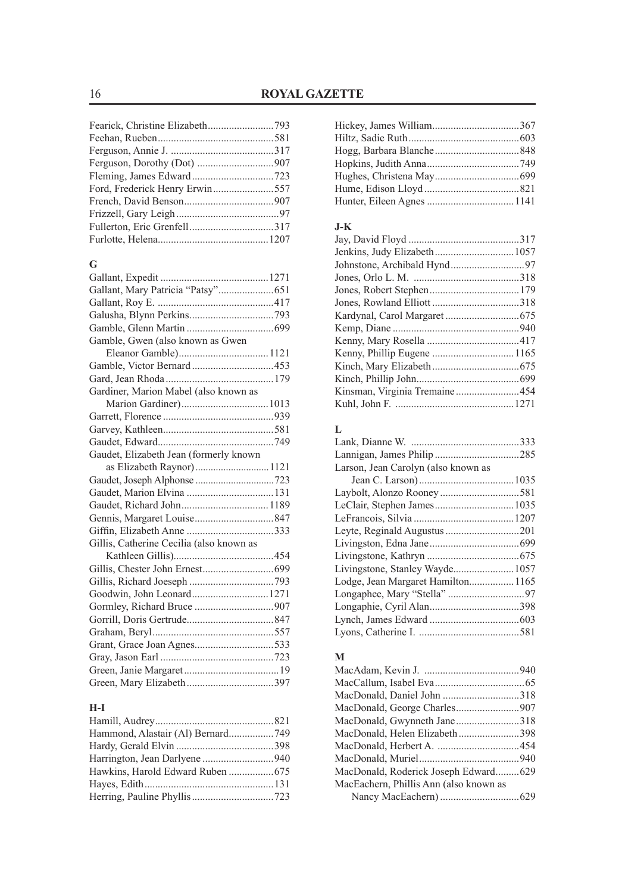Fearick, Christine Elizabeth.........................793
Feehan, Rueben............................................581
Ferguson, Annie J. .......................................317
Ferguson, Dorothy (Dot) .............................907
Fleming, James Edward...............................723
Ford, Frederick Henry Erwin.......................557
French, David Benson..................................907
Frizzell, Gary Leigh.......................................97
Fullerton, Eric Grenfell................................317
Furlotte, Helena..........................................1207

## G

Gallant, Expedit .........................................1271
Gallant, Mary Patricia "Patsy".....................651
Gallant, Roy E. ............................................417
Galusha, Blynn Perkins................................793
Gamble, Glenn Martin .................................699
Gamble, Gwen (also known as Gwen
  Eleanor Gamble)..................................1121
Gamble, Victor Bernard ...............................453
Gard, Jean Rhoda .........................................179
Gardiner, Marion Mabel (also known as
  Marion Gardiner).................................1013
Garrett, Florence ..........................................939
Garvey, Kathleen..........................................581
Gaudet, Edward............................................749
Gaudet, Elizabeth Jean (formerly known
  as Elizabeth Raynor)............................1121
Gaudet, Joseph Alphonse ..............................723
Gaudet, Marion Elvina .................................131
Gaudet, Richard John.................................1189
Gennis, Margaret Louise..............................847
Giffin, Elizabeth Anne .................................333
Gillis, Catherine Cecilia (also known as
  Kathleen Gillis)......................................454
Gillis, Chester John Ernest...........................699
Gillis, Richard Joeseph ................................793
Goodwin, John Leonard.............................1271
Gormley, Richard Bruce ..............................907
Gorrill, Doris Gertrude.................................847
Graham, Beryl..............................................557
Grant, Grace Joan Agnes..............................533
Gray, Jason Earl ...........................................723
Green, Janie Margaret....................................19
Green, Mary Elizabeth.................................397

## H-I

Hamill, Audrey.............................................821
Hammond, Alastair (Al) Bernard.................749
Hardy, Gerald Elvin .....................................398
Harrington, Jean Darlyene ...........................940
Hawkins, Harold Edward Ruben .................675
Hayes, Edith.................................................131
Herring, Pauline Phyllis...............................723
Hickey, James William.................................367
Hiltz, Sadie Ruth..........................................603
Hogg, Barbara Blanche................................848
Hopkins, Judith Anna...................................749
Hughes, Christena May................................699
Hume, Edison Lloyd ....................................821
Hunter, Eileen Agnes .................................1141

## J-K

Jay, David Floyd ..........................................317
Jenkins, Judy Elizabeth..............................1057
Johnstone, Archibald Hynd............................97
Jones, Orlo L. M. ........................................318
Jones, Robert Stephen..................................179
Jones, Rowland Elliott .................................318
Kardynal, Carol Margaret ............................675
Kemp, Diane ................................................940
Kenny, Mary Rosella ...................................417
Kenny, Phillip Eugene ...............................1165
Kinch, Mary Elizabeth.................................675
Kinch, Phillip John.......................................699
Kinsman, Virginia Tremaine........................454
Kuhl, John F. .............................................1271

## L

Lank, Dianne W. .........................................333
Lannigan, James Philip ................................285
Larson, Jean Carolyn (also known as
  Jean C. Larson)....................................1035
Laybolt, Alonzo Rooney ..............................581
LeClair, Stephen James..............................1035
LeFrancois, Silvia ......................................1207
Leyte, Reginald Augustus ............................201
Livingston, Edna Jane..................................699
Livingstone, Kathryn ...................................675
Livingstone, Stanley Wayde.......................1057
Lodge, Jean Margaret Hamilton.................1165
Longaphee, Mary "Stella" .............................97
Longaphie, Cyril Alan..................................398
Lynch, James Edward ..................................603
Lyons, Catherine I. ......................................581

## M

MacAdam, Kevin J. ....................................940
MacCallum, Isabel Eva..................................65
MacDonald, Daniel John .............................318
MacDonald, George Charles........................907
MacDonald, Gwynneth Jane........................318
MacDonald, Helen Elizabeth.......................398
MacDonald, Herbert A. ...............................454
MacDonald, Muriel......................................940
MacDonald, Roderick Joseph Edward.........629
MacEachern, Phillis Ann (also known as
  Nancy MacEachern) ..............................629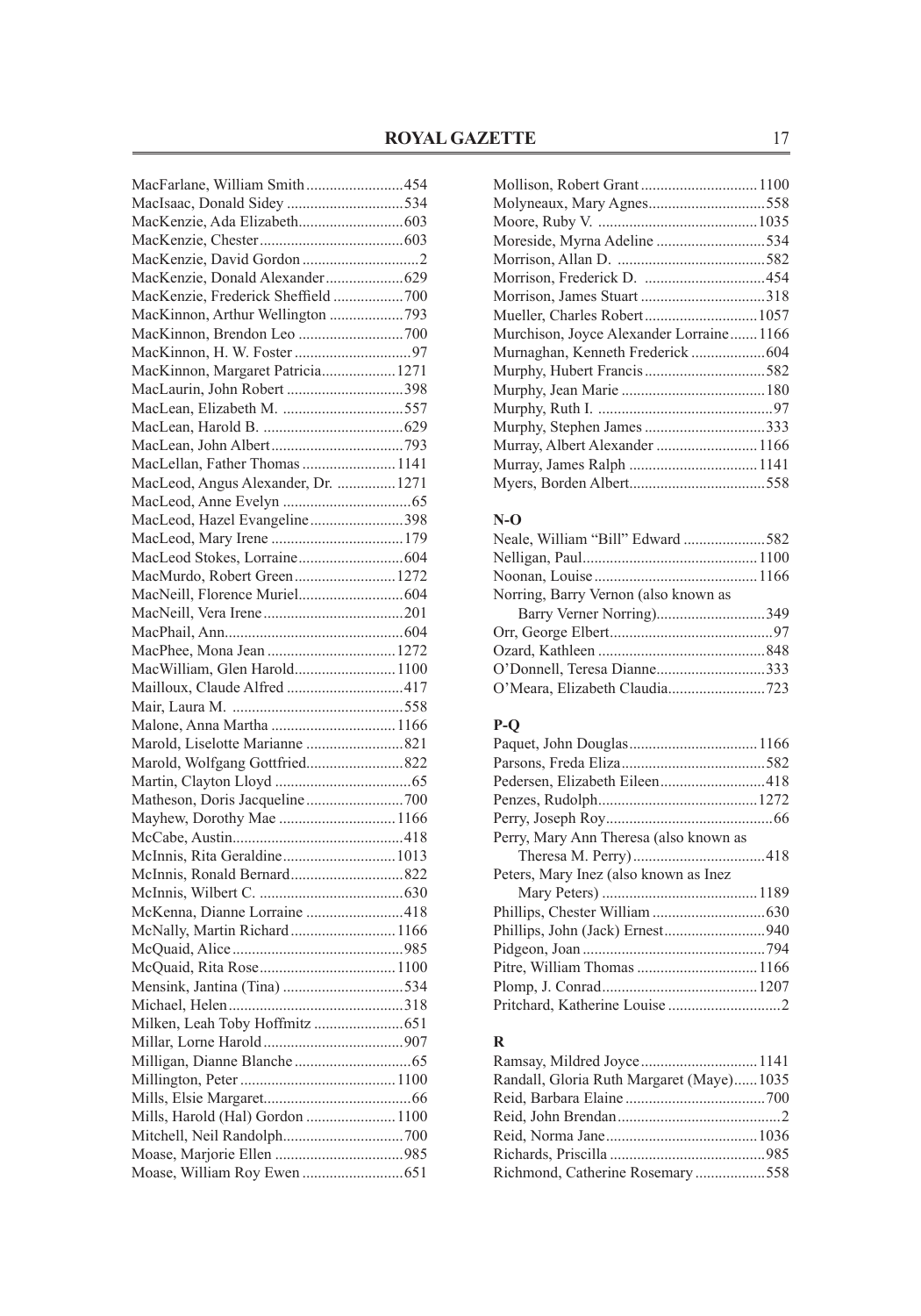MacFarlane, William Smith ......................... 454
MacIsaac, Donald Sidey .............................. 534
MacKenzie, Ada Elizabeth........................... 603
MacKenzie, Chester .................................... 603
MacKenzie, David Gordon .............................. 2
MacKenzie, Donald Alexander .................... 629
MacKenzie, Frederick Sheffield .................. 700
MacKinnon, Arthur Wellington ................... 793
MacKinnon, Brendon Leo ........................... 700
MacKinnon, H. W. Foster .............................. 97
MacKinnon, Margaret Patricia................... 1271
MacLaurin, John Robert .............................. 398
MacLean, Elizabeth M. ............................... 557
MacLean, Harold B. .................................... 629
MacLean, John Albert.................................. 793
MacLellan, Father Thomas ........................ 1141
MacLeod, Angus Alexander, Dr. ............... 1271
MacLeod, Anne Evelyn ................................. 65
MacLeod, Hazel Evangeline........................ 398
MacLeod, Mary Irene .................................. 179
MacLeod Stokes, Lorraine........................... 604
MacMurdo, Robert Green .......................... 1272
MacNeill, Florence Muriel........................... 604
MacNeill, Vera Irene .................................... 201
MacPhail, Ann.............................................. 604
MacPhee, Mona Jean ................................. 1272
MacWilliam, Glen Harold.......................... 1100
Mailloux, Claude Alfred .............................. 417
Mair, Laura M. ............................................ 558
Malone, Anna Martha ................................ 1166
Marold, Liselotte Marianne ......................... 821
Marold, Wolfgang Gottfried......................... 822
Martin, Clayton Lloyd ................................... 65
Matheson, Doris Jacqueline ......................... 700
Mayhew, Dorothy Mae .............................. 1166
McCabe, Austin............................................ 418
McInnis, Rita Geraldine............................. 1013
McInnis, Ronald Bernard ............................. 822
McInnis, Wilbert C. ..................................... 630
McKenna, Dianne Lorraine ......................... 418
McNally, Martin Richard ........................... 1166
McQuaid, Alice ............................................ 985
McQuaid, Rita Rose ................................... 1100
Mensink, Jantina (Tina) ............................... 534
Michael, Helen ............................................. 318
Milken, Leah Toby Hoffmitz ....................... 651
Millar, Lorne Harold .................................... 907
Milligan, Dianne Blanche .............................. 65
Millington, Peter ........................................ 1100
Mills, Elsie Margaret...................................... 66
Mills, Harold (Hal) Gordon ....................... 1100
Mitchell, Neil Randolph............................... 700
Moase, Marjorie Ellen ................................. 985
Moase, William Roy Ewen .......................... 651
Mollison, Robert Grant .............................. 1100
Molyneaux, Mary Agnes.............................. 558
Moore, Ruby V. ......................................... 1035
Moreside, Myrna Adeline ............................ 534
Morrison, Allan D. ...................................... 582
Morrison, Frederick D. ............................... 454
Morrison, James Stuart ................................ 318
Mueller, Charles Robert ............................. 1057
Murchison, Joyce Alexander Lorraine ....... 1166
Murnaghan, Kenneth Frederick ................... 604
Murphy, Hubert Francis ............................... 582
Murphy, Jean Marie ..................................... 180
Murphy, Ruth I. ............................................. 97
Murphy, Stephen James ............................... 333
Murray, Albert Alexander .......................... 1166
Murray, James Ralph ................................. 1141
Myers, Borden Albert................................... 558

## N-O

Neale, William "Bill" Edward ..................... 582
Nelligan, Paul............................................. 1100
Noonan, Louise .......................................... 1166
Norring, Barry Vernon (also known as
    Barry Verner Norring)............................ 349
Orr, George Elbert .......................................... 97
Ozard, Kathleen ........................................... 848
O'Donnell, Teresa Dianne............................ 333
O'Meara, Elizabeth Claudia......................... 723

## P-Q

Paquet, John Douglas ................................. 1166
Parsons, Freda Eliza ..................................... 582
Pedersen, Elizabeth Eileen ........................... 418
Penzes, Rudolph......................................... 1272
Perry, Joseph Roy .......................................... 66
Perry, Mary Ann Theresa (also known as
    Theresa M. Perry) .................................. 418
Peters, Mary Inez (also known as Inez
    Mary Peters) ........................................ 1189
Phillips, Chester William ............................. 630
Phillips, John (Jack) Ernest.......................... 940
Pidgeon, Joan ............................................... 794
Pitre, William Thomas ............................... 1166
Plomp, J. Conrad........................................ 1207
Pritchard, Katherine Louise ............................ 2

## R

Ramsay, Mildred Joyce .............................. 1141
Randall, Gloria Ruth Margaret (Maye) ...... 1035
Reid, Barbara Elaine .................................... 700
Reid, John Brendan .......................................... 2
Reid, Norma Jane ....................................... 1036
Richards, Priscilla ........................................ 985
Richmond, Catherine Rosemary .................. 558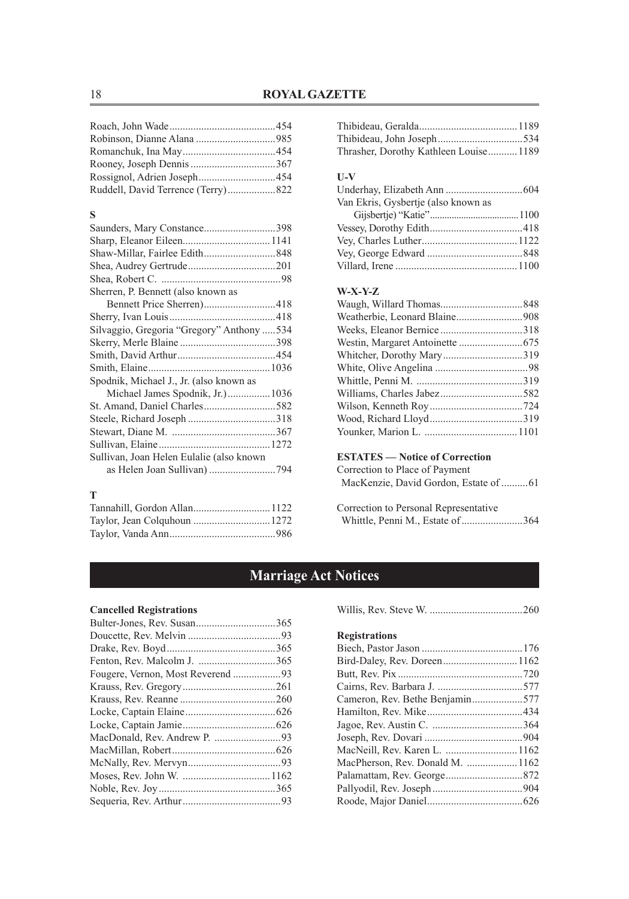Roach, John Wade........................................454
Robinson, Dianne Alana ..............................985
Romanchuk, Ina May...................................454
Rooney, Joseph Dennis ................................367
Rossignol, Adrien Joseph.............................454
Ruddell, David Terrence (Terry)..................822

**S**

Saunders, Mary Constance...........................398
Sharp, Eleanor Eileen.................................1141
Shaw-Millar, Fairlee Edith...........................848
Shea, Audrey Gertrude.................................201
Shea, Robert C. .............................................98
Sherren, P. Bennett (also known as
Bennett Price Sherren)...........................418
Sherry, Ivan Louis........................................418
Silvaggio, Gregoria "Gregory" Anthony .....534
Skerry, Merle Blaine ....................................398
Smith, David Arthur.....................................454
Smith, Elaine..............................................1036
Spodnik, Michael J., Jr. (also known as
Michael James Spodnik, Jr.)................1036
St. Amand, Daniel Charles...........................582
Steele, Richard Joseph .................................318
Stewart, Diane M. .......................................367
Sullivan, Elaine..........................................1272
Sullivan, Joan Helen Eulalie (also known
as Helen Joan Sullivan) .........................794

**T**

Tannahill, Gordon Allan.............................1122
Taylor, Jean Colquhoun .............................1272
Taylor, Vanda Ann........................................986
Thibideau, Geralda.....................................1189
Thibideau, John Joseph................................534
Thrasher, Dorothy Kathleen Louise...........1189

**U-V**

Underhay, Elizabeth Ann .............................604
Van Ekris, Gysbertje (also known as
Gijsbertje) "Katie"....................................1100
Vessey, Dorothy Edith..................................418
Vey, Charles Luther....................................1122
Vey, George Edward ....................................848
Villard, Irene .............................................1100

**W-X-Y-Z**

Waugh, Willard Thomas...............................848
Weatherbie, Leonard Blaine.........................908
Weeks, Eleanor Bernice ...............................318
Westin, Margaret Antoinette ........................675
Whitcher, Dorothy Mary..............................319
White, Olive Angelina ...................................98
Whittle, Penni M. ........................................319
Williams, Charles Jabez...............................582
Wilson, Kenneth Roy...................................724
Wood, Richard Lloyd...................................319
Younker, Marion L. ...................................1101

**ESTATES — Notice of Correction**

Correction to Place of Payment
MacKenzie, David Gordon, Estate of ..........61

Correction to Personal Representative
Whittle, Penni M., Estate of.......................364

## Marriage Act Notices

**Cancelled Registrations**

Bulter-Jones, Rev. Susan..............................365
Doucette, Rev. Melvin ...................................93
Drake, Rev. Boyd.........................................365
Fenton, Rev. Malcolm J. .............................365
Fougere, Vernon, Most Reverend ..................93
Krauss, Rev. Gregory...................................261
Krauss, Rev. Reanne ....................................260
Locke, Captain Elaine..................................626
Locke, Captain Jamie...................................626
MacDonald, Rev. Andrew P. .........................93
MacMillan, Robert.......................................626
McNally, Rev. Mervyn...................................93
Moses, Rev. John W. .................................1162
Noble, Rev. Joy............................................365
Sequeria, Rev. Arthur.....................................93
Willis, Rev. Steve W. ...................................260

**Registrations**

Biech, Pastor Jason ......................................176
Bird-Daley, Rev. Doreen............................1162
Butt, Rev. Pix ...............................................720
Cairns, Rev. Barbara J. ................................577
Cameron, Rev. Bethe Benjamin...................577
Hamilton, Rev. Mike....................................434
Jagoe, Rev. Austin C. ..................................364
Joseph, Rev. Dovari .....................................904
MacNeill, Rev. Karen L. ...........................1162
MacPherson, Rev. Donald M. ...................1162
Palamattam, Rev. George.............................872
Pallyodil, Rev. Joseph..................................904
Roode, Major Daniel....................................626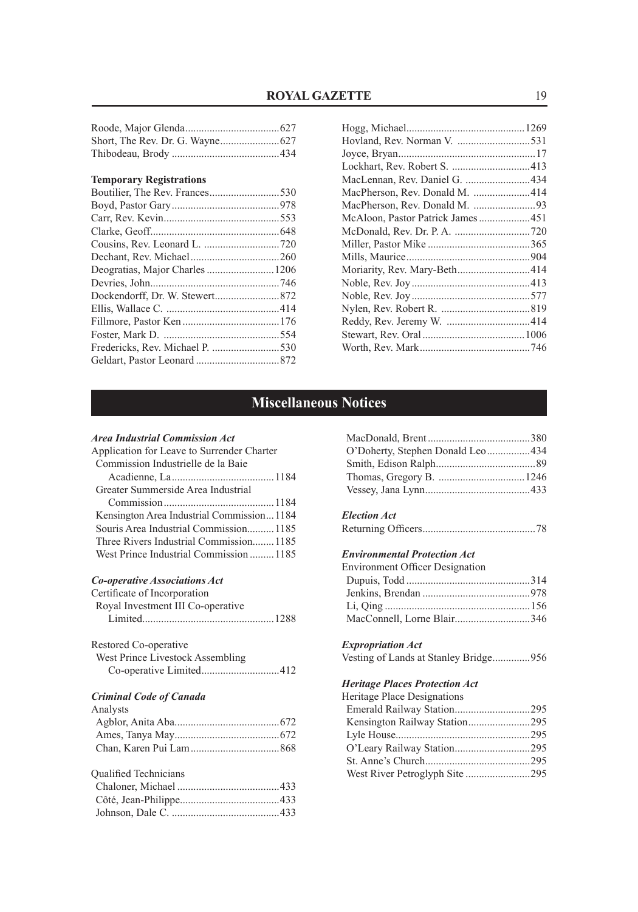Roode, Major Glenda ....................................627
Short, The Rev. Dr. G. Wayne......................627
Thibodeau, Brody ........................................434

**Temporary Registrations**

Boutilier, The Rev. Frances..........................530
Boyd, Pastor Gary........................................978
Carr, Rev. Kevin...........................................553
Clarke, Geoff................................................648
Cousins, Rev. Leonard L. ............................720
Dechant, Rev. Michael.................................260
Deogratias, Major Charles .........................1206
Devries, John................................................746
Dockendorff, Dr. W. Stewart........................872
Ellis, Wallace C. ..........................................414
Fillmore, Pastor Ken ....................................176
Foster, Mark D. ...........................................554
Fredericks, Rev. Michael P. .........................530
Geldart, Pastor Leonard ...............................872
Hogg, Michael............................................1269
Hovland, Rev. Norman V. ...........................531
Joyce, Bryan...................................................17
Lockhart, Rev. Robert S. .............................413
MacLennan, Rev. Daniel G. ........................434
MacPherson, Rev. Donald M. .....................414
MacPherson, Rev. Donald M. .......................93
McAloon, Pastor Patrick James ...................451
McDonald, Rev. Dr. P. A. ............................720
Miller, Pastor Mike ......................................365
Mills, Maurice..............................................904
Moriarity, Rev. Mary-Beth...........................414
Noble, Rev. Joy............................................413
Noble, Rev. Joy............................................577
Nylen, Rev. Robert R. .................................819
Reddy, Rev. Jeremy W. ...............................414
Stewart, Rev. Oral......................................1006
Worth, Rev. Mark.........................................746

## Miscellaneous Notices

***Area Industrial Commission Act***

Application for Leave to Surrender Charter
- Commission Industrielle de la Baie Acadienne, La......................................1184
- Greater Summerside Area Industrial Commission.........................................1184
- Kensington Area Industrial Commission...1184
- Souris Area Industrial Commission..........1185
- Three Rivers Industrial Commission........1185
- West Prince Industrial Commission .........1185

***Co-operative Associations Act***

Certificate of Incorporation
- Royal Investment III Co-operative Limited.................................................1288

Restored Co-operative
- West Prince Livestock Assembling Co-operative Limited.............................412

***Criminal Code of Canada***

Analysts
- Agblor, Anita Aba.......................................672
- Ames, Tanya May.......................................672
- Chan, Karen Pui Lam .................................868

Qualified Technicians
- Chaloner, Michael ......................................433
- Côté, Jean-Philippe.....................................433
- Johnson, Dale C. ........................................433
- MacDonald, Brent ......................................380
- O'Doherty, Stephen Donald Leo................434
- Smith, Edison Ralph.....................................89
- Thomas, Gregory B. ................................1246
- Vessey, Jana Lynn.......................................433

***Election Act***

Returning Officers..........................................78

***Environmental Protection Act***

Environment Officer Designation
- Dupuis, Todd ..............................................314
- Jenkins, Brendan ........................................978
- Li, Qing ......................................................156
- MacConnell, Lorne Blair............................346

***Expropriation Act***

Vesting of Lands at Stanley Bridge..............956

***Heritage Places Protection Act***

Heritage Place Designations
- Emerald Railway Station............................295
- Kensington Railway Station.......................295
- Lyle House..................................................295
- O'Leary Railway Station............................295
- St. Anne's Church.......................................295
- West River Petroglyph Site ........................295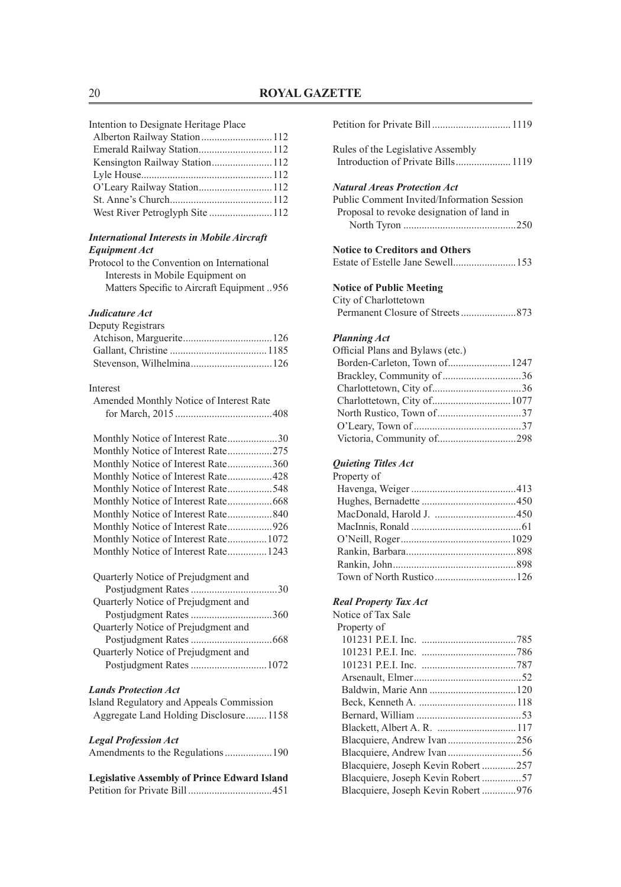Intention to Designate Heritage Place
- Alberton Railway Station ........................... 112
- Emerald Railway Station ............................ 112
- Kensington Railway Station ....................... 112
- Lyle House ................................................. 112
- O'Leary Railway Station ............................ 112
- St. Anne's Church ....................................... 112
- West River Petroglyph Site ........................ 112

***International Interests in Mobile Aircraft Equipment Act***

Protocol to the Convention on International Interests in Mobile Equipment on Matters Specific to Aircraft Equipment .. 956

***Judicature Act***

Deputy Registrars
- Atchison, Marguerite .................................. 126
- Gallant, Christine ..................................... 1185
- Stevenson, Wilhelmina ............................... 126

Interest
- Amended Monthly Notice of Interest Rate for March, 2015 ..................................... 408

- Monthly Notice of Interest Rate ................... 30
- Monthly Notice of Interest Rate ................. 275
- Monthly Notice of Interest Rate ................. 360
- Monthly Notice of Interest Rate ................. 428
- Monthly Notice of Interest Rate ................. 548
- Monthly Notice of Interest Rate ................. 668
- Monthly Notice of Interest Rate ................. 840
- Monthly Notice of Interest Rate ................. 926
- Monthly Notice of Interest Rate ............... 1072
- Monthly Notice of Interest Rate ............... 1243

- Quarterly Notice of Prejudgment and Postjudgment Rates ................................. 30
- Quarterly Notice of Prejudgment and Postjudgment Rates ............................... 360
- Quarterly Notice of Prejudgment and Postjudgment Rates ............................... 668
- Quarterly Notice of Prejudgment and Postjudgment Rates ............................. 1072

***Lands Protection Act***

Island Regulatory and Appeals Commission
- Aggregate Land Holding Disclosure ........ 1158

***Legal Profession Act***

Amendments to the Regulations .................. 190

**Legislative Assembly of Prince Edward Island**

Petition for Private Bill ................................ 451

Petition for Private Bill .............................. 1119

Rules of the Legislative Assembly
- Introduction of Private Bills ..................... 1119

***Natural Areas Protection Act***

Public Comment Invited/Information Session
- Proposal to revoke designation of land in North Tyron ........................................... 250

**Notice to Creditors and Others**

Estate of Estelle Jane Sewell ........................ 153

**Notice of Public Meeting**

City of Charlottetown
- Permanent Closure of Streets ..................... 873

***Planning Act***

Official Plans and Bylaws (etc.)
- Borden-Carleton, Town of ........................ 1247
- Brackley, Community of .............................. 36
- Charlottetown, City of ................................. 36
- Charlottetown, City of .............................. 1077
- North Rustico, Town of ................................ 37
- O'Leary, Town of ......................................... 37
- Victoria, Community of .............................. 298

***Quieting Titles Act***

Property of
- Havenga, Weiger ........................................ 413
- Hughes, Bernadette .................................... 450
- MacDonald, Harold J. ............................... 450
- MacInnis, Ronald .......................................... 61
- O'Neill, Roger .......................................... 1029
- Rankin, Barbara .......................................... 898
- Rankin, John ............................................... 898
- Town of North Rustico ............................... 126

***Real Property Tax Act***

Notice of Tax Sale

Property of
- 101231 P.E.I. Inc. .................................... 785
- 101231 P.E.I. Inc. .................................... 786
- 101231 P.E.I. Inc. .................................... 787
- Arsenault, Elmer ........................................... 52
- Baldwin, Marie Ann ................................. 120
- Beck, Kenneth A. ..................................... 118
- Bernard, William ........................................ 53
- Blackett, Albert A. R. .............................. 117
- Blacquiere, Andrew Ivan .......................... 256
- Blacquiere, Andrew Ivan ............................ 56
- Blacquiere, Joseph Kevin Robert ............. 257
- Blacquiere, Joseph Kevin Robert ............... 57
- Blacquiere, Joseph Kevin Robert ............. 976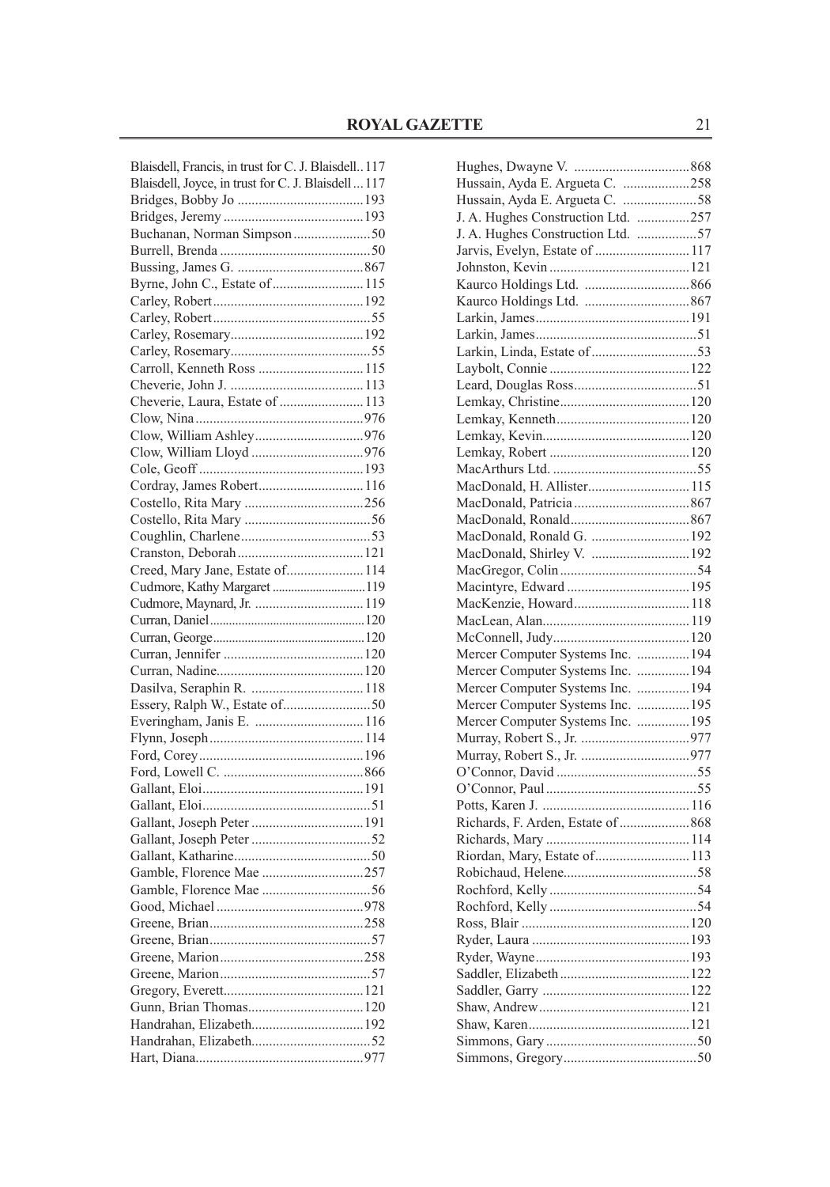Blaisdell, Francis, in trust for C. J. Blaisdell..117
Blaisdell, Joyce, in trust for C. J. Blaisdell...117
Bridges, Bobby Jo ....................................193
Bridges, Jeremy ........................................193
Buchanan, Norman Simpson......................50
Burrell, Brenda ...........................................50
Bussing, James G. ....................................867
Byrne, John C., Estate of..........................115
Carley, Robert...........................................192
Carley, Robert.............................................55
Carley, Rosemary......................................192
Carley, Rosemary........................................55
Carroll, Kenneth Ross ..............................115
Cheverie, John J. ......................................113
Cheverie, Laura, Estate of ........................113
Clow, Nina ................................................976
Clow, William Ashley...............................976
Clow, William Lloyd ................................976
Cole, Geoff ...............................................193
Cordray, James Robert..............................116
Costello, Rita Mary ..................................256
Costello, Rita Mary ....................................56
Coughlin, Charlene.....................................53
Cranston, Deborah....................................121
Creed, Mary Jane, Estate of......................114
Cudmore, Kathy Margaret ..............................119
Cudmore, Maynard, Jr. ..............................119
Curran, Daniel................................................120
Curran, George................................................120
Curran, Jennifer ........................................120
Curran, Nadine..........................................120
Dasilva, Seraphin R. ................................118
Essery, Ralph W., Estate of.........................50
Everingham, Janis E. ...............................116
Flynn, Joseph............................................114
Ford, Corey...............................................196
Ford, Lowell C. ........................................866
Gallant, Eloi..............................................191
Gallant, Eloi................................................51
Gallant, Joseph Peter ................................191
Gallant, Joseph Peter ..................................52
Gallant, Katharine.......................................50
Gamble, Florence Mae .............................257
Gamble, Florence Mae ...............................56
Good, Michael ..........................................978
Greene, Brian............................................258
Greene, Brian..............................................57
Greene, Marion.........................................258
Greene, Marion...........................................57
Gregory, Everett........................................121
Gunn, Brian Thomas.................................120
Handrahan, Elizabeth................................192
Handrahan, Elizabeth..................................52
Hart, Diana................................................977
Hughes, Dwayne V. .................................868
Hussain, Ayda E. Argueta C. ...................258
Hussain, Ayda E. Argueta C. .....................58
J. A. Hughes Construction Ltd. ...............257
J. A. Hughes Construction Ltd. .................57
Jarvis, Evelyn, Estate of ...........................117
Johnston, Kevin ........................................121
Kaurco Holdings Ltd. ..............................866
Kaurco Holdings Ltd. ..............................867
Larkin, James............................................191
Larkin, James..............................................51
Larkin, Linda, Estate of..............................53
Laybolt, Connie ........................................122
Leard, Douglas Ross...................................51
Lemkay, Christine.....................................120
Lemkay, Kenneth......................................120
Lemkay, Kevin..........................................120
Lemkay, Robert ........................................120
MacArthurs Ltd. .........................................55
MacDonald, H. Allister.............................115
MacDonald, Patricia .................................867
MacDonald, Ronald..................................867
MacDonald, Ronald G. ............................192
MacDonald, Shirley V. ............................192
MacGregor, Colin.......................................54
Macintyre, Edward ...................................195
MacKenzie, Howard..................................118
MacLean, Alan..........................................119
McConnell, Judy.......................................120
Mercer Computer Systems Inc. ...............194
Mercer Computer Systems Inc. ...............194
Mercer Computer Systems Inc. ...............194
Mercer Computer Systems Inc. ...............195
Mercer Computer Systems Inc. ...............195
Murray, Robert S., Jr. ...............................977
Murray, Robert S., Jr. ...............................977
O'Connor, David ........................................55
O'Connor, Paul ...........................................55
Potts, Karen J. ..........................................116
Richards, F. Arden, Estate of....................868
Richards, Mary .........................................114
Riordan, Mary, Estate of...........................113
Robichaud, Helene......................................58
Rochford, Kelly ..........................................54
Rochford, Kelly ..........................................54
Ross, Blair ................................................120
Ryder, Laura .............................................193
Ryder, Wayne............................................193
Saddler, Elizabeth .....................................122
Saddler, Garry ..........................................122
Shaw, Andrew...........................................121
Shaw, Karen..............................................121
Simmons, Gary...........................................50
Simmons, Gregory......................................50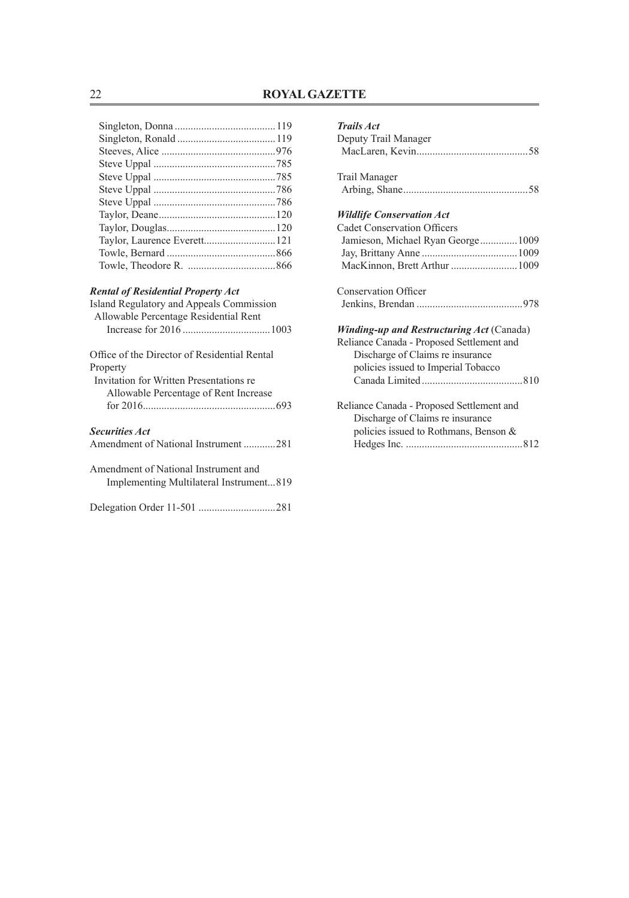Singleton, Donna ......................................119
Singleton, Ronald .....................................119
Steeves, Alice ...........................................976
Steve Uppal ..............................................785
Steve Uppal ..............................................785
Steve Uppal ..............................................786
Steve Uppal ..............................................786
Taylor, Deane............................................120
Taylor, Douglas.........................................120
Taylor, Laurence Everett...........................121
Towle, Bernard .........................................866
Towle, Theodore R. .................................866

***Rental of Residential Property Act***

Island Regulatory and Appeals Commission
Allowable Percentage Residential Rent
Increase for 2016 .................................1003

Office of the Director of Residential Rental Property
Invitation for Written Presentations re
Allowable Percentage of Rent Increase
for 2016..................................................693

***Securities Act***

Amendment of National Instrument ............281

Amendment of National Instrument and
Implementing Multilateral Instrument...819

Delegation Order 11-501 .............................281

***Trails Act***

Deputy Trail Manager
MacLaren, Kevin..........................................58

Trail Manager
Arbing, Shane...............................................58

***Wildlife Conservation Act***

Cadet Conservation Officers
Jamieson, Michael Ryan George..............1009
Jay, Brittany Anne ....................................1009
MacKinnon, Brett Arthur .........................1009

Conservation Officer
Jenkins, Brendan ........................................978

***Winding-up and Restructuring Act*** (Canada)

Reliance Canada - Proposed Settlement and
Discharge of Claims re insurance
policies issued to Imperial Tobacco
Canada Limited......................................810

Reliance Canada - Proposed Settlement and
Discharge of Claims re insurance
policies issued to Rothmans, Benson &
Hedges Inc. ............................................812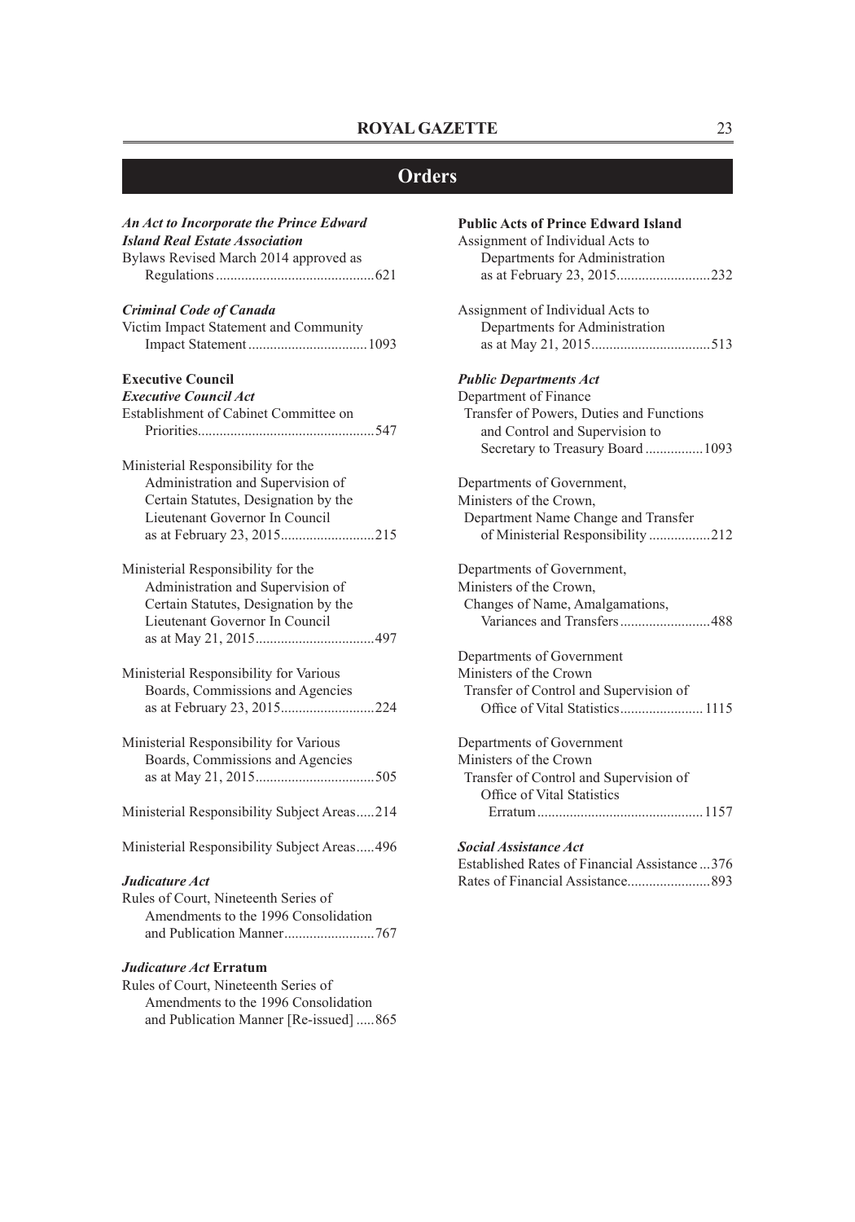# Orders

***An Act to Incorporate the Prince Edward Island Real Estate Association***

Bylaws Revised March 2014 approved as Regulations ........................................... 621

***Criminal Code of Canada***

Victim Impact Statement and Community Impact Statement ................................ 1093

**Executive Council**

***Executive Council Act***

Establishment of Cabinet Committee on Priorities ................................................ 547

Ministerial Responsibility for the Administration and Supervision of Certain Statutes, Designation by the Lieutenant Governor In Council as at February 23, 2015 .......................... 215

Ministerial Responsibility for the Administration and Supervision of Certain Statutes, Designation by the Lieutenant Governor In Council as at May 21, 2015 ................................ 497

Ministerial Responsibility for Various Boards, Commissions and Agencies as at February 23, 2015 .......................... 224

Ministerial Responsibility for Various Boards, Commissions and Agencies as at May 21, 2015 ................................ 505

Ministerial Responsibility Subject Areas ..... 214

Ministerial Responsibility Subject Areas ..... 496

***Judicature Act***

Rules of Court, Nineteenth Series of Amendments to the 1996 Consolidation and Publication Manner ......................... 767

***Judicature Act* Erratum**

Rules of Court, Nineteenth Series of Amendments to the 1996 Consolidation and Publication Manner [Re-issued] ..... 865

**Public Acts of Prince Edward Island**

Assignment of Individual Acts to Departments for Administration as at February 23, 2015 .......................... 232

Assignment of Individual Acts to Departments for Administration as at May 21, 2015 ................................ 513

***Public Departments Act***

Department of Finance
Transfer of Powers, Duties and Functions and Control and Supervision to Secretary to Treasury Board ................ 1093

Departments of Government,
Ministers of the Crown,
Department Name Change and Transfer of Ministerial Responsibility ................. 212

Departments of Government,
Ministers of the Crown,
Changes of Name, Amalgamations, Variances and Transfers ......................... 488

Departments of Government
Ministers of the Crown
Transfer of Control and Supervision of Office of Vital Statistics ....................... 1115

Departments of Government
Ministers of the Crown
Transfer of Control and Supervision of Office of Vital Statistics Erratum ............................................. 1157

***Social Assistance Act***

Established Rates of Financial Assistance ... 376

Rates of Financial Assistance ....................... 893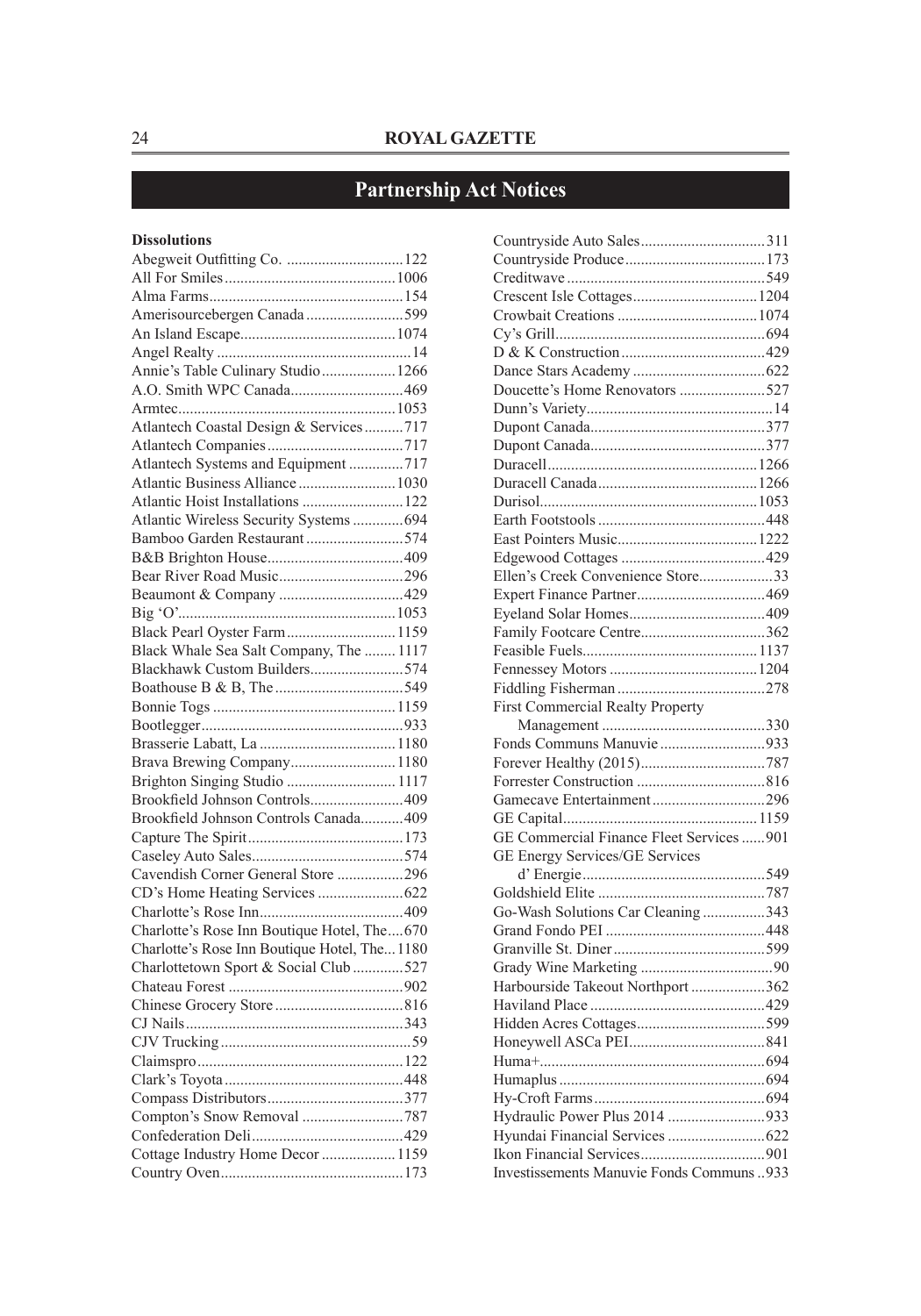## Partnership Act Notices

### Dissolutions

Abegweit Outfitting Co. ..............................122
All For Smiles............................................1006
Alma Farms..................................................154
Amerisourcebergen Canada .........................599
An Island Escape........................................1074
Angel Realty ..................................................14
Annie's Table Culinary Studio...................1266
A.O. Smith WPC Canada.............................469
Armtec........................................................1053
Atlantech Coastal Design & Services..........717
Atlantech Companies...................................717
Atlantech Systems and Equipment ..............717
Atlantic Business Alliance .........................1030
Atlantic Hoist Installations ..........................122
Atlantic Wireless Security Systems .............694
Bamboo Garden Restaurant .........................574
B&B Brighton House...................................409
Bear River Road Music................................296
Beaumont & Company ................................429
Big 'O'........................................................1053
Black Pearl Oyster Farm............................1159
Black Whale Sea Salt Company, The ........1117
Blackhawk Custom Builders........................574
Boathouse B & B, The .................................549
Bonnie Togs ...............................................1159
Bootlegger....................................................933
Brasserie Labatt, La ...................................1180
Brava Brewing Company...........................1180
Brighton Singing Studio ............................1117
Brookfield Johnson Controls........................409
Brookfield Johnson Controls Canada...........409
Capture The Spirit........................................173
Caseley Auto Sales.......................................574
Cavendish Corner General Store .................296
CD's Home Heating Services ......................622
Charlotte's Rose Inn.....................................409
Charlotte's Rose Inn Boutique Hotel, The....670
Charlotte's Rose Inn Boutique Hotel, The...1180
Charlottetown Sport & Social Club .............527
Chateau Forest .............................................902
Chinese Grocery Store .................................816
CJ Nails........................................................343
CJV Trucking ................................................59
Claimspro.....................................................122
Clark's Toyota ..............................................448
Compass Distributors...................................377
Compton's Snow Removal ..........................787
Confederation Deli.......................................429
Cottage Industry Home Decor ...................1159
Country Oven...............................................173
Countryside Auto Sales................................311
Countryside Produce....................................173
Creditwave ...................................................549
Crescent Isle Cottages................................1204
Crowbait Creations ....................................1074
Cy's Grill......................................................694
D & K Construction.....................................429
Dance Stars Academy ..................................622
Doucette's Home Renovators ......................527
Dunn's Variety................................................14
Dupont Canada.............................................377
Dupont Canada.............................................377
Duracell......................................................1266
Duracell Canada.........................................1266
Durisol........................................................1053
Earth Footstools ...........................................448
East Pointers Music....................................1222
Edgewood Cottages .....................................429
Ellen's Creek Convenience Store...................33
Expert Finance Partner.................................469
Eyeland Solar Homes...................................409
Family Footcare Centre................................362
Feasible Fuels.............................................1137
Fennessey Motors ......................................1204
Fiddling Fisherman ......................................278
First Commercial Realty Property Management ..........................................330
Fonds Communs Manuvie ...........................933
Forever Healthy (2015)................................787
Forrester Construction .................................816
Gamecave Entertainment.............................296
GE Capital..................................................1159
GE Commercial Finance Fleet Services ......901
GE Energy Services/GE Services d' Energie...............................................549
Goldshield Elite ...........................................787
Go-Wash Solutions Car Cleaning ................343
Grand Fondo PEI .........................................448
Granville St. Diner.......................................599
Grady Wine Marketing ..................................90
Harbourside Takeout Northport ...................362
Haviland Place .............................................429
Hidden Acres Cottages.................................599
Honeywell ASCa PEI...................................841
Huma+..........................................................694
Humaplus .....................................................694
Hy-Croft Farms ............................................694
Hydraulic Power Plus 2014 .........................933
Hyundai Financial Services .........................622
Ikon Financial Services................................901
Investissements Manuvie Fonds Communs ..933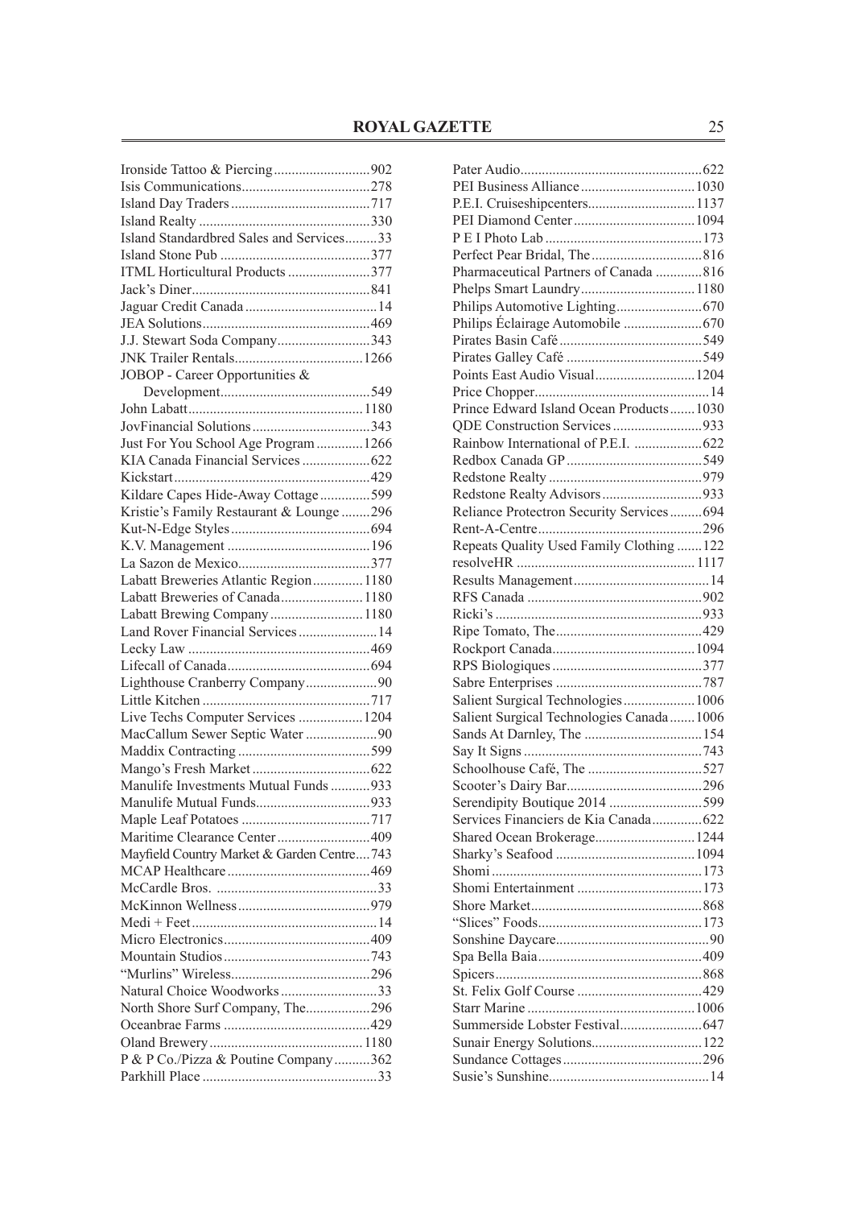Ironside Tattoo & Piercing ........................... 902
Isis Communications .................................... 278
Island Day Traders ....................................... 717
Island Realty ................................................ 330
Island Standardbred Sales and Services ......... 33
Island Stone Pub .......................................... 377
ITML Horticultural Products ....................... 377
Jack's Diner .................................................. 841
Jaguar Credit Canada ..................................... 14
JEA Solutions ............................................... 469
J.J. Stewart Soda Company .......................... 343
JNK Trailer Rentals .................................... 1266
JOBOP - Career Opportunities & Development .......................................... 549
John Labatt ................................................. 1180
JovFinancial Solutions ................................. 343
Just For You School Age Program ............. 1266
KIA Canada Financial Services ................... 622
Kickstart ....................................................... 429
Kildare Capes Hide-Away Cottage .............. 599
Kristie's Family Restaurant & Lounge ........ 296
Kut-N-Edge Styles ....................................... 694
K.V. Management ........................................ 196
La Sazon de Mexico ..................................... 377
Labatt Breweries Atlantic Region .............. 1180
Labatt Breweries of Canada ....................... 1180
Labatt Brewing Company .......................... 1180
Land Rover Financial Services ...................... 14
Lecky Law ................................................... 469
Lifecall of Canada ........................................ 694
Lighthouse Cranberry Company .................... 90
Little Kitchen ............................................... 717
Live Techs Computer Services .................. 1204
MacCallum Sewer Septic Water .................... 90
Maddix Contracting ..................................... 599
Mango's Fresh Market ................................. 622
Manulife Investments Mutual Funds ........... 933
Manulife Mutual Funds ................................ 933
Maple Leaf Potatoes .................................... 717
Maritime Clearance Center .......................... 409
Mayfield Country Market & Garden Centre .... 743
MCAP Healthcare ........................................ 469
McCardle Bros. ............................................. 33
McKinnon Wellness ..................................... 979
Medi + Feet ................................................... 14
Micro Electronics ......................................... 409
Mountain Studios ......................................... 743
"Murlins" Wireless ....................................... 296
Natural Choice Woodworks ........................... 33
North Shore Surf Company, The .................. 296
Oceanbrae Farms ......................................... 429
Oland Brewery ........................................... 1180
P & P Co./Pizza & Poutine Company .......... 362
Parkhill Place ................................................ 33
Pater Audio .................................................. 622
PEI Business Alliance ................................ 1030
P.E.I. Cruiseshipcenters .............................. 1137
PEI Diamond Center .................................. 1094
P E I Photo Lab ............................................ 173
Perfect Pear Bridal, The ............................... 816
Pharmaceutical Partners of Canada ............. 816
Phelps Smart Laundry ................................ 1180
Philips Automotive Lighting ........................ 670
Philips Éclairage Automobile ...................... 670
Pirates Basin Café ........................................ 549
Pirates Galley Café ...................................... 549
Points East Audio Visual ............................ 1204
Price Chopper ................................................ 14
Prince Edward Island Ocean Products ....... 1030
QDE Construction Services ......................... 933
Rainbow International of P.E.I. ................... 622
Redbox Canada GP ...................................... 549
Redstone Realty ........................................... 979
Redstone Realty Advisors ............................ 933
Reliance Protectron Security Services ......... 694
Rent-A-Centre .............................................. 296
Repeats Quality Used Family Clothing ....... 122
resolveHR .................................................. 1117
Results Management ...................................... 14
RFS Canada ................................................. 902
Ricki's .......................................................... 933
Ripe Tomato, The ......................................... 429
Rockport Canada ........................................ 1094
RPS Biologiques .......................................... 377
Sabre Enterprises ......................................... 787
Salient Surgical Technologies .................... 1006
Salient Surgical Technologies Canada ....... 1006
Sands At Darnley, The ................................. 154
Say It Signs .................................................. 743
Schoolhouse Café, The ................................ 527
Scooter's Dairy Bar ...................................... 296
Serendipity Boutique 2014 .......................... 599
Services Financiers de Kia Canada .............. 622
Shared Ocean Brokerage ............................ 1244
Sharky's Seafood ....................................... 1094
Shomi .......................................................... 173
Shomi Entertainment ................................... 173
Shore Market ............................................... 868
"Slices" Foods .............................................. 173
Sonshine Daycare ........................................... 90
Spa Bella Baia .............................................. 409
Spicers ......................................................... 868
St. Felix Golf Course ................................... 429
Starr Marine ............................................... 1006
Summerside Lobster Festival ....................... 647
Sunair Energy Solutions ............................... 122
Sundance Cottages ....................................... 296
Susie's Sunshine ............................................. 14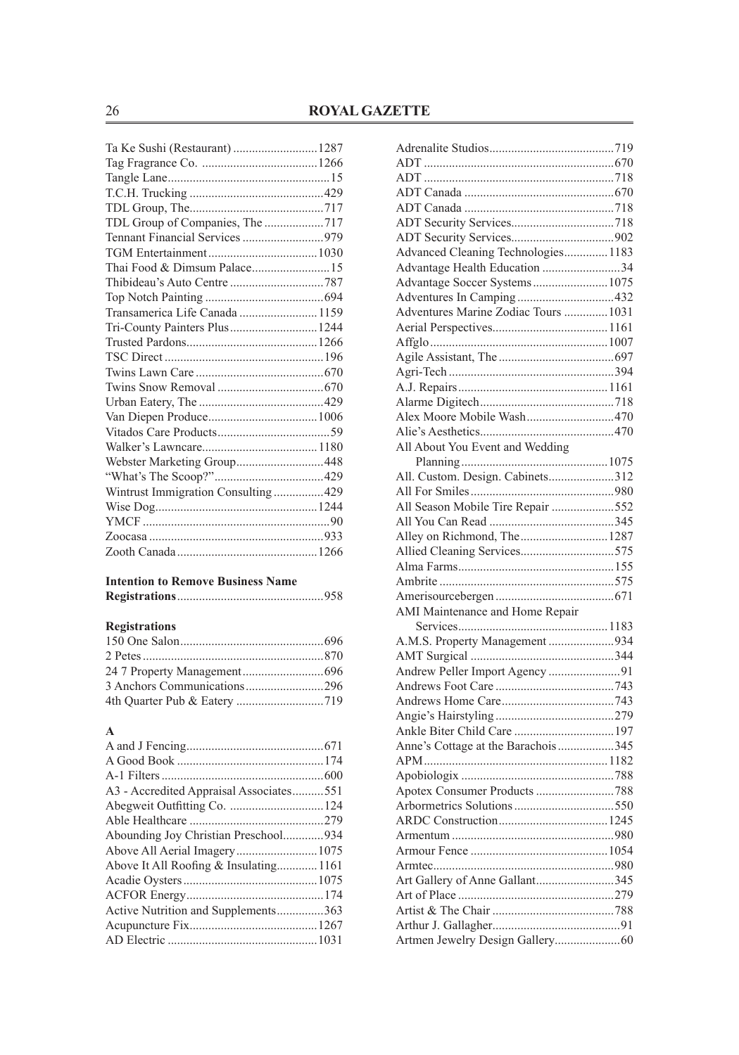Ta Ke Sushi (Restaurant) ............................1287
Tag Fragrance Co. ......................................1266
Tangle Lane....................................................15
T.C.H. Trucking ............................................429
TDL Group, The............................................717
TDL Group of Companies, The ....................717
Tennant Financial Services ...........................979
TGM Entertainment....................................1030
Thai Food & Dimsum Palace..........................15
Thibideau's Auto Centre ..............................787
Top Notch Painting ......................................694
Transamerica Life Canada ..........................1159
Tri-County Painters Plus.............................1244
Trusted Pardons...........................................1266
TSC Direct ...................................................196
Twins Lawn Care .........................................670
Twins Snow Removal ..................................670
Urban Eatery, The ........................................429
Van Diepen Produce....................................1006
Vitados Care Products....................................59
Walker's Lawncare......................................1180
Webster Marketing Group............................448
"What's The Scoop?"...................................429
Wintrust Immigration Consulting ................429
Wise Dog....................................................1244
YMCF ............................................................90
Zoocasa .........................................................933
Zooth Canada .............................................1266

**Intention to Remove Business Name Registrations**...............................................958

**Registrations**

150 One Salon..............................................696
2 Petes..........................................................870
24 7 Property Management..........................696
3 Anchors Communications.........................296
4th Quarter Pub & Eatery ............................719

**A**

A and J Fencing............................................671
A Good Book ...............................................174
A-1 Filters ....................................................600
A3 - Accredited Appraisal Associates..........551
Abegweit Outfitting Co. ..............................124
Able Healthcare ...........................................279
Abounding Joy Christian Preschool.............934
Above All Aerial Imagery..........................1075
Above It All Roofing & Insulating.............1161
Acadie Oysters ...........................................1075
ACFOR Energy............................................174
Active Nutrition and Supplements...............363
Acupuncture Fix.........................................1267
AD Electric ................................................1031
Adrenalite Studios........................................719
ADT .............................................................670
ADT .............................................................718
ADT Canada ................................................670
ADT Canada ................................................718
ADT Security Services.................................718
ADT Security Services.................................902
Advanced Cleaning Technologies..............1183
Advantage Health Education .........................34
Advantage Soccer Systems........................1075
Adventures In Camping ...............................432
Adventures Marine Zodiac Tours ..............1031
Aerial Perspectives.....................................1161
Affglo .........................................................1007
Agile Assistant, The .....................................697
Agri-Tech .....................................................394
A.J. Repairs................................................1161
Alarme Digitech...........................................718
Alex Moore Mobile Wash............................470
Alie's Aesthetics...........................................470
All About You Event and Wedding Planning...............................................1075
All. Custom. Design. Cabinets.....................312
All For Smiles..............................................980
All Season Mobile Tire Repair ....................552
All You Can Read ........................................345
Alley on Richmond, The............................1287
Allied Cleaning Services..............................575
Alma Farms..................................................155
Ambrite ........................................................575
Amerisourcebergen ......................................671
AMI Maintenance and Home Repair Services...............................................1183
A.M.S. Property Management .....................934
AMT Surgical ..............................................344
Andrew Peller Import Agency .......................91
Andrews Foot Care ......................................743
Andrews Home Care....................................743
Angie's Hairstyling......................................279
Ankle Biter Child Care ................................197
Anne's Cottage at the Barachois..................345
APM...........................................................1182
Apobiologix .................................................788
Apotex Consumer Products .........................788
Arbormetrics Solutions ................................550
ARDC Construction...................................1245
Armentum ....................................................980
Armour Fence ............................................1054
Armtec..........................................................980
Art Gallery of Anne Gallant.........................345
Art of Place ..................................................279
Artist & The Chair .......................................788
Arthur J. Gallagher.........................................91
Artmen Jewelry Design Gallery.....................60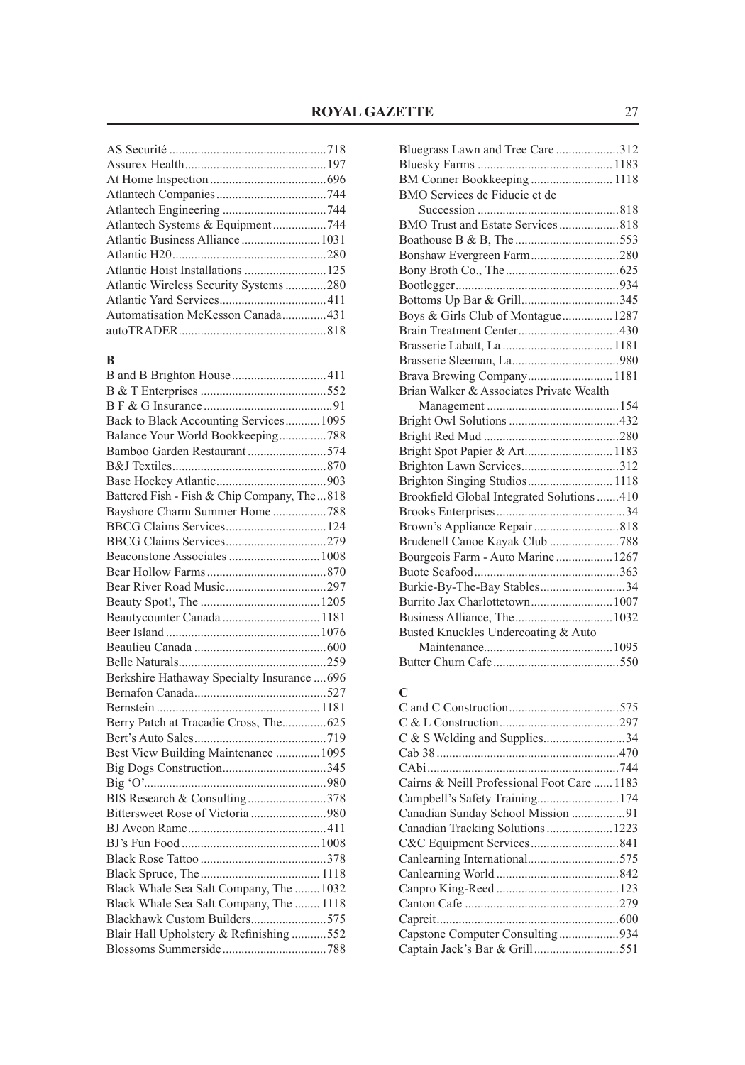AS Securité .................................................718
Assurex Health............................................197
At Home Inspection....................................696
Atlantech Companies..................................744
Atlantech Engineering ................................744
Atlantech Systems & Equipment................744
Atlantic Business Alliance........................1031
Atlantic H20................................................280
Atlantic Hoist Installations .........................125
Atlantic Wireless Security Systems ............280
Atlantic Yard Services.................................411
Automatisation McKesson Canada.............431
autoTRADER..............................................818

**B**

B and B Brighton House.............................411
B & T Enterprises .......................................552
B F & G Insurance........................................91
Back to Black Accounting Services..........1095
Balance Your World Bookkeeping..............788
Bamboo Garden Restaurant........................574
B&J Textiles................................................870
Base Hockey Atlantic..................................903
Battered Fish - Fish & Chip Company, The...818
Bayshore Charm Summer Home ................788
BBCG Claims Services...............................124
BBCG Claims Services...............................279
Beaconstone Associates ............................1008
Bear Hollow Farms.....................................870
Bear River Road Music...............................297
Beauty Spot!, The .....................................1205
Beautycounter Canada ..............................1181
Beer Island ................................................1076
Beaulieu Canada .........................................600
Belle Naturals..............................................259
Berkshire Hathaway Specialty Insurance ....696
Bernafon Canada.........................................527
Bernstein ...................................................1181
Berry Patch at Tracadie Cross, The.............625
Bert's Auto Sales.........................................719
Best View Building Maintenance .............1095
Big Dogs Construction................................345
Big 'O'.........................................................980
BIS Research & Consulting........................378
Bittersweet Rose of Victoria .......................980
BJ Avcon Ramc...........................................411
BJ's Fun Food ...........................................1008
Black Rose Tattoo .......................................378
Black Spruce, The..................................... 1118
Black Whale Sea Salt Company, The ........1032
Black Whale Sea Salt Company, The ........ 1118
Blackhawk Custom Builders.......................575
Blair Hall Upholstery & Refinishing ..........552
Blossoms Summerside................................788
Bluegrass Lawn and Tree Care ...................312
Bluesky Farms ..........................................1183
BM Conner Bookkeeping ......................... 1118
BMO Services de Fiducie et de Succession ............................................818
BMO Trust and Estate Services..................818
Boathouse B & B, The ................................553
Bonshaw Evergreen Farm...........................280
Bony Broth Co., The ...................................625
Bootlegger...................................................934
Bottoms Up Bar & Grill..............................345
Boys & Girls Club of Montague................1287
Brain Treatment Center...............................430
Brasserie Labatt, La ..................................1181
Brasserie Sleeman, La.................................980
Brava Brewing Company..........................1181
Brian Walker & Associates Private Wealth Management ..........................................154
Bright Owl Solutions ..................................432
Bright Red Mud ..........................................280
Bright Spot Papier & Art...........................1183
Brighton Lawn Services..............................312
Brighton Singing Studios.......................... 1118
Brookfield Global Integrated Solutions .......410
Brooks Enterprises........................................34
Brown's Appliance Repair ..........................818
Brudenell Canoe Kayak Club .....................788
Bourgeois Farm - Auto Marine .................1267
Buote Seafood.............................................363
Burkie-By-The-Bay Stables..........................34
Burrito Jax Charlottetown.........................1007
Business Alliance, The..............................1032
Busted Knuckles Undercoating & Auto Maintenance........................................1095
Butter Churn Cafe .......................................550

**C**

C and C Construction..................................575
C & L Construction.....................................297
C & S Welding and Supplies.........................34
Cab 38 .........................................................470
CAbi............................................................744
Cairns & Neill Professional Foot Care ......1183
Campbell's Safety Training.........................174
Canadian Sunday School Mission ................91
Canadian Tracking Solutions.....................1223
C&C Equipment Services...........................841
Canlearning International............................575
Canlearning World......................................842
Canpro King-Reed ......................................123
Canton Cafe ................................................279
Capreit.........................................................600
Capstone Computer Consulting...................934
Captain Jack's Bar & Grill..........................551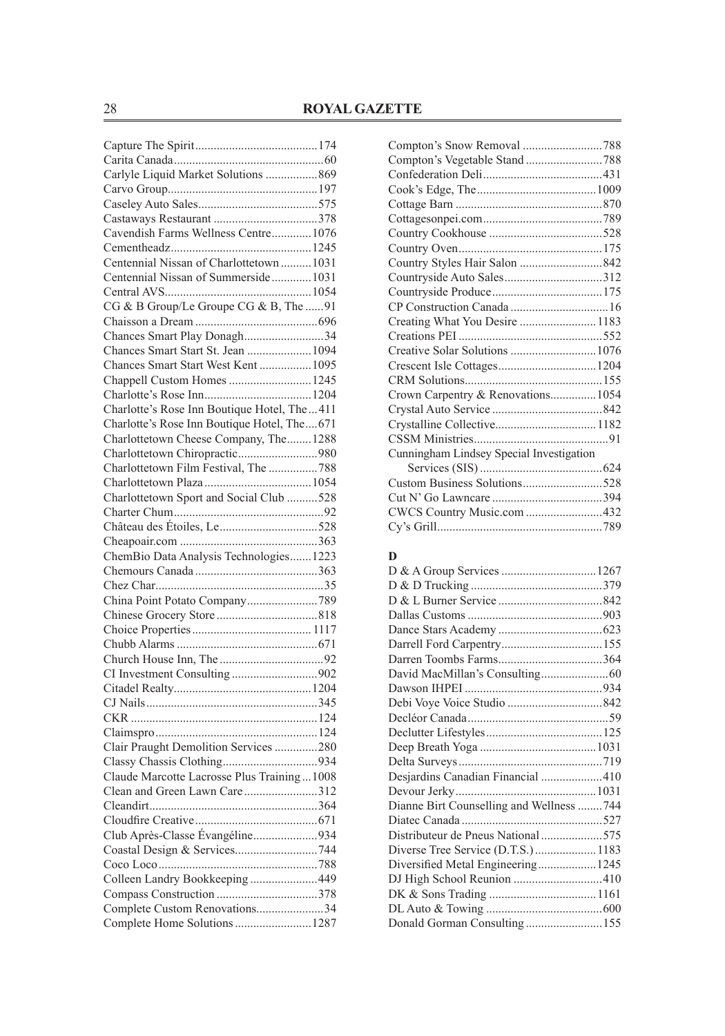Capture The Spirit....174
Carita Canada....60
Carlyle Liquid Market Solutions....869
Carvo Group....197
Caseley Auto Sales....575
Castaways Restaurant....378
Cavendish Farms Wellness Centre....1076
Cementheadz....1245
Centennial Nissan of Charlottetown....1031
Centennial Nissan of Summerside....1031
Central AVS....1054
CG & B Group/Le Groupe CG & B, The....91
Chaisson a Dream....696
Chances Smart Play Donagh....34
Chances Smart Start St. Jean....1094
Chances Smart Start West Kent....1095
Chappell Custom Homes....1245
Charlotte's Rose Inn....1204
Charlotte's Rose Inn Boutique Hotel, The....411
Charlotte's Rose Inn Boutique Hotel, The....671
Charlottetown Cheese Company, The....1288
Charlottetown Chiropractic....980
Charlottetown Film Festival, The....788
Charlottetown Plaza....1054
Charlottetown Sport and Social Club....528
Charter Chum....92
Château des Étoiles, Le....528
Cheapoair.com....363
ChemBio Data Analysis Technologies....1223
Chemours Canada....363
Chez Char....35
China Point Potato Company....789
Chinese Grocery Store....818
Choice Properties....1117
Chubb Alarms....671
Church House Inn, The....92
CI Investment Consulting....902
Citadel Realty....1204
CJ Nails....345
CKR....124
Claimspro....124
Clair Praught Demolition Services....280
Classy Chassis Clothing....934
Claude Marcotte Lacrosse Plus Training....1008
Clean and Green Lawn Care....312
Cleandirt....364
Cloudfire Creative....671
Club Après-Classe Évangéline....934
Coastal Design & Services....744
Coco Loco....788
Colleen Landry Bookkeeping....449
Compass Construction....378
Complete Custom Renovations....34
Complete Home Solutions....1287
Compton's Snow Removal....788
Compton's Vegetable Stand....788
Confederation Deli....431
Cook's Edge, The....1009
Cottage Barn....870
Cottagesonpei.com....789
Country Cookhouse....528
Country Oven....175
Country Styles Hair Salon....842
Countryside Auto Sales....312
Countryside Produce....175
CP Construction Canada....16
Creating What You Desire....1183
Creations PEI....552
Creative Solar Solutions....1076
Crescent Isle Cottages....1204
CRM Solutions....155
Crown Carpentry & Renovations....1054
Crystal Auto Service....842
Crystalline Collective....1182
CSSM Ministries....91
Cunningham Lindsey Special Investigation Services (SIS)....624
Custom Business Solutions....528
Cut N' Go Lawncare....394
CWCS Country Music.com....432
Cy's Grill....789

**D**

D & A Group Services....1267
D & D Trucking....379
D & L Burner Service....842
Dallas Customs....903
Dance Stars Academy....623
Darrell Ford Carpentry....155
Darren Toombs Farms....364
David MacMillan's Consulting....60
Dawson IHPEI....934
Debi Voye Voice Studio....842
Decléor Canada....59
Declutter Lifestyles....125
Deep Breath Yoga....1031
Delta Surveys....719
Desjardins Canadian Financial....410
Devour Jerky....1031
Dianne Birt Counselling and Wellness....744
Diatec Canada....527
Distributeur de Pneus National....575
Diverse Tree Service (D.T.S.)....1183
Diversified Metal Engineering....1245
DJ High School Reunion....410
DK & Sons Trading....1161
DL Auto & Towing....600
Donald Gorman Consulting....155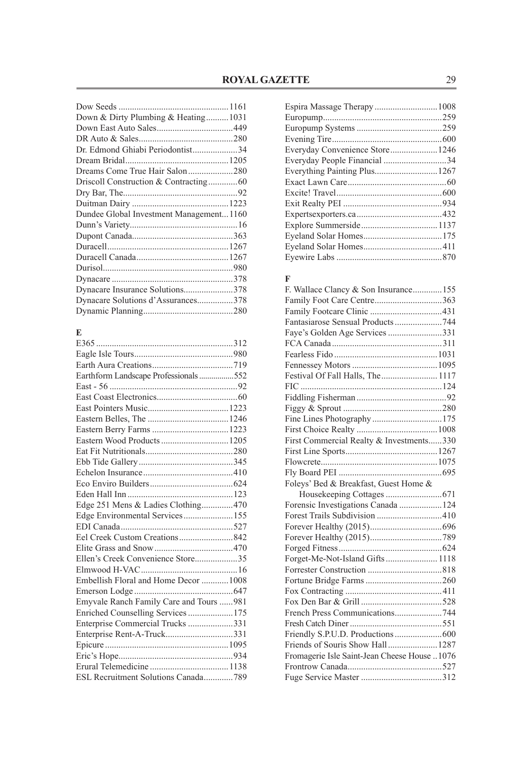Dow Seeds .................................................1161
Down & Dirty Plumbing & Heating..........1031
Down East Auto Sales..................................449
DR Auto & Sales..........................................280
Dr. Edmond Ghiabi Periodontist....................34
Dream Bridal..............................................1205
Dreams Come True Hair Salon....................280
Driscoll Construction & Contracting.............60
Dry Bar, The..................................................92
Duitman Dairy ...........................................1223
Dundee Global Investment Management...1160
Dunn's Variety...............................................16
Dupont Canada.............................................363
Duracell......................................................1267
Duracell Canada.........................................1267
Durisol.........................................................980
Dynacare .....................................................378
Dynacare Insurance Solutions......................378
Dynacare Solutions d'Assurances................378
Dynamic Planning........................................280

**E**

E365 .............................................................312
Eagle Isle Tours............................................980
Earth Aura Creations....................................719
Earthform Landscape Professionals.................552
East - 56 .........................................................92
East Coast Electronics....................................60
East Pointers Music....................................1223
Eastern Belles, The ....................................1246
Eastern Berry Farms ..................................1223
Eastern Wood Products ..............................1205
Eat Fit Nutritionals.......................................280
Ebb Tide Gallery..........................................345
Echelon Insurance........................................410
Eco Enviro Builders.....................................624
Eden Hall Inn ...............................................123
Edge 251 Mens & Ladies Clothing..............470
Edge Environmental Services......................155
EDI Canada..................................................527
Eel Creek Custom Creations........................842
Elite Grass and Snow...................................470
Ellen's Creek Convenience Store...................35
Elmwood H-VAC...........................................16
Embellish Floral and Home Decor ............1008
Emerson Lodge............................................647
Emyvale Ranch Family Care and Tours ......981
Enriched Counselling Services....................175
Enterprise Commercial Trucks ....................331
Enterprise Rent-A-Truck.............................331
Epicure.......................................................1095
Eric's Hope...................................................934
Erural Telemedicine ...................................1138
ESL Recruitment Solutions Canada.............789

Espira Massage Therapy ............................1008
Europump.....................................................259
Europump Systems ......................................259
Evening Tire.................................................600
Everyday Convenience Store.....................1246
Everyday People Financial ............................34
Everything Painting Plus............................1267
Exact Lawn Care............................................60
Excite! Travel...............................................600
Exit Realty PEI ............................................934
Expertsexporters.ca......................................432
Explore Summerside..................................1137
Eyeland Solar Homes...................................175
Eyeland Solar Homes...................................411
Eyewire Labs ...............................................870

**F**

F. Wallace Clancy & Son Insurance.............155
Family Foot Care Centre..............................363
Family Footcare Clinic ................................431
Fantasiarose Sensual Products.....................744
Faye's Golden Age Services ........................331
FCA Canada.................................................311
Fearless Fido..............................................1031
Fennessey Motors ......................................1095
Festival Of Fall Halls, The.........................1117
FIC ...............................................................124
Fiddling Fisherman........................................92
Figgy & Sprout ............................................280
Fine Lines Photography...............................175
First Choice Realty ....................................1008
First Commercial Realty & Investments......330
First Line Sports.........................................1267
Flowcrete...................................................1075
Fly Board PEI ..............................................695
Foleys' Bed & Breakfast, Guest Home & Housekeeping Cottages .........................671
Forensic Investigations Canada ...................124
Forest Trails Subdivision .............................410
Forever Healthy (2015)................................696
Forever Healthy (2015)................................789
Forged Fitness..............................................624
Forget-Me-Not-Island Gifts.......................1118
Forrester Construction .................................818
Fortune Bridge Farms ..................................260
Fox Contracting ...........................................411
Fox Den Bar & Grill ....................................528
French Press Communications.....................744
Fresh Catch Diner.........................................551
Friendly S.P.U.D. Productions.....................600
Friends of Souris Show Hall......................1287
Fromagerie Isle Saint-Jean Cheese House ..1076
Frontrow Canada..........................................527
Fuge Service Master ....................................312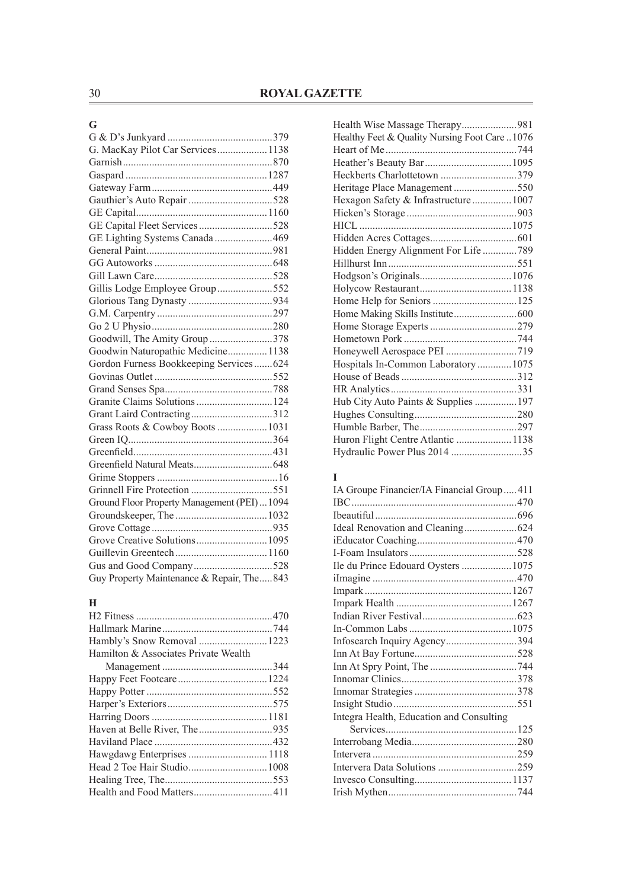## G

G & D's Junkyard ....................................379
G. MacKay Pilot Car Services ...................1138
Garnish .....................................................870
Gaspard ...................................................1287
Gateway Farm ...........................................449
Gauthier's Auto Repair ..............................528
GE Capital ...............................................1160
GE Capital Fleet Services ..........................528
GE Lighting Systems Canada .....................469
General Paint .............................................981
GG Autoworks ...........................................648
Gill Lawn Care ...........................................528
Gillis Lodge Employee Group ....................552
Glorious Tang Dynasty ..............................934
G.M. Carpentry .........................................297
Go 2 U Physio ...........................................280
Goodwill, The Amity Group ......................378
Goodwin Naturopathic Medicine ..............1138
Gordon Furness Bookkeeping Services .......624
Govinas Outlet ...........................................552
Grand Senses Spa .......................................788
Granite Claims Solutions ...........................124
Grant Laird Contracting .............................312
Grass Roots & Cowboy Boots ..................1031
Green IQ ....................................................364
Greenfield ..................................................431
Greenfield Natural Meats ...........................648
Grime Stoppers ............................................16
Grinnell Fire Protection .............................551
Ground Floor Property Management (PEI) ...1094
Groundskeeper, The .................................1032
Grove Cottage ............................................935
Grove Creative Solutions .........................1095
Guillevin Greentech .................................1160
Gus and Good Company ............................528
Guy Property Maintenance & Repair, The .....843

## H

H2 Fitness ..................................................470
Hallmark Marine ........................................744
Hambly's Snow Removal .........................1223
Hamilton & Associates Private Wealth Management ..........................................344
Happy Feet Footcare ................................1224
Happy Potter ..............................................552
Harper's Exteriors ......................................575
Harring Doors ..........................................1181
Haven at Belle River, The ..........................935
Haviland Place ...........................................432
Hawgdawg Enterprises .............................1118
Head 2 Toe Hair Studio ............................1008
Healing Tree, The .......................................553
Health and Food Matters ............................411
Health Wise Massage Therapy ...................981
Healthy Feet & Quality Nursing Foot Care ..1076
Heart of Me ................................................744
Heather's Beauty Bar ................................1095
Heckberts Charlottetown ............................379
Heritage Place Management .......................550
Hexagon Safety & Infrastructure ..............1007
Hicken's Storage .........................................903
HICL ........................................................1075
Hidden Acres Cottages ...............................601
Hidden Energy Alignment For Life ............789
Hillhurst Inn ...............................................551
Hodgson's Originals .................................1076
Holycow Restaurant .................................1138
Home Help for Seniors ...............................125
Home Making Skills Institute .....................600
Home Storage Experts ................................279
Hometown Pork .........................................744
Honeywell Aerospace PEI ..........................719
Hospitals In-Common Laboratory ............1075
House of Beads ..........................................312
HR Analytics ..............................................331
Hub City Auto Paints & Supplies ...............197
Hughes Consulting .....................................280
Humble Barber, The ...................................297
Huron Flight Centre Atlantic ....................1138
Hydraulic Power Plus 2014 ..........................35

## I

IA Groupe Financier/IA Financial Group .....411
IBC ............................................................470
Ibeautiful ...................................................696
Ideal Renovation and Cleaning ...................624
iEducator Coaching ....................................470
I-Foam Insulators .......................................528
Ile du Prince Edouard Oysters ..................1075
iImagine .....................................................470
Impark ......................................................1267
Impark Health ..........................................1267
Indian River Festival ..................................623
In-Common Labs .....................................1075
Infosearch Inquiry Agency .........................394
Inn At Bay Fortune .....................................528
Inn At Spry Point, The ...............................744
Innomar Clinics ..........................................378
Innomar Strategies .....................................378
Insight Studio .............................................551
Integra Health, Education and Consulting Services ................................................125
Interrobang Media ......................................280
Intervera ....................................................259
Intervera Data Solutions ............................259
Invesco Consulting ...................................1137
Irish Mythen ...............................................744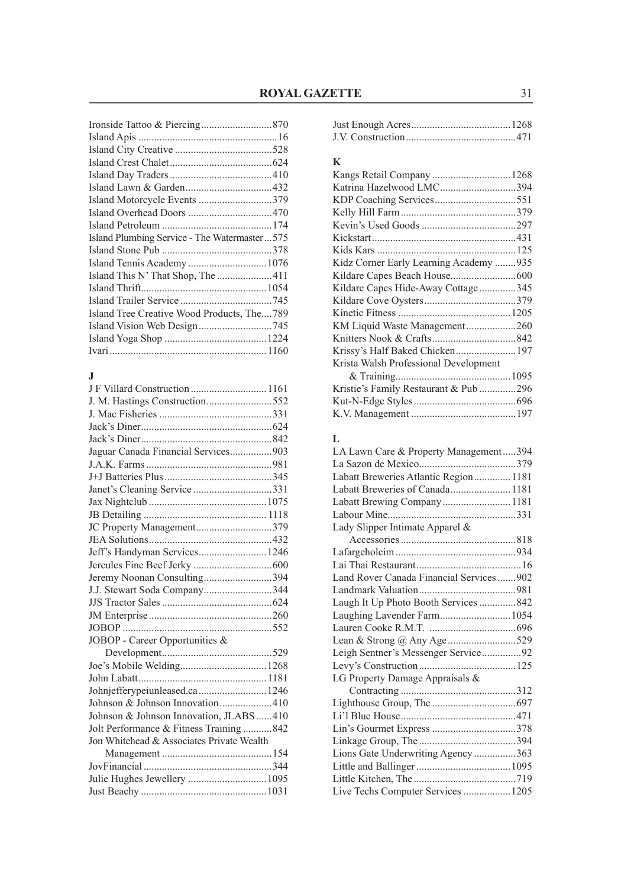Ironside Tattoo & Piercing..........................870
Island Apis ....................................................16
Island City Creative ....................................528
Island Crest Chalet......................................624
Island Day Traders......................................410
Island Lawn & Garden................................432
Island Motorcycle Events ...........................379
Island Overhead Doors ...............................470
Island Petroleum .........................................174
Island Plumbing Service - The Watermaster...575
Island Stone Pub .........................................378
Island Tennis Academy .............................1076
Island This N' That Shop, The ....................411
Island Thrift...............................................1054
Island Trailer Service ..................................745
Island Tree Creative Wood Products, The....789
Island Vision Web Design...........................745
Island Yoga Shop ......................................1224
Ivari...........................................................1160

## J

J F Villard Construction ............................1161
J. M. Hastings Construction........................552
J. Mac Fisheries ..........................................331
Jack's Diner.................................................624
Jack's Diner.................................................842
Jaguar Canada Financial Services................903
J.A.K. Farms ...............................................981
J+J Batteries Plus........................................345
Janet's Cleaning Service .............................331
Jax Nightclub ............................................1075
JB Detailing ..............................................1118
JC Property Management............................379
JEA Solutions..............................................432
Jeff's Handyman Services..........................1246
Jercules Fine Beef Jerky .............................600
Jeremy Noonan Consulting..........................394
J.J. Stewart Soda Company..........................344
JJS Tractor Sales .........................................624
JM Enterprise ..............................................260
JOBOP ........................................................552
JOBOP - Career Opportunities & Development..........................................529
Joe's Mobile Welding.................................1268
John Labatt................................................1181
Johnjefferypeiunleased.ca..........................1246
Johnson & Johnson Innovation....................410
Johnson & Johnson Innovation, JLABS......410
Jolt Performance & Fitness Training...........842
Jon Whitehead & Associates Private Wealth Management .........................................154
JovFinancial ................................................344
Julie Hughes Jewellery ..............................1095
Just Beachy ...............................................1031
Just Enough Acres......................................1268
J.V. Construction..........................................471

## K

Kangs Retail Company ..............................1268
Katrina Hazelwood LMC.............................394
KDP Coaching Services...............................551
Kelly Hill Farm............................................379
Kevin's Used Goods ....................................297
Kickstart.......................................................431
Kids Kars ....................................................125
Kidz Corner Early Learning Academy ........935
Kildare Capes Beach House.........................600
Kildare Capes Hide-Away Cottage ..............345
Kildare Cove Oysters...................................379
Kinetic Fitness ...........................................1205
KM Liquid Waste Management...................260
Knitters Nook & Crafts................................842
Krissy's Half Baked Chicken.......................197
Krista Walsh Professional Development & Training............................................1095
Kristie's Family Restaurant & Pub ..............296
Kut-N-Edge Styles.......................................696
K.V. Management .......................................197

## L

LA Lawn Care & Property Management.....394
La Sazon de Mexico.....................................379
Labatt Breweries Atlantic Region..............1181
Labatt Breweries of Canada.......................1181
Labatt Brewing Company..........................1181
Labour Mine.................................................331
Lady Slipper Intimate Apparel & Accessories ...........................................818
Lafargeholcim..............................................934
Lai Thai Restaurant........................................16
Land Rover Canada Financial Services.......902
Landmark Valuation.....................................981
Laugh It Up Photo Booth Services ..............842
Laughing Lavender Farm...........................1054
Lauren Cooke R.M.T. .................................696
Lean & Strong @ Any Age..........................529
Leigh Sentner's Messenger Service...............92
Levy's Construction .....................................125
LG Property Damage Appraisals & Contracting ...........................................312
Lighthouse Group, The ...............................697
Li'l Blue House............................................471
Lin's Gourmet Express ................................378
Linkage Group, The .....................................394
Lions Gate Underwriting Agency ................363
Little and Ballinger ....................................1095
Little Kitchen, The .......................................719
Live Techs Computer Services .................1205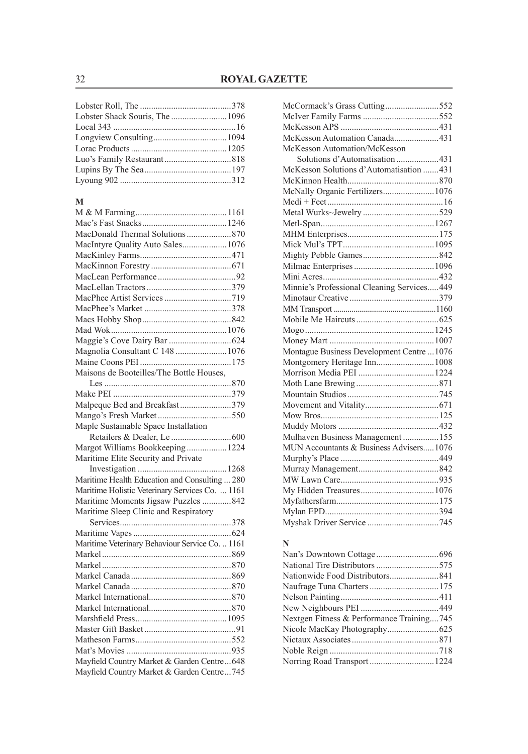Lobster Roll, The .........................................378
Lobster Shack Souris, The .........................1096
Local 343 ........................................................16
Longview Consulting.................................1094
Lorac Products ...........................................1205
Luo's Family Restaurant..............................818
Lupins By The Sea.......................................197
Lyoung 902 .................................................312

## M

M & M Farming.........................................1161
Mac's Fast Snacks......................................1246
MacDonald Thermal Solutions ....................870
MacIntyre Quality Auto Sales....................1076
MacKinley Farms.........................................471
MacKinnon Forestry ....................................671
MacLean Performance ...................................92
MacLellan Tractors ......................................379
MacPhee Artist Services ..............................719
MacPhee's Market .......................................378
Macs Hobby Shop........................................842
Mad Wok....................................................1076
Maggie's Cove Dairy Bar ............................624
Magnolia Consultant C 148 .......................1076
Maine Coons PEI .........................................175
Maisons de Booteilles/The Bottle Houses,
Les .........................................................870
Make PEI .....................................................379
Malpeque Bed and Breakfast .......................379
Mango's Fresh Market .................................550
Maple Sustainable Space Installation
Retailers & Dealer, Le ...........................600
Margot Williams Bookkeeping ..................1224
Maritime Elite Security and Private
Investigation ........................................1268
Maritime Health Education and Consulting ... 280
Maritime Holistic Veterinary Services Co. ... 1161
Maritime Moments Jigsaw Puzzles .............842
Maritime Sleep Clinic and Respiratory
Services..................................................378
Maritime Vapes ............................................624
Maritime Veterinary Behaviour Service Co. .. 1161
Markel ..........................................................869
Markel ..........................................................870
Markel Canada .............................................869
Markel Canada .............................................870
Markel International.....................................870
Markel International.....................................870
Marshfield Press.........................................1095
Master Gift Basket .........................................91
Matheson Farms...........................................552
Mat's Movies ...............................................935
Mayfield Country Market & Garden Centre ...648
Mayfield Country Market & Garden Centre ...745
McCormack's Grass Cutting........................552
McIver Family Farms ..................................552
McKesson APS ............................................431
McKesson Automation Canada....................431
McKesson Automation/McKesson
Solutions d'Automatisation ...................431
McKesson Solutions d'Automatisation .......431
McKinnon Health.........................................870
McNally Organic Fertilizers.......................1076
Medi + Feet....................................................16
Metal Wurks~Jewelry ..................................529
Metl-Span...................................................1267
MHM Enterprises.........................................175
Mick Mul's TPT.........................................1095
Mighty Pebble Games..................................842
Milmac Enterprises ....................................1096
Mini Acres....................................................432
Minnie's Professional Cleaning Services.....449
Minotaur Creative ........................................379
MM Transport ............................................1160
Mobile Me Haircuts .....................................625
Mogo ..........................................................1245
Money Mart ...............................................1007
Montague Business Development Centre ...1076
Montgomery Heritage Inn..........................1008
Morrison Media PEI ..................................1224
Moth Lane Brewing .....................................871
Mountain Studios .........................................745
Movement and Vitality.................................671
Mow Bros.....................................................125
Muddy Motors .............................................432
Mulhaven Business Management ................155
MUN Accountants & Business Advisers.....1076
Murphy's Place ............................................449
Murray Management....................................842
MW Lawn Care............................................935
My Hidden Treasures.................................1076
Myfathersfarm..............................................175
Mylan EPD...................................................394
Myshak Driver Service ................................745

## N

Nan's Downtown Cottage ............................696
National Tire Distributors ............................575
Nationwide Food Distributors......................841
Naufrage Tuna Charters ...............................175
Nelson Painting............................................411
New Neighbours PEI ...................................449
Nextgen Fitness & Performance Training....745
Nicole MacKay Photography.......................625
Nictaux Associates .......................................871
Noble Reign .................................................718
Norring Road Transport .............................1224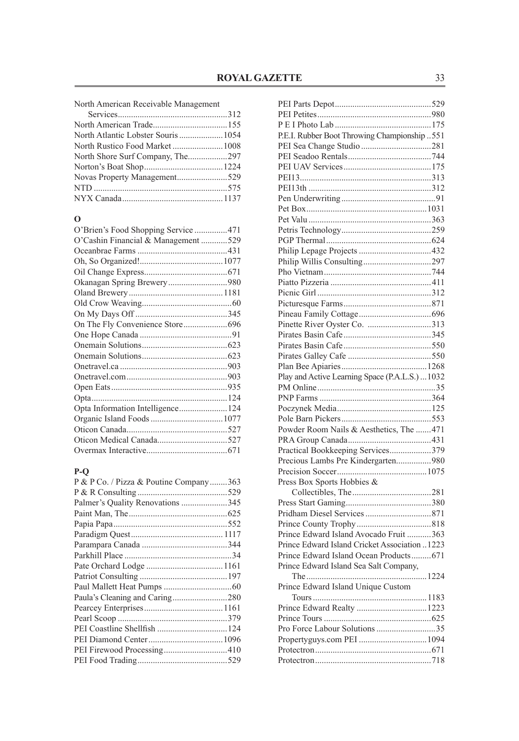North American Receivable Management Services ...312
North American Trade ...155
North Atlantic Lobster Souris ...1054
North Rustico Food Market ...1008
North Shore Surf Company, The ...297
Norton's Boat Shop ...1224
Novas Property Management ...529
NTD ...575
NYX Canada ...1137

## O

O'Brien's Food Shopping Service ...471
O'Cashin Financial & Management ...529
Oceanbrae Farms ...431
Oh, So Organized! ...1077
Oil Change Express ...671
Okanagan Spring Brewery ...980
Oland Brewery ...1181
Old Crow Weaving ...60
On My Days Off ...345
On The Fly Convenience Store ...696
One Hope Canada ...91
Onemain Solutions ...623
Onemain Solutions ...623
Onetravel.ca ...903
Onetravel.com ...903
Open Eats ...935
Opta ...124
Opta Information Intelligence ...124
Organic Island Foods ...1077
Oticon Canada ...527
Oticon Medical Canada ...527
Overmax Interactive ...671

## P-Q

P & P Co. / Pizza & Poutine Company ...363
P & R Consulting ...529
Palmer's Quality Renovations ...345
Paint Man, The ...625
Papia Papa ...552
Paradigm Quest ...1117
Parampara Canada ...344
Parkhill Place ...34
Pate Orchard Lodge ...1161
Patriot Consulting ...197
Paul Mallett Heat Pumps ...60
Paula's Cleaning and Caring ...280
Pearcey Enterprises ...1161
Pearl Scoop ...379
PEI Coastline Shellfish ...124
PEI Diamond Center ...1096
PEI Firewood Processing ...410
PEI Food Trading ...529
PEI Parts Depot ...529
PEI Petites ...980
P E I Photo Lab ...175
P.E.I. Rubber Boot Throwing Championship ...551
PEI Sea Change Studio ...281
PEI Seadoo Rentals ...744
PEI UAV Services ...175
PEI13 ...313
PEI13th ...312
Pen Underwriting ...91
Pet Box ...1031
Pet Valu ...363
Petris Technology ...259
PGP Thermal ...624
Philip Lepage Projects ...432
Philip Willis Consulting ...297
Pho Vietnam ...744
Piatto Pizzeria ...411
Picnic Girl ...312
Picturesque Farms ...871
Pineau Family Cottage ...696
Pinette River Oyster Co. ...313
Pirates Basin Cafe ...345
Pirates Basin Cafe ...550
Pirates Galley Cafe ...550
Plan Bee Apiaries ...1268
Play and Active Learning Space (P.A.L.S.) ...1032
PM Online ...35
PNP Farms ...364
Poczynek Media ...125
Pole Barn Pickers ...553
Powder Room Nails & Aesthetics, The ...471
PRA Group Canada ...431
Practical Bookkeeping Services ...379
Precious Lambs Pre Kindergarten ...980
Precision Soccer ...1075
Press Box Sports Hobbies & Collectibles, The ...281
Press Start Gaming ...380
Pridham Diesel Services ...871
Prince County Trophy ...818
Prince Edward Island Avocado Fruit ...363
Prince Edward Island Cricket Association ...1223
Prince Edward Island Ocean Products ...671
Prince Edward Island Sea Salt Company, The ...1224
Prince Edward Island Unique Custom Tours ...1183
Prince Edward Realty ...1223
Prince Tours ...625
Pro Force Labour Solutions ...35
Propertyguys.com PEI ...1094
Protectron ...671
Protectron ...718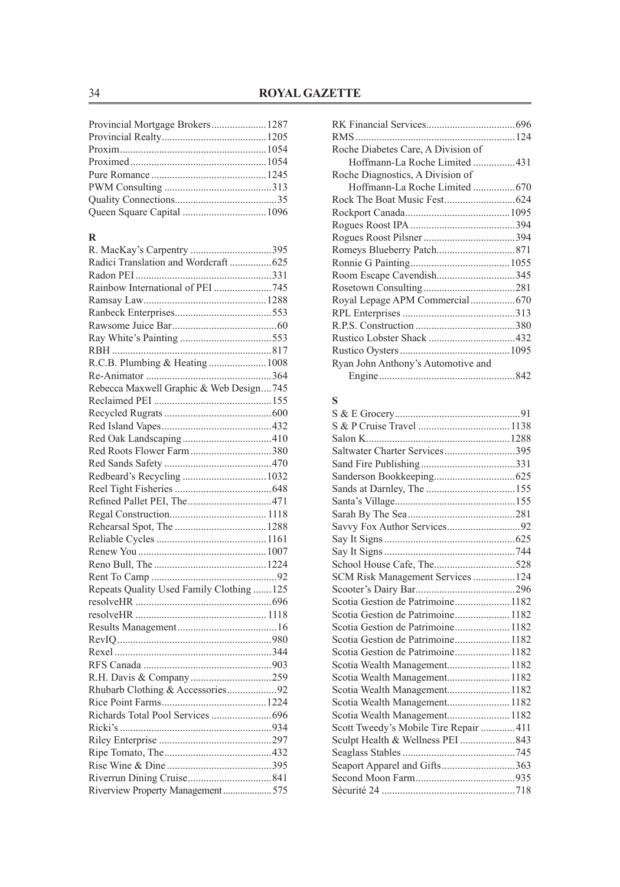Provincial Mortgage Brokers.....................1287
Provincial Realty........................................1205
Proxim........................................................1054
Proximed....................................................1054
Pure Romance............................................1245
PWM Consulting .........................................313
Quality Connections.......................................35
Queen Square Capital ................................1096

**R**

R. MacKay's Carpentry ...............................395
Radici Translation and Wordcraft ................625
Radon PEI....................................................331
Rainbow International of PEI ......................745
Ramsay Law...............................................1288
Ranbeck Enterprises.....................................553
Rawsome Juice Bar........................................60
Ray White's Painting ...................................553
RBH .............................................................817
R.C.B. Plumbing & Heating ......................1008
Re-Animator ................................................364
Rebecca Maxwell Graphic & Web Design....745
Reclaimed PEI .............................................155
Recycled Rugrats .........................................600
Red Island Vapes..........................................432
Red Oak Landscaping..................................410
Red Roots Flower Farm...............................380
Red Sands Safety .........................................470
Redbeard's Recycling ................................1032
Reel Tight Fisheries .....................................648
Refined Pallet PEI, The................................471
Regal Construction..................................... 1118
Rehearsal Spot, The ...................................1288
Reliable Cycles ..........................................1161
Renew You.................................................1007
Reno Bull, The ...........................................1224
Rent To Camp ................................................92
Repeats Quality Used Family Clothing .......125
resolveHR ....................................................696
resolveHR .................................................. 1118
Results Management......................................16
RevIQ...........................................................980
Rexel............................................................344
RFS Canada .................................................903
R.H. Davis & Company...............................259
Rhubarb Clothing & Accessories...................92
Rice Point Farms........................................1224
Richards Total Pool Services .......................696
Ricki's..........................................................934
Riley Enterprise ...........................................297
Ripe Tomato, The.........................................432
Rise Wine & Dine........................................395
Riverrun Dining Cruise................................841
Riverview Property Management.................. 575

RK Financial Services..................................696
RMS .............................................................124
Roche Diabetes Care, A Division of
Hoffmann-La Roche Limited ................431
Roche Diagnostics, A Division of
Hoffmann-La Roche Limited ................670
Rock The Boat Music Fest...........................624
Rockport Canada........................................1095
Rogues Roost IPA ........................................394
Rogues Roost Pilsner...................................394
Romeys Blueberry Patch..............................871
Ronnie G Painting......................................1055
Room Escape Cavendish..............................345
Rosetown Consulting...................................281
Royal Lepage APM Commercial.................670
RPL Enterprises ...........................................313
R.P.S. Construction ......................................380
Rustico Lobster Shack .................................432
Rustico Oysters..........................................1095
Ryan John Anthony's Automotive and
Engine....................................................842

**S**

S & E Grocery................................................91
S & P Cruise Travel ...................................1138
Salon K.......................................................1288
Saltwater Charter Services...........................395
Sand Fire Publishing....................................331
Sanderson Bookkeeping...............................625
Sands at Darnley, The ..................................155
Santa's Village..............................................155
Sarah By The Sea.........................................281
Savvy Fox Author Services............................92
Say It Signs ..................................................625
Say It Signs ..................................................744
School House Cafe, The...............................528
SCM Risk Management Services ................124
Scooter's Dairy Bar......................................296
Scotia Gestion de Patrimoine.....................1182
Scotia Gestion de Patrimoine.....................1182
Scotia Gestion de Patrimoine.....................1182
Scotia Gestion de Patrimoine.....................1182
Scotia Gestion de Patrimoine.....................1182
Scotia Wealth Management........................1182
Scotia Wealth Management........................1182
Scotia Wealth Management........................1182
Scotia Wealth Management........................1182
Scotia Wealth Management........................1182
Scott Tweedy's Mobile Tire Repair .............411
Sculpt Health & Wellness PEI .....................843
Seaglass Stables ...........................................745
Seaport Apparel and Gifts............................363
Second Moon Farm......................................935
Sécurité 24 ...................................................718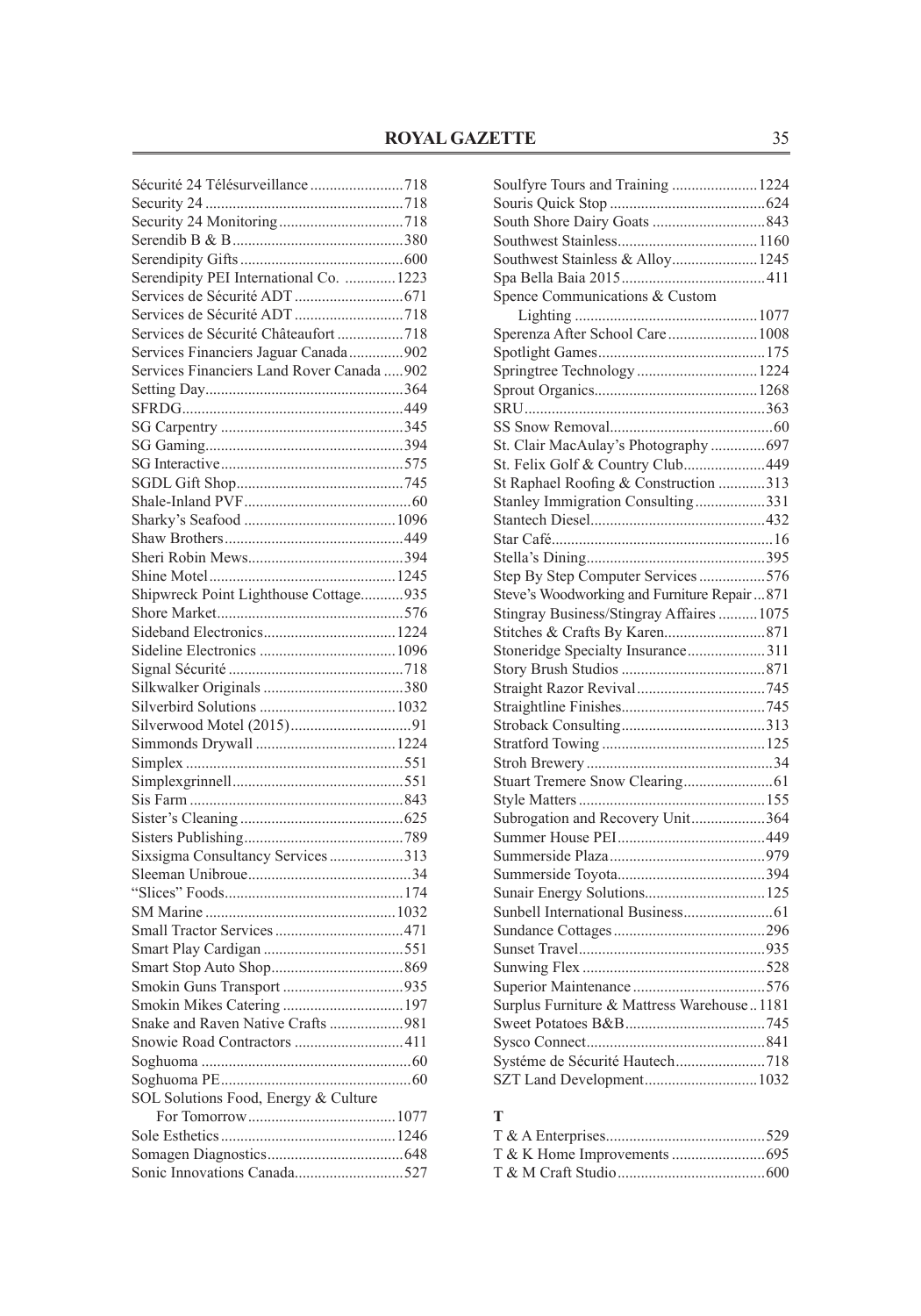Sécurité 24 Télésurveillance ........................718
Security 24 ...................................................718
Security 24 Monitoring ................................718
Serendib B & B ............................................380
Serendipity Gifts ..........................................600
Serendipity PEI International Co. .............1223
Services de Sécurité ADT ............................671
Services de Sécurité ADT ............................718
Services de Sécurité Châteaufort .................718
Services Financiers Jaguar Canada ..............902
Services Financiers Land Rover Canada .....902
Setting Day...................................................364
SFRDG .........................................................449
SG Carpentry ...............................................345
SG Gaming...................................................394
SG Interactive ...............................................575
SGDL Gift Shop ...........................................745
Shale-Inland PVF ...........................................60
Sharky's Seafood .......................................1096
Shaw Brothers ..............................................449
Sheri Robin Mews........................................394
Shine Motel ................................................1245
Shipwreck Point Lighthouse Cottage...........935
Shore Market ................................................576
Sideband Electronics ..................................1224
Sideline Electronics ...................................1096
Signal Sécurité .............................................718
Silkwalker Originals ....................................380
Silverbird Solutions ...................................1032
Silverwood Motel (2015) ...............................91
Simmonds Drywall ....................................1224
Simplex ........................................................551
Simplexgrinnell ............................................551
Sis Farm .......................................................843
Sister's Cleaning ..........................................625
Sisters Publishing .........................................789
Sixsigma Consultancy Services ...................313
Sleeman Unibroue ..........................................34
"Slices" Foods ..............................................174
SM Marine .................................................1032
Small Tractor Services .................................471
Smart Play Cardigan ....................................551
Smart Stop Auto Shop ..................................869
Smokin Guns Transport ...............................935
Smokin Mikes Catering ...............................197
Snake and Raven Native Crafts ...................981
Snowie Road Contractors ............................411
Soghuoma ......................................................60
Soghuoma PE .................................................60
SOL Solutions Food, Energy & Culture
For Tomorrow......................................1077
Sole Esthetics .............................................1246
Somagen Diagnostics ...................................648
Sonic Innovations Canada............................527
Soulfyre Tours and Training ......................1224
Souris Quick Stop ........................................624
South Shore Dairy Goats .............................843
Southwest Stainless....................................1160
Southwest Stainless & Alloy......................1245
Spa Bella Baia 2015 .....................................411
Spence Communications & Custom
Lighting ...............................................1077
Sperenza After School Care .......................1008
Spotlight Games ...........................................175
Springtree Technology ...............................1224
Sprout Organics...........................................1268
SRU ..............................................................363
SS Snow Removal ..........................................60
St. Clair MacAulay's Photography ..............697
St. Felix Golf & Country Club.....................449
St Raphael Roofing & Construction ............313
Stanley Immigration Consulting ..................331
Stantech Diesel .............................................432
Star Café .........................................................16
Stella's Dining ..............................................395
Step By Step Computer Services .................576
Steve's Woodworking and Furniture Repair ...871
Stingray Business/Stingray Affaires ..........1075
Stitches & Crafts By Karen ..........................871
Stoneridge Specialty Insurance ....................311
Story Brush Studios .....................................871
Straight Razor Revival .................................745
Straightline Finishes .....................................745
Stroback Consulting .....................................313
Stratford Towing ..........................................125
Stroh Brewery ................................................34
Stuart Tremere Snow Clearing .......................61
Style Matters ................................................155
Subrogation and Recovery Unit...................364
Summer House PEI ......................................449
Summerside Plaza ........................................979
Summerside Toyota ......................................394
Sunair Energy Solutions ...............................125
Sunbell International Business .......................61
Sundance Cottages .......................................296
Sunset Travel ................................................935
Sunwing Flex ...............................................528
Superior Maintenance ..................................576
Surplus Furniture & Mattress Warehouse ..1181
Sweet Potatoes B&B ....................................745
Sysco Connect ..............................................841
Systéme de Sécurité Hautech .......................718
SZT Land Development .............................1032

**T**

T & A Enterprises .........................................529
T & K Home Improvements ........................695
T & M Craft Studio ......................................600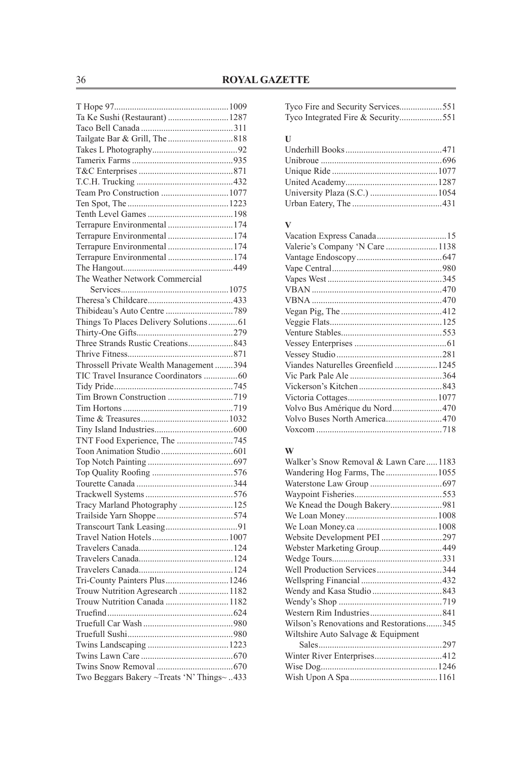T Hope 97...................................................1009
Ta Ke Sushi (Restaurant) ...........................1287
Taco Bell Canada .........................................311
Tailgate Bar & Grill, The .............................818
Takes L Photography......................................92
Tamerix Farms .............................................935
T&C Enterprises ...........................................871
T.C.H. Trucking ...........................................432
Team Pro Construction ..............................1077
Ten Spot, The .............................................1223
Tenth Level Games ......................................198
Terrapure Environmental .............................174
Terrapure Environmental .............................174
Terrapure Environmental .............................174
Terrapure Environmental .............................174
The Hangout.................................................449
The Weather Network Commercial
    Services................................................1075
Theresa's Childcare......................................433
Thibideau's Auto Centre ..............................789
Things To Places Delivery Solutions.............61
Thirty-One Gifts...........................................279
Three Strands Rustic Creations....................843
Thrive Fitness...............................................871
Throssell Private Wealth Management ........394
TIC Travel Insurance Coordinators ...............60
Tidy Pride.....................................................745
Tim Brown Construction .............................719
Tim Hortons .................................................719
Time & Treasures.......................................1032
Tiny Island Industries...................................600
TNT Food Experience, The .........................745
Toon Animation Studio ................................601
Top Notch Painting ......................................697
Top Quality Roofing ....................................576
Tourette Canada ...........................................344
Trackwell Systems .......................................576
Tracy Marland Photography ........................125
Trailside Yarn Shoppe ..................................574
Transcourt Tank Leasing................................91
Travel Nation Hotels..................................1007
Travelers Canada..........................................124
Travelers Canada..........................................124
Travelers Canada..........................................124
Tri-County Painters Plus............................1246
Trouw Nutrition Agresearch ......................1182
Trouw Nutrition Canada ............................1182
Truefind........................................................624
Truefull Car Wash ........................................980
Truefull Sushi...............................................980
Twins Landscaping ....................................1223
Twins Lawn Care .........................................670
Twins Snow Removal ..................................670
Two Beggars Bakery ~Treats 'N' Things~ ..433
Tyco Fire and Security Services...................551
Tyco Integrated Fire & Security...................551

**U**

Underhill Books ...........................................471
Unibroue ......................................................696
Unique Ride ...............................................1077
United Academy.........................................1287
University Plaza (S.C.) ..............................1054
Urban Eatery, The ........................................431

**V**

Vacation Express Canada...............................15
Valerie's Company 'N Care .......................1138
Vantage Endoscopy......................................647
Vape Central.................................................980
Vapes West ...................................................345
VBAN ..........................................................470
VBNA ..........................................................470
Vegan Pig, The .............................................412
Veggie Flats..................................................125
Venture Stables.............................................553
Vessey Enterprises .........................................61
Vessey Studio ...............................................281
Viandes Naturelles Greenfield ...................1245
Vic Park Pale Ale .........................................364
Vickerson's Kitchen .....................................843
Victoria Cottages........................................1077
Volvo Bus Amérique du Nord......................470
Volvo Buses North America.........................470
Voxcom ........................................................718

**W**

Walker's Snow Removal & Lawn Care .....1183
Wandering Hog Farms, The .......................1055
Waterstone Law Group ................................697
Waypoint Fisheries.......................................553
We Knead the Dough Bakery.......................981
We Loan Money.........................................1008
We Loan Money.ca ....................................1008
Website Development PEI ...........................297
Webster Marketing Group............................449
Wedge Tours.................................................331
Well Production Services.............................344
Wellspring Financial ....................................432
Wendy and Kasa Studio ...............................843
Wendy's Shop ..............................................719
Western Rim Industries................................841
Wilson's Renovations and Restorations.......345
Wiltshire Auto Salvage & Equipment
    Sales.......................................................297
Winter River Enterprises..............................412
Wise Dog....................................................1246
Wish Upon A Spa .......................................1161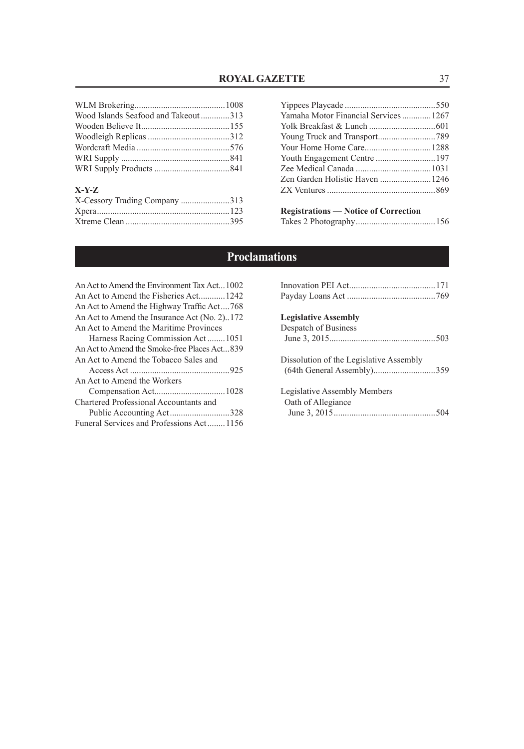WLM Brokering.........................................1008
Wood Islands Seafood and Takeout .............313
Wooden Believe It........................................155
Woodleigh Replicas .....................................312
Wordcraft Media ..........................................576
WRI Supply .................................................841
WRI Supply Products ..................................841

**X-Y-Z**

X-Cessory Trading Company ......................313
Xpera............................................................123
Xtreme Clean ...............................................395

Yippees Playcade .........................................550
Yamaha Motor Financial Services .............1267
Yolk Breakfast & Lunch ..............................601
Young Truck and Transport..........................789
Your Home Home Care..............................1288
Youth Engagement Centre ...........................197
Zee Medical Canada ..................................1031
Zen Garden Holistic Haven .......................1246
ZX Ventures .................................................869

**Registrations — Notice of Correction**

Takes 2 Photography....................................156

## Proclamations

An Act to Amend the Environment Tax Act...1002
An Act to Amend the Fisheries Act............1242
An Act to Amend the Highway Traffic Act....768
An Act to Amend the Insurance Act (No. 2)..172
An Act to Amend the Maritime Provinces Harness Racing Commission Act ........1051
An Act to Amend the Smoke-free Places Act...839
An Act to Amend the Tobacco Sales and Access Act .............................................925
An Act to Amend the Workers Compensation Act................................1028
Chartered Professional Accountants and Public Accounting Act...........................328
Funeral Services and Professions Act ........1156

Innovation PEI Act.......................................171
Payday Loans Act ........................................769

**Legislative Assembly**

Despatch of Business
June 3, 2015................................................503

Dissolution of the Legislative Assembly
(64th General Assembly)............................359

Legislative Assembly Members
Oath of Allegiance
June 3, 2015..............................................504